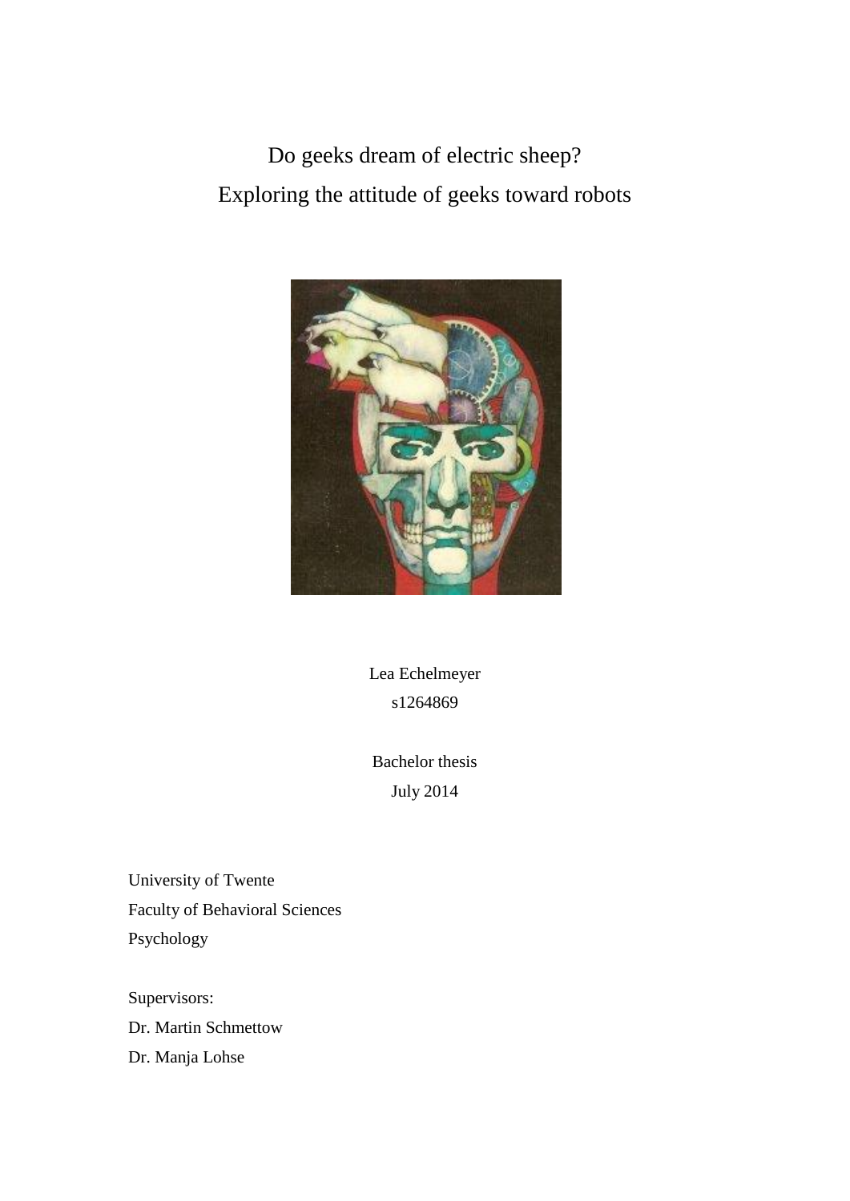# Do geeks dream of electric sheep?
# Exploring the attitude of geeks toward robots

Lea Echelmeyer

s1264869

Bachelor thesis

July 2014

University of Twente

Faculty of Behavioral Sciences

Psychology

Supervisors:

Dr. Martin Schmettow

Dr. Manja Lohse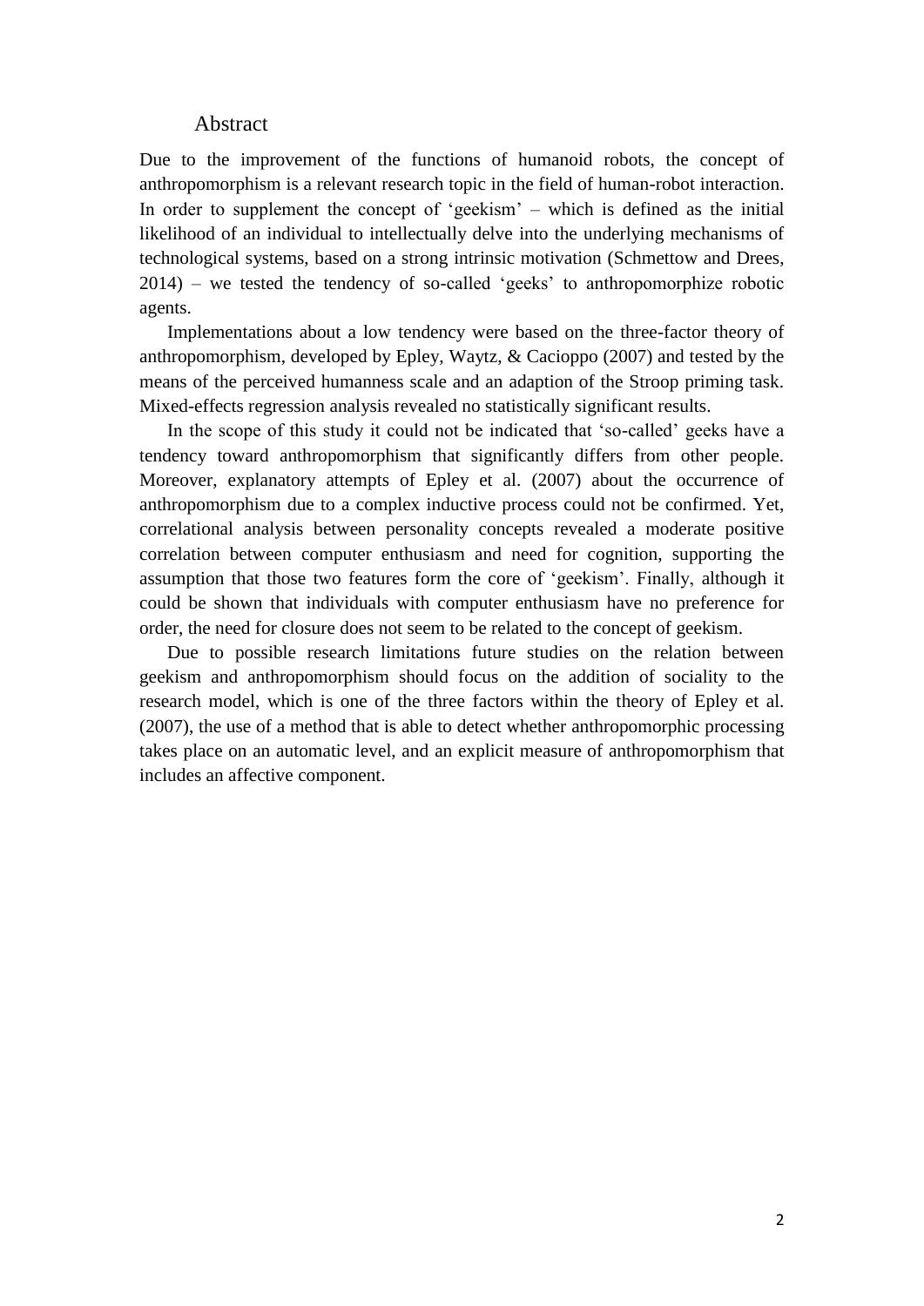## Abstract

Due to the improvement of the functions of humanoid robots, the concept of anthropomorphism is a relevant research topic in the field of human-robot interaction. In order to supplement the concept of 'geekism' – which is defined as the initial likelihood of an individual to intellectually delve into the underlying mechanisms of technological systems, based on a strong intrinsic motivation (Schmettow and Drees, 2014) – we tested the tendency of so-called 'geeks' to anthropomorphize robotic agents.

Implementations about a low tendency were based on the three-factor theory of anthropomorphism, developed by Epley, Waytz, & Cacioppo (2007) and tested by the means of the perceived humanness scale and an adaption of the Stroop priming task. Mixed-effects regression analysis revealed no statistically significant results.

In the scope of this study it could not be indicated that 'so-called' geeks have a tendency toward anthropomorphism that significantly differs from other people. Moreover, explanatory attempts of Epley et al. (2007) about the occurrence of anthropomorphism due to a complex inductive process could not be confirmed. Yet, correlational analysis between personality concepts revealed a moderate positive correlation between computer enthusiasm and need for cognition, supporting the assumption that those two features form the core of 'geekism'. Finally, although it could be shown that individuals with computer enthusiasm have no preference for order, the need for closure does not seem to be related to the concept of geekism.

Due to possible research limitations future studies on the relation between geekism and anthropomorphism should focus on the addition of sociality to the research model, which is one of the three factors within the theory of Epley et al. (2007), the use of a method that is able to detect whether anthropomorphic processing takes place on an automatic level, and an explicit measure of anthropomorphism that includes an affective component.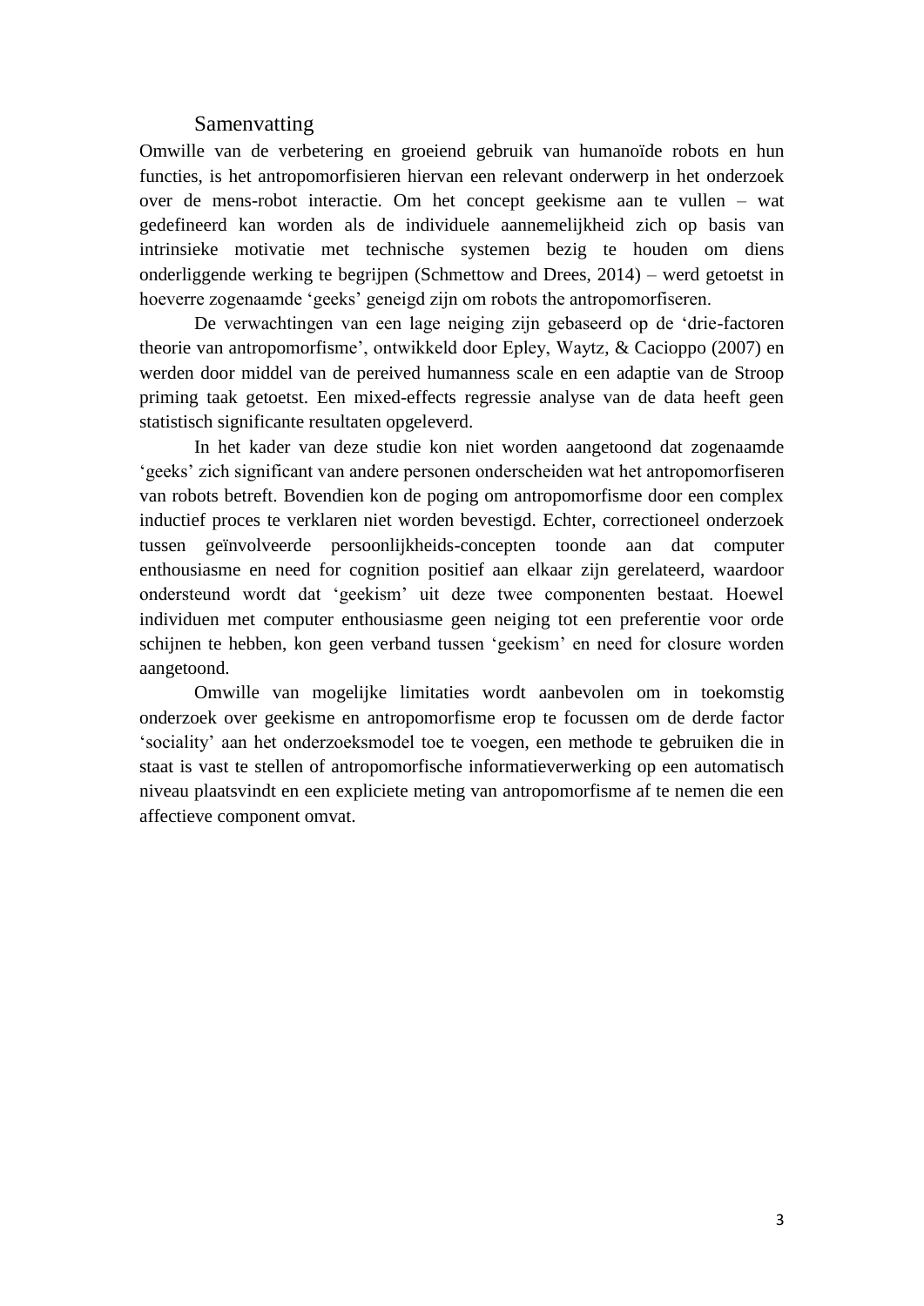## Samenvatting

Omwille van de verbetering en groeiend gebruik van humanoïde robots en hun functies, is het antropomorfisieren hiervan een relevant onderwerp in het onderzoek over de mens-robot interactie. Om het concept geekisme aan te vullen – wat gedefineerd kan worden als de individuele aannemelijkheid zich op basis van intrinsieke motivatie met technische systemen bezig te houden om diens onderliggende werking te begrijpen (Schmettow and Drees, 2014) – werd getoetst in hoeverre zogenaamde 'geeks' geneigd zijn om robots the antropomorfiseren.

De verwachtingen van een lage neiging zijn gebaseerd op de 'drie-factoren theorie van antropomorfisme', ontwikkeld door Epley, Waytz, & Cacioppo (2007) en werden door middel van de pereived humanness scale en een adaptie van de Stroop priming taak getoetst. Een mixed-effects regressie analyse van de data heeft geen statistisch significante resultaten opgeleverd.

In het kader van deze studie kon niet worden aangetoond dat zogenaamde 'geeks' zich significant van andere personen onderscheiden wat het antropomorfiseren van robots betreft. Bovendien kon de poging om antropomorfisme door een complex inductief proces te verklaren niet worden bevestigd. Echter, correctioneel onderzoek tussen geïnvolveerde persoonlijkheids-concepten toonde aan dat computer enthousiasme en need for cognition positief aan elkaar zijn gerelateerd, waardoor ondersteund wordt dat 'geekism' uit deze twee componenten bestaat. Hoewel individuen met computer enthousiasme geen neiging tot een preferentie voor orde schijnen te hebben, kon geen verband tussen 'geekism' en need for closure worden aangetoond.

Omwille van mogelijke limitaties wordt aanbevolen om in toekomstig onderzoek over geekisme en antropomorfisme erop te focussen om de derde factor 'sociality' aan het onderzoeksmodel toe te voegen, een methode te gebruiken die in staat is vast te stellen of antropomorfische informatieverwerking op een automatisch niveau plaatsvindt en een expliciete meting van antropomorfisme af te nemen die een affectieve component omvat.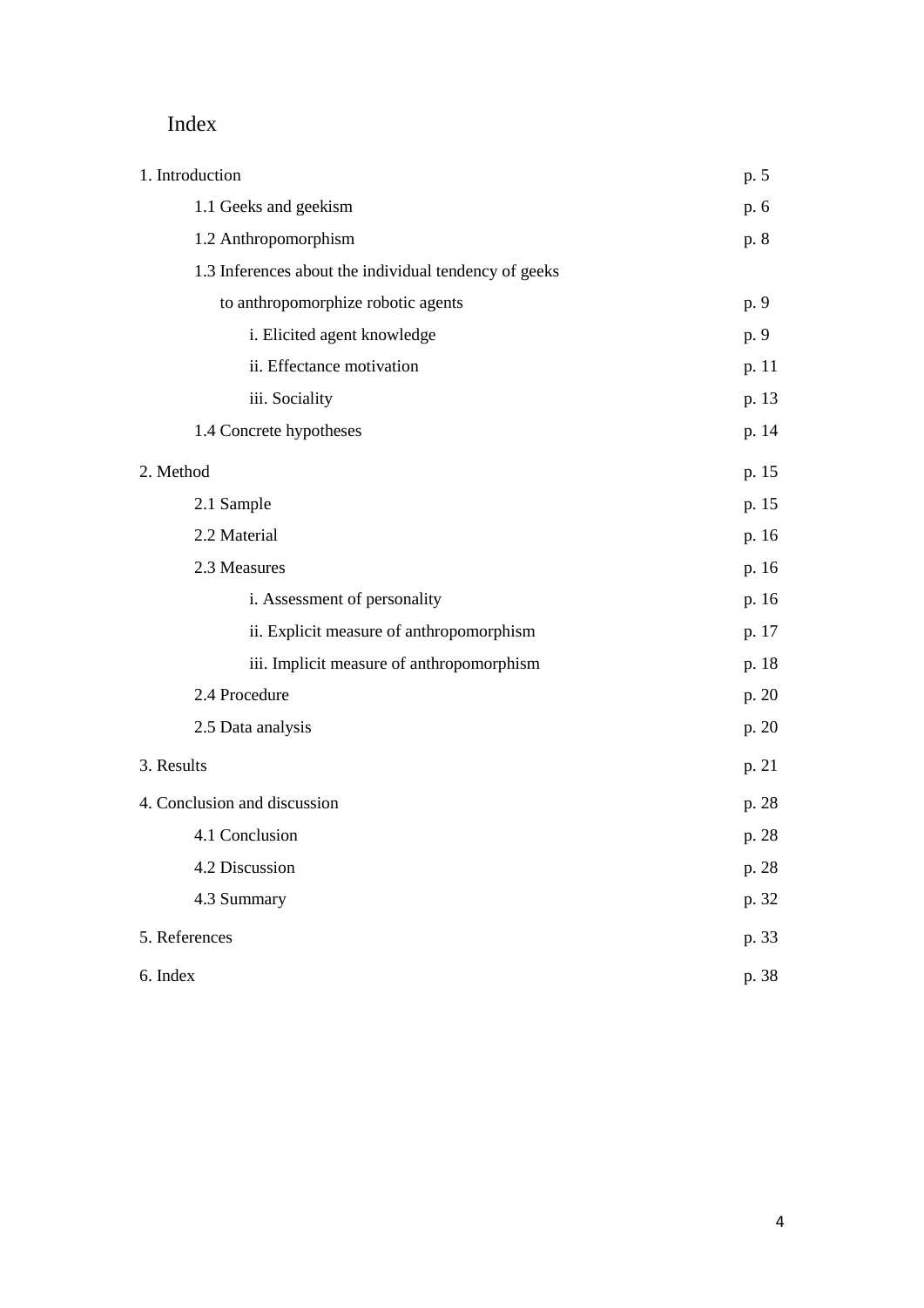# Index

| | |
|---|---|
| 1. Introduction | p. 5 |
| 1.1 Geeks and geekism | p. 6 |
| 1.2 Anthropomorphism | p. 8 |
| 1.3 Inferences about the individual tendency of geeks to anthropomorphize robotic agents | p. 9 |
| i. Elicited agent knowledge | p. 9 |
| ii. Effectance motivation | p. 11 |
| iii. Sociality | p. 13 |
| 1.4 Concrete hypotheses | p. 14 |
| 2. Method | p. 15 |
| 2.1 Sample | p. 15 |
| 2.2 Material | p. 16 |
| 2.3 Measures | p. 16 |
| i. Assessment of personality | p. 16 |
| ii. Explicit measure of anthropomorphism | p. 17 |
| iii. Implicit measure of anthropomorphism | p. 18 |
| 2.4 Procedure | p. 20 |
| 2.5 Data analysis | p. 20 |
| 3. Results | p. 21 |
| 4. Conclusion and discussion | p. 28 |
| 4.1 Conclusion | p. 28 |
| 4.2 Discussion | p. 28 |
| 4.3 Summary | p. 32 |
| 5. References | p. 33 |
| 6. Index | p. 38 |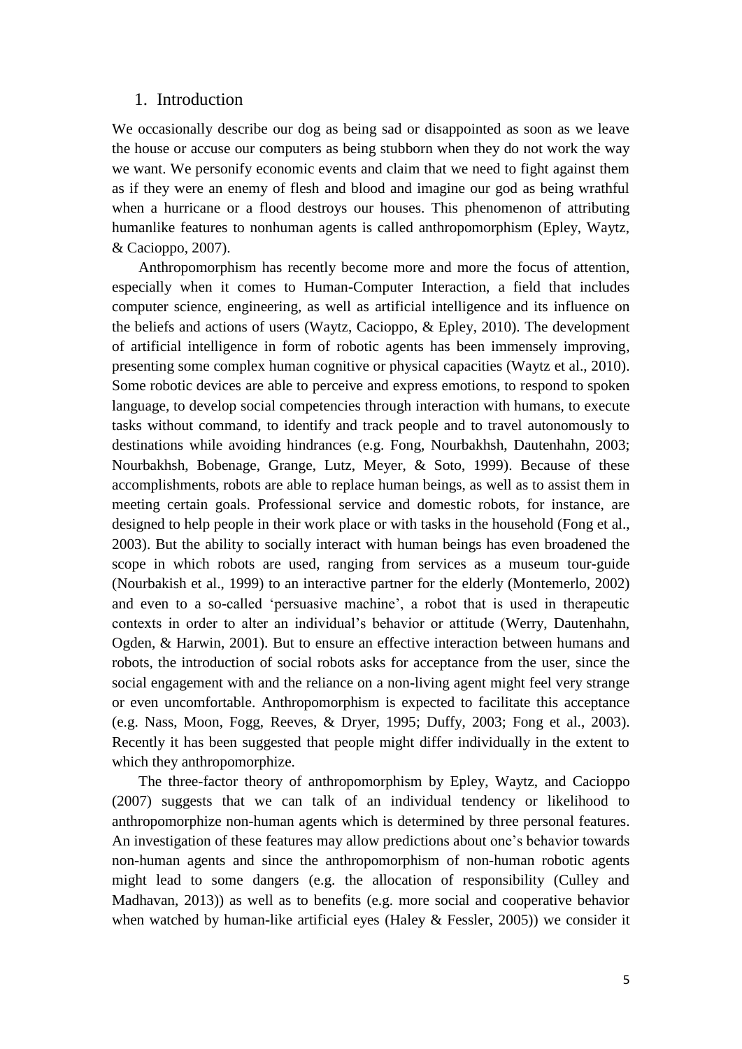## 1. Introduction

We occasionally describe our dog as being sad or disappointed as soon as we leave the house or accuse our computers as being stubborn when they do not work the way we want. We personify economic events and claim that we need to fight against them as if they were an enemy of flesh and blood and imagine our god as being wrathful when a hurricane or a flood destroys our houses. This phenomenon of attributing humanlike features to nonhuman agents is called anthropomorphism (Epley, Waytz, & Cacioppo, 2007).

Anthropomorphism has recently become more and more the focus of attention, especially when it comes to Human-Computer Interaction, a field that includes computer science, engineering, as well as artificial intelligence and its influence on the beliefs and actions of users (Waytz, Cacioppo, & Epley, 2010). The development of artificial intelligence in form of robotic agents has been immensely improving, presenting some complex human cognitive or physical capacities (Waytz et al., 2010). Some robotic devices are able to perceive and express emotions, to respond to spoken language, to develop social competencies through interaction with humans, to execute tasks without command, to identify and track people and to travel autonomously to destinations while avoiding hindrances (e.g. Fong, Nourbakhsh, Dautenhahn, 2003; Nourbakhsh, Bobenage, Grange, Lutz, Meyer, & Soto, 1999). Because of these accomplishments, robots are able to replace human beings, as well as to assist them in meeting certain goals. Professional service and domestic robots, for instance, are designed to help people in their work place or with tasks in the household (Fong et al., 2003). But the ability to socially interact with human beings has even broadened the scope in which robots are used, ranging from services as a museum tour-guide (Nourbakish et al., 1999) to an interactive partner for the elderly (Montemerlo, 2002) and even to a so-called 'persuasive machine', a robot that is used in therapeutic contexts in order to alter an individual's behavior or attitude (Werry, Dautenhahn, Ogden, & Harwin, 2001). But to ensure an effective interaction between humans and robots, the introduction of social robots asks for acceptance from the user, since the social engagement with and the reliance on a non-living agent might feel very strange or even uncomfortable. Anthropomorphism is expected to facilitate this acceptance (e.g. Nass, Moon, Fogg, Reeves, & Dryer, 1995; Duffy, 2003; Fong et al., 2003). Recently it has been suggested that people might differ individually in the extent to which they anthropomorphize.

The three-factor theory of anthropomorphism by Epley, Waytz, and Cacioppo (2007) suggests that we can talk of an individual tendency or likelihood to anthropomorphize non-human agents which is determined by three personal features. An investigation of these features may allow predictions about one's behavior towards non-human agents and since the anthropomorphism of non-human robotic agents might lead to some dangers (e.g. the allocation of responsibility (Culley and Madhavan, 2013)) as well as to benefits (e.g. more social and cooperative behavior when watched by human-like artificial eyes (Haley & Fessler, 2005)) we consider it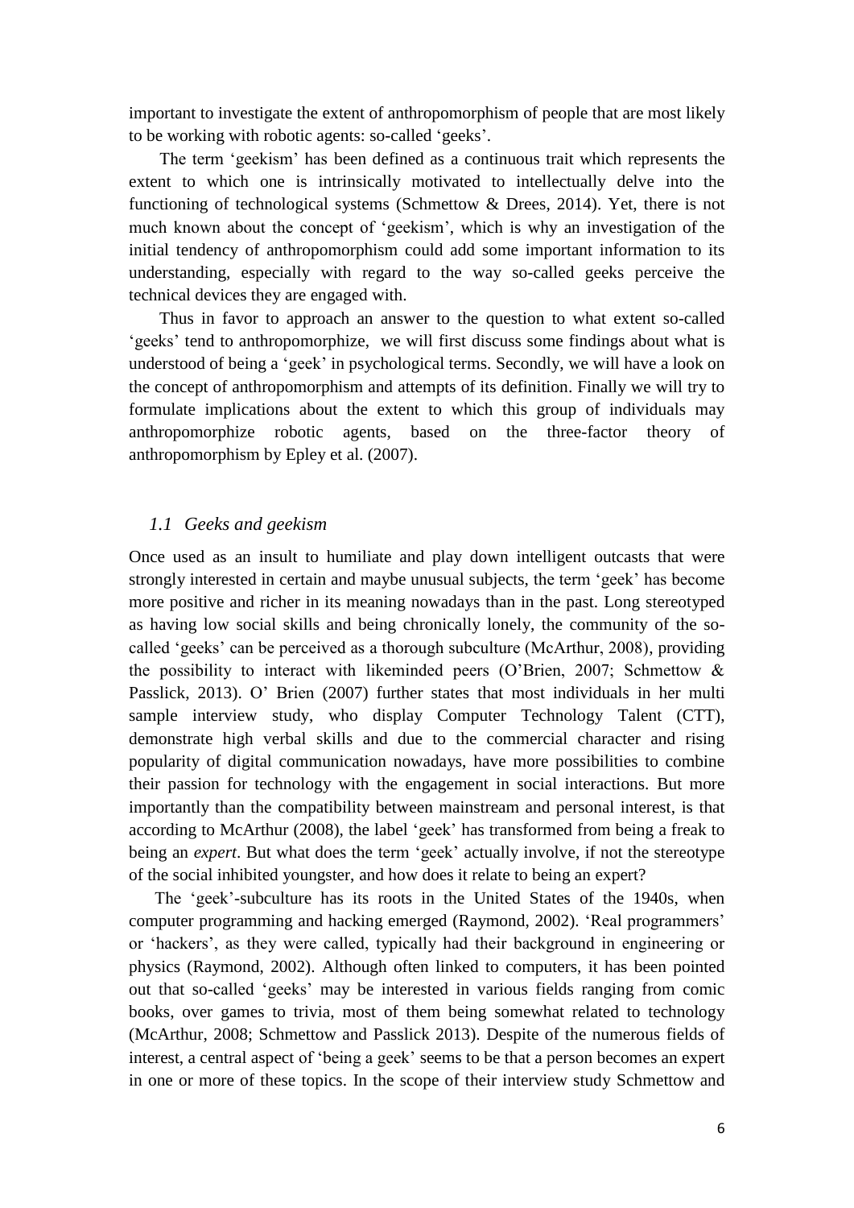important to investigate the extent of anthropomorphism of people that are most likely to be working with robotic agents: so-called 'geeks'.

The term 'geekism' has been defined as a continuous trait which represents the extent to which one is intrinsically motivated to intellectually delve into the functioning of technological systems (Schmettow & Drees, 2014). Yet, there is not much known about the concept of 'geekism', which is why an investigation of the initial tendency of anthropomorphism could add some important information to its understanding, especially with regard to the way so-called geeks perceive the technical devices they are engaged with.

Thus in favor to approach an answer to the question to what extent so-called 'geeks' tend to anthropomorphize, we will first discuss some findings about what is understood of being a 'geek' in psychological terms. Secondly, we will have a look on the concept of anthropomorphism and attempts of its definition. Finally we will try to formulate implications about the extent to which this group of individuals may anthropomorphize robotic agents, based on the three-factor theory of anthropomorphism by Epley et al. (2007).

### *1.1 Geeks and geekism*

Once used as an insult to humiliate and play down intelligent outcasts that were strongly interested in certain and maybe unusual subjects, the term 'geek' has become more positive and richer in its meaning nowadays than in the past. Long stereotyped as having low social skills and being chronically lonely, the community of the so-called 'geeks' can be perceived as a thorough subculture (McArthur, 2008), providing the possibility to interact with likeminded peers (O'Brien, 2007; Schmettow & Passlick, 2013). O' Brien (2007) further states that most individuals in her multi sample interview study, who display Computer Technology Talent (CTT), demonstrate high verbal skills and due to the commercial character and rising popularity of digital communication nowadays, have more possibilities to combine their passion for technology with the engagement in social interactions. But more importantly than the compatibility between mainstream and personal interest, is that according to McArthur (2008), the label 'geek' has transformed from being a freak to being an *expert*. But what does the term 'geek' actually involve, if not the stereotype of the social inhibited youngster, and how does it relate to being an expert?

The 'geek'-subculture has its roots in the United States of the 1940s, when computer programming and hacking emerged (Raymond, 2002). 'Real programmers' or 'hackers', as they were called, typically had their background in engineering or physics (Raymond, 2002). Although often linked to computers, it has been pointed out that so-called 'geeks' may be interested in various fields ranging from comic books, over games to trivia, most of them being somewhat related to technology (McArthur, 2008; Schmettow and Passlick 2013). Despite of the numerous fields of interest, a central aspect of 'being a geek' seems to be that a person becomes an expert in one or more of these topics. In the scope of their interview study Schmettow and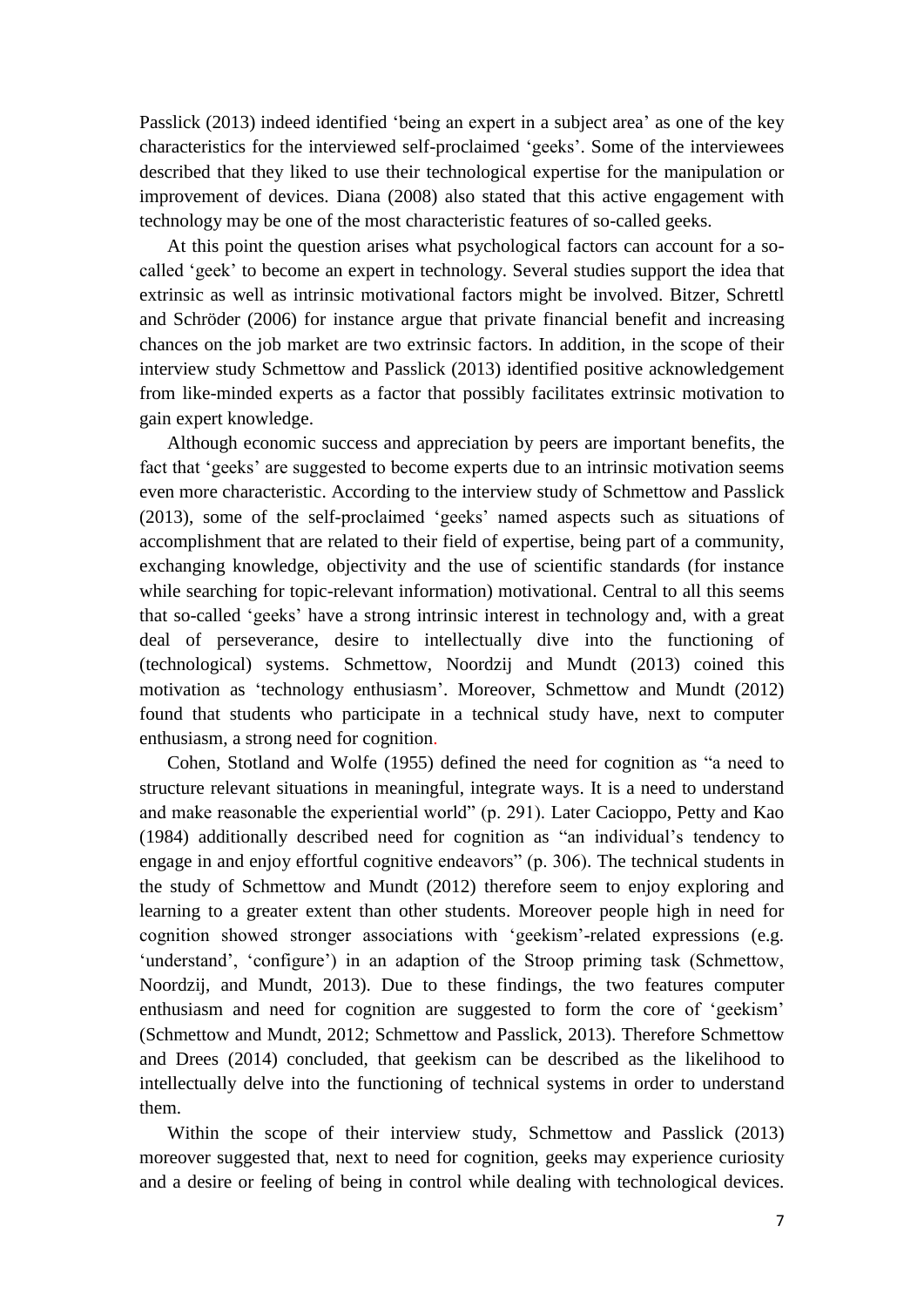Passlick (2013) indeed identified 'being an expert in a subject area' as one of the key characteristics for the interviewed self-proclaimed 'geeks'. Some of the interviewees described that they liked to use their technological expertise for the manipulation or improvement of devices. Diana (2008) also stated that this active engagement with technology may be one of the most characteristic features of so-called geeks.

At this point the question arises what psychological factors can account for a so-called 'geek' to become an expert in technology. Several studies support the idea that extrinsic as well as intrinsic motivational factors might be involved. Bitzer, Schrettl and Schröder (2006) for instance argue that private financial benefit and increasing chances on the job market are two extrinsic factors. In addition, in the scope of their interview study Schmettow and Passlick (2013) identified positive acknowledgement from like-minded experts as a factor that possibly facilitates extrinsic motivation to gain expert knowledge.

Although economic success and appreciation by peers are important benefits, the fact that 'geeks' are suggested to become experts due to an intrinsic motivation seems even more characteristic. According to the interview study of Schmettow and Passlick (2013), some of the self-proclaimed 'geeks' named aspects such as situations of accomplishment that are related to their field of expertise, being part of a community, exchanging knowledge, objectivity and the use of scientific standards (for instance while searching for topic-relevant information) motivational. Central to all this seems that so-called 'geeks' have a strong intrinsic interest in technology and, with a great deal of perseverance, desire to intellectually dive into the functioning of (technological) systems. Schmettow, Noordzij and Mundt (2013) coined this motivation as 'technology enthusiasm'. Moreover, Schmettow and Mundt (2012) found that students who participate in a technical study have, next to computer enthusiasm, a strong need for cognition.

Cohen, Stotland and Wolfe (1955) defined the need for cognition as "a need to structure relevant situations in meaningful, integrate ways. It is a need to understand and make reasonable the experiential world" (p. 291). Later Cacioppo, Petty and Kao (1984) additionally described need for cognition as "an individual's tendency to engage in and enjoy effortful cognitive endeavors" (p. 306). The technical students in the study of Schmettow and Mundt (2012) therefore seem to enjoy exploring and learning to a greater extent than other students. Moreover people high in need for cognition showed stronger associations with 'geekism'-related expressions (e.g. 'understand', 'configure') in an adaption of the Stroop priming task (Schmettow, Noordzij, and Mundt, 2013). Due to these findings, the two features computer enthusiasm and need for cognition are suggested to form the core of 'geekism' (Schmettow and Mundt, 2012; Schmettow and Passlick, 2013). Therefore Schmettow and Drees (2014) concluded, that geekism can be described as the likelihood to intellectually delve into the functioning of technical systems in order to understand them.

Within the scope of their interview study, Schmettow and Passlick (2013) moreover suggested that, next to need for cognition, geeks may experience curiosity and a desire or feeling of being in control while dealing with technological devices.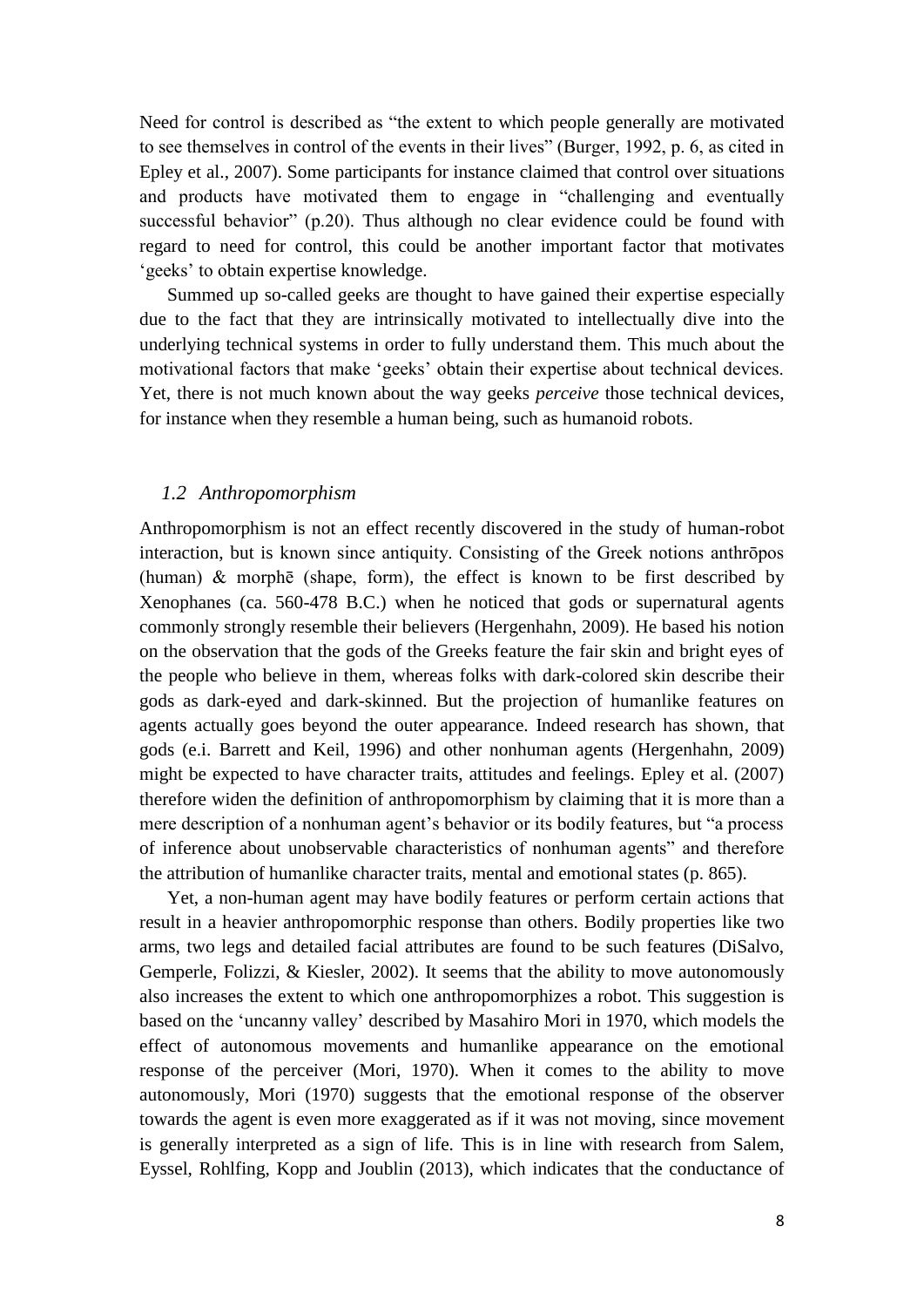Need for control is described as “the extent to which people generally are motivated to see themselves in control of the events in their lives” (Burger, 1992, p. 6, as cited in Epley et al., 2007). Some participants for instance claimed that control over situations and products have motivated them to engage in “challenging and eventually successful behavior” (p.20). Thus although no clear evidence could be found with regard to need for control, this could be another important factor that motivates ‘geeks’ to obtain expertise knowledge.

Summed up so-called geeks are thought to have gained their expertise especially due to the fact that they are intrinsically motivated to intellectually dive into the underlying technical systems in order to fully understand them. This much about the motivational factors that make ‘geeks’ obtain their expertise about technical devices. Yet, there is not much known about the way geeks *perceive* those technical devices, for instance when they resemble a human being, such as humanoid robots.

### *1.2 Anthropomorphism*

Anthropomorphism is not an effect recently discovered in the study of human-robot interaction, but is known since antiquity. Consisting of the Greek notions anthrōpos (human) & morphē (shape, form), the effect is known to be first described by Xenophanes (ca. 560-478 B.C.) when he noticed that gods or supernatural agents commonly strongly resemble their believers (Hergenhahn, 2009). He based his notion on the observation that the gods of the Greeks feature the fair skin and bright eyes of the people who believe in them, whereas folks with dark-colored skin describe their gods as dark-eyed and dark-skinned. But the projection of humanlike features on agents actually goes beyond the outer appearance. Indeed research has shown, that gods (e.i. Barrett and Keil, 1996) and other nonhuman agents (Hergenhahn, 2009) might be expected to have character traits, attitudes and feelings. Epley et al. (2007) therefore widen the definition of anthropomorphism by claiming that it is more than a mere description of a nonhuman agent’s behavior or its bodily features, but “a process of inference about unobservable characteristics of nonhuman agents” and therefore the attribution of humanlike character traits, mental and emotional states (p. 865).

Yet, a non-human agent may have bodily features or perform certain actions that result in a heavier anthropomorphic response than others. Bodily properties like two arms, two legs and detailed facial attributes are found to be such features (DiSalvo, Gemperle, Folizzi, & Kiesler, 2002). It seems that the ability to move autonomously also increases the extent to which one anthropomorphizes a robot. This suggestion is based on the ‘uncanny valley’ described by Masahiro Mori in 1970, which models the effect of autonomous movements and humanlike appearance on the emotional response of the perceiver (Mori, 1970). When it comes to the ability to move autonomously, Mori (1970) suggests that the emotional response of the observer towards the agent is even more exaggerated as if it was not moving, since movement is generally interpreted as a sign of life. This is in line with research from Salem, Eyssel, Rohlfing, Kopp and Joublin (2013), which indicates that the conductance of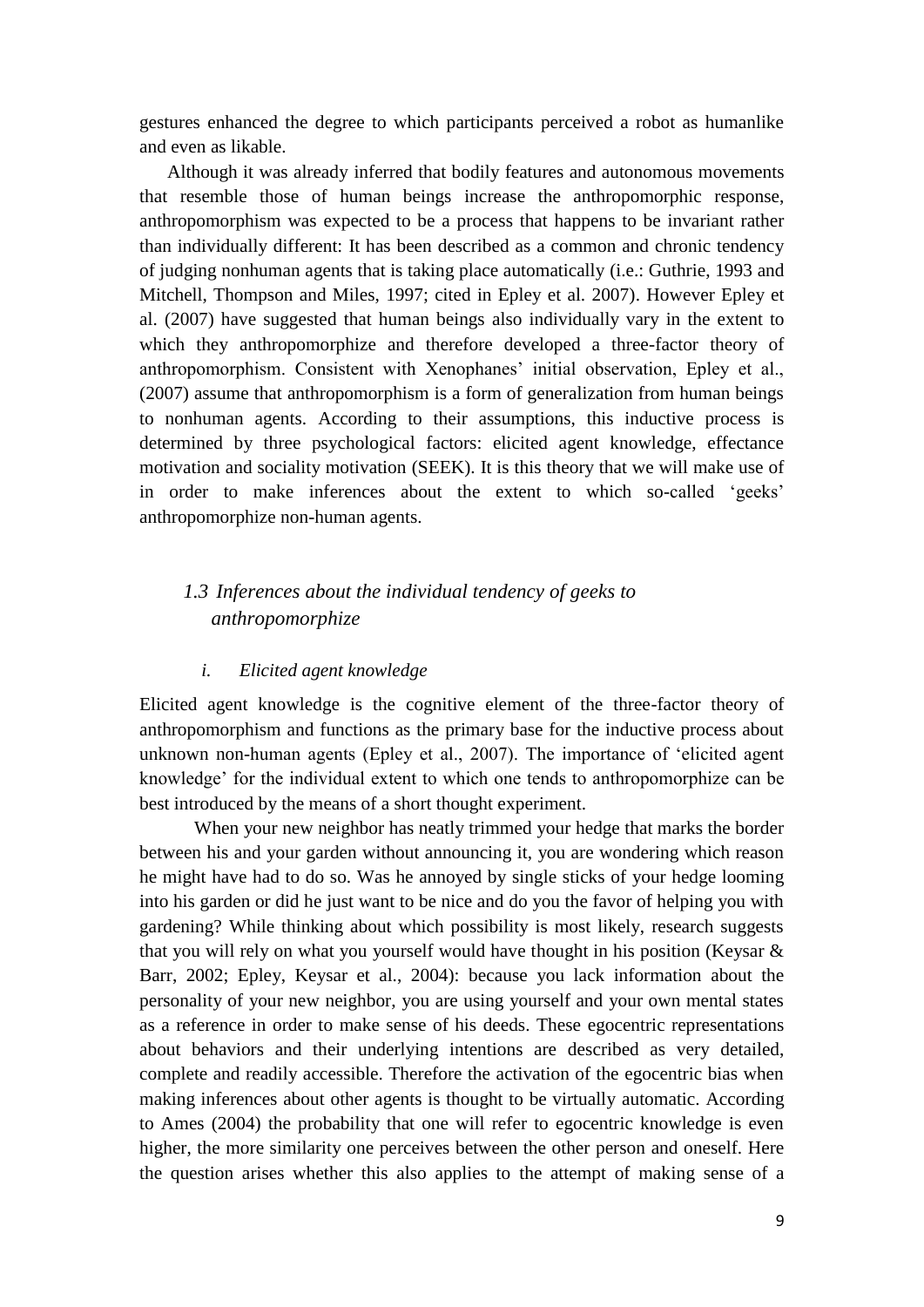gestures enhanced the degree to which participants perceived a robot as humanlike and even as likable.

Although it was already inferred that bodily features and autonomous movements that resemble those of human beings increase the anthropomorphic response, anthropomorphism was expected to be a process that happens to be invariant rather than individually different: It has been described as a common and chronic tendency of judging nonhuman agents that is taking place automatically (i.e.: Guthrie, 1993 and Mitchell, Thompson and Miles, 1997; cited in Epley et al. 2007). However Epley et al. (2007) have suggested that human beings also individually vary in the extent to which they anthropomorphize and therefore developed a three-factor theory of anthropomorphism. Consistent with Xenophanes' initial observation, Epley et al., (2007) assume that anthropomorphism is a form of generalization from human beings to nonhuman agents. According to their assumptions, this inductive process is determined by three psychological factors: elicited agent knowledge, effectance motivation and sociality motivation (SEEK). It is this theory that we will make use of in order to make inferences about the extent to which so-called 'geeks' anthropomorphize non-human agents.

## *1.3 Inferences about the individual tendency of geeks to anthropomorphize*

### *i. Elicited agent knowledge*

Elicited agent knowledge is the cognitive element of the three-factor theory of anthropomorphism and functions as the primary base for the inductive process about unknown non-human agents (Epley et al., 2007). The importance of 'elicited agent knowledge' for the individual extent to which one tends to anthropomorphize can be best introduced by the means of a short thought experiment.

When your new neighbor has neatly trimmed your hedge that marks the border between his and your garden without announcing it, you are wondering which reason he might have had to do so. Was he annoyed by single sticks of your hedge looming into his garden or did he just want to be nice and do you the favor of helping you with gardening? While thinking about which possibility is most likely, research suggests that you will rely on what you yourself would have thought in his position (Keysar & Barr, 2002; Epley, Keysar et al., 2004): because you lack information about the personality of your new neighbor, you are using yourself and your own mental states as a reference in order to make sense of his deeds. These egocentric representations about behaviors and their underlying intentions are described as very detailed, complete and readily accessible. Therefore the activation of the egocentric bias when making inferences about other agents is thought to be virtually automatic. According to Ames (2004) the probability that one will refer to egocentric knowledge is even higher, the more similarity one perceives between the other person and oneself. Here the question arises whether this also applies to the attempt of making sense of a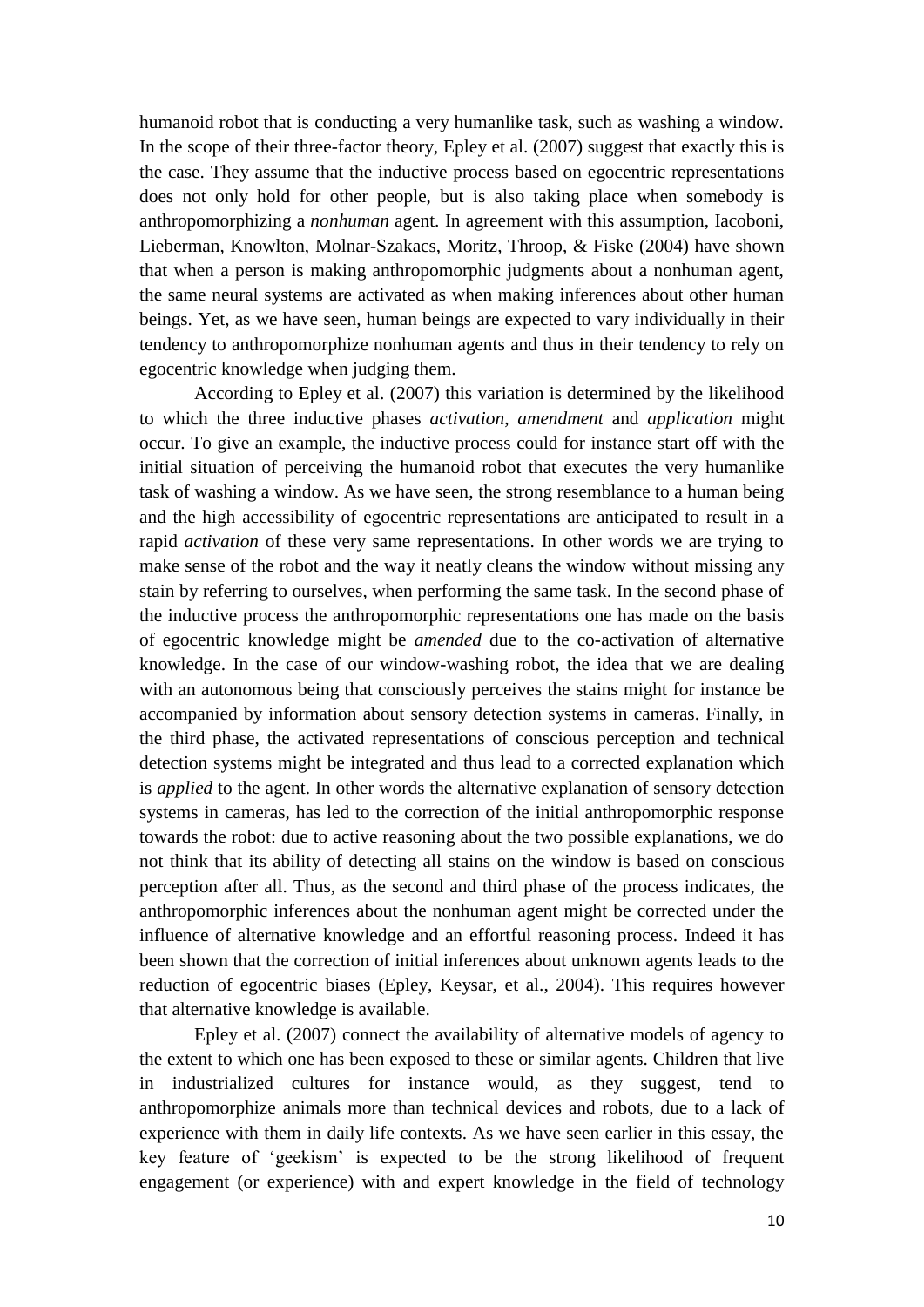humanoid robot that is conducting a very humanlike task, such as washing a window. In the scope of their three-factor theory, Epley et al. (2007) suggest that exactly this is the case. They assume that the inductive process based on egocentric representations does not only hold for other people, but is also taking place when somebody is anthropomorphizing a *nonhuman* agent. In agreement with this assumption, Iacoboni, Lieberman, Knowlton, Molnar-Szakacs, Moritz, Throop, & Fiske (2004) have shown that when a person is making anthropomorphic judgments about a nonhuman agent, the same neural systems are activated as when making inferences about other human beings. Yet, as we have seen, human beings are expected to vary individually in their tendency to anthropomorphize nonhuman agents and thus in their tendency to rely on egocentric knowledge when judging them.

According to Epley et al. (2007) this variation is determined by the likelihood to which the three inductive phases *activation*, *amendment* and *application* might occur. To give an example, the inductive process could for instance start off with the initial situation of perceiving the humanoid robot that executes the very humanlike task of washing a window. As we have seen, the strong resemblance to a human being and the high accessibility of egocentric representations are anticipated to result in a rapid *activation* of these very same representations. In other words we are trying to make sense of the robot and the way it neatly cleans the window without missing any stain by referring to ourselves, when performing the same task. In the second phase of the inductive process the anthropomorphic representations one has made on the basis of egocentric knowledge might be *amended* due to the co-activation of alternative knowledge. In the case of our window-washing robot, the idea that we are dealing with an autonomous being that consciously perceives the stains might for instance be accompanied by information about sensory detection systems in cameras. Finally, in the third phase, the activated representations of conscious perception and technical detection systems might be integrated and thus lead to a corrected explanation which is *applied* to the agent. In other words the alternative explanation of sensory detection systems in cameras, has led to the correction of the initial anthropomorphic response towards the robot: due to active reasoning about the two possible explanations, we do not think that its ability of detecting all stains on the window is based on conscious perception after all. Thus, as the second and third phase of the process indicates, the anthropomorphic inferences about the nonhuman agent might be corrected under the influence of alternative knowledge and an effortful reasoning process. Indeed it has been shown that the correction of initial inferences about unknown agents leads to the reduction of egocentric biases (Epley, Keysar, et al., 2004). This requires however that alternative knowledge is available.

Epley et al. (2007) connect the availability of alternative models of agency to the extent to which one has been exposed to these or similar agents. Children that live in industrialized cultures for instance would, as they suggest, tend to anthropomorphize animals more than technical devices and robots, due to a lack of experience with them in daily life contexts. As we have seen earlier in this essay, the key feature of 'geekism' is expected to be the strong likelihood of frequent engagement (or experience) with and expert knowledge in the field of technology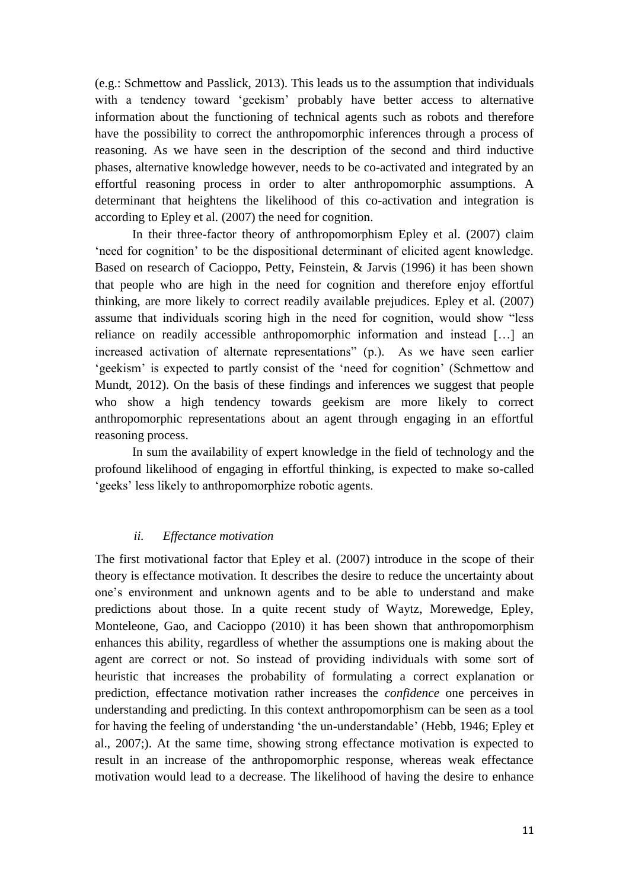(e.g.: Schmettow and Passlick, 2013). This leads us to the assumption that individuals with a tendency toward 'geekism' probably have better access to alternative information about the functioning of technical agents such as robots and therefore have the possibility to correct the anthropomorphic inferences through a process of reasoning. As we have seen in the description of the second and third inductive phases, alternative knowledge however, needs to be co-activated and integrated by an effortful reasoning process in order to alter anthropomorphic assumptions. A determinant that heightens the likelihood of this co-activation and integration is according to Epley et al. (2007) the need for cognition.

In their three-factor theory of anthropomorphism Epley et al. (2007) claim 'need for cognition' to be the dispositional determinant of elicited agent knowledge. Based on research of Cacioppo, Petty, Feinstein, & Jarvis (1996) it has been shown that people who are high in the need for cognition and therefore enjoy effortful thinking, are more likely to correct readily available prejudices. Epley et al. (2007) assume that individuals scoring high in the need for cognition, would show "less reliance on readily accessible anthropomorphic information and instead […] an increased activation of alternate representations" (p.). As we have seen earlier 'geekism' is expected to partly consist of the 'need for cognition' (Schmettow and Mundt, 2012). On the basis of these findings and inferences we suggest that people who show a high tendency towards geekism are more likely to correct anthropomorphic representations about an agent through engaging in an effortful reasoning process.

In sum the availability of expert knowledge in the field of technology and the profound likelihood of engaging in effortful thinking, is expected to make so-called 'geeks' less likely to anthropomorphize robotic agents.

### *ii. Effectance motivation*

The first motivational factor that Epley et al. (2007) introduce in the scope of their theory is effectance motivation. It describes the desire to reduce the uncertainty about one's environment and unknown agents and to be able to understand and make predictions about those. In a quite recent study of Waytz, Morewedge, Epley, Monteleone, Gao, and Cacioppo (2010) it has been shown that anthropomorphism enhances this ability, regardless of whether the assumptions one is making about the agent are correct or not. So instead of providing individuals with some sort of heuristic that increases the probability of formulating a correct explanation or prediction, effectance motivation rather increases the *confidence* one perceives in understanding and predicting. In this context anthropomorphism can be seen as a tool for having the feeling of understanding 'the un-understandable' (Hebb, 1946; Epley et al., 2007;). At the same time, showing strong effectance motivation is expected to result in an increase of the anthropomorphic response, whereas weak effectance motivation would lead to a decrease. The likelihood of having the desire to enhance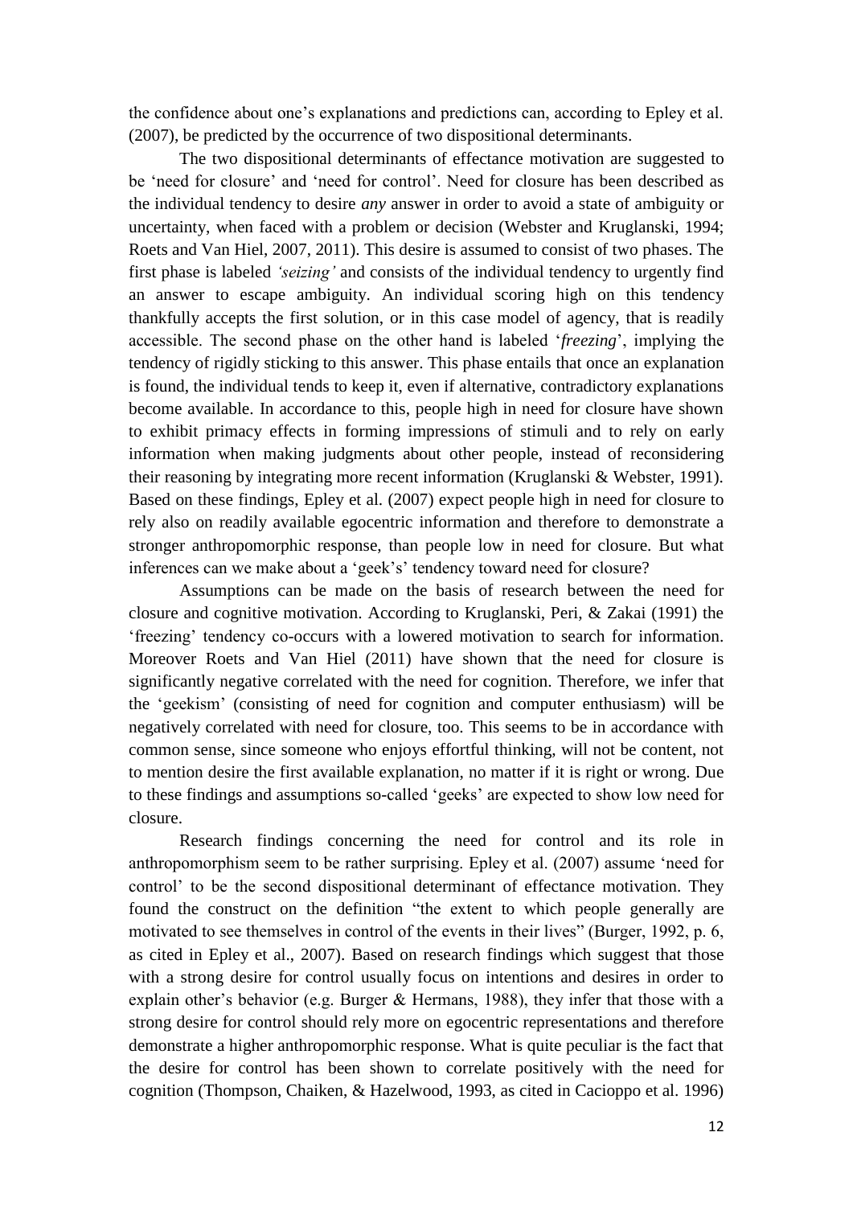the confidence about one's explanations and predictions can, according to Epley et al. (2007), be predicted by the occurrence of two dispositional determinants.

The two dispositional determinants of effectance motivation are suggested to be 'need for closure' and 'need for control'. Need for closure has been described as the individual tendency to desire *any* answer in order to avoid a state of ambiguity or uncertainty, when faced with a problem or decision (Webster and Kruglanski, 1994; Roets and Van Hiel, 2007, 2011). This desire is assumed to consist of two phases. The first phase is labeled *'seizing'* and consists of the individual tendency to urgently find an answer to escape ambiguity. An individual scoring high on this tendency thankfully accepts the first solution, or in this case model of agency, that is readily accessible. The second phase on the other hand is labeled '*freezing*', implying the tendency of rigidly sticking to this answer. This phase entails that once an explanation is found, the individual tends to keep it, even if alternative, contradictory explanations become available. In accordance to this, people high in need for closure have shown to exhibit primacy effects in forming impressions of stimuli and to rely on early information when making judgments about other people, instead of reconsidering their reasoning by integrating more recent information (Kruglanski & Webster, 1991). Based on these findings, Epley et al. (2007) expect people high in need for closure to rely also on readily available egocentric information and therefore to demonstrate a stronger anthropomorphic response, than people low in need for closure. But what inferences can we make about a 'geek's' tendency toward need for closure?

Assumptions can be made on the basis of research between the need for closure and cognitive motivation. According to Kruglanski, Peri, & Zakai (1991) the 'freezing' tendency co-occurs with a lowered motivation to search for information. Moreover Roets and Van Hiel (2011) have shown that the need for closure is significantly negative correlated with the need for cognition. Therefore, we infer that the 'geekism' (consisting of need for cognition and computer enthusiasm) will be negatively correlated with need for closure, too. This seems to be in accordance with common sense, since someone who enjoys effortful thinking, will not be content, not to mention desire the first available explanation, no matter if it is right or wrong. Due to these findings and assumptions so-called 'geeks' are expected to show low need for closure.

Research findings concerning the need for control and its role in anthropomorphism seem to be rather surprising. Epley et al. (2007) assume 'need for control' to be the second dispositional determinant of effectance motivation. They found the construct on the definition "the extent to which people generally are motivated to see themselves in control of the events in their lives" (Burger, 1992, p. 6, as cited in Epley et al., 2007). Based on research findings which suggest that those with a strong desire for control usually focus on intentions and desires in order to explain other's behavior (e.g. Burger & Hermans, 1988), they infer that those with a strong desire for control should rely more on egocentric representations and therefore demonstrate a higher anthropomorphic response. What is quite peculiar is the fact that the desire for control has been shown to correlate positively with the need for cognition (Thompson, Chaiken, & Hazelwood, 1993, as cited in Cacioppo et al. 1996)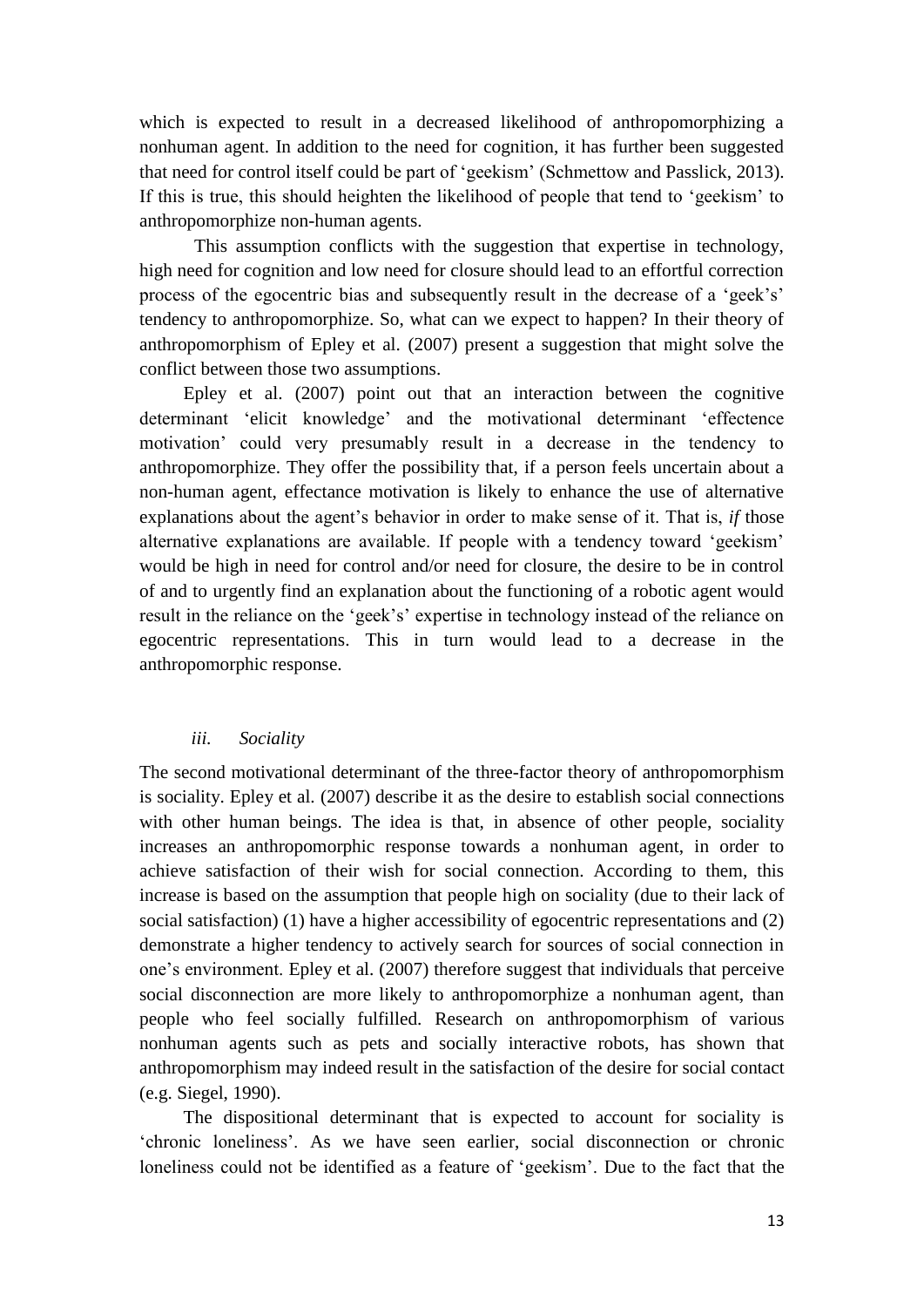which is expected to result in a decreased likelihood of anthropomorphizing a nonhuman agent. In addition to the need for cognition, it has further been suggested that need for control itself could be part of 'geekism' (Schmettow and Passlick, 2013). If this is true, this should heighten the likelihood of people that tend to 'geekism' to anthropomorphize non-human agents.

This assumption conflicts with the suggestion that expertise in technology, high need for cognition and low need for closure should lead to an effortful correction process of the egocentric bias and subsequently result in the decrease of a 'geek's' tendency to anthropomorphize. So, what can we expect to happen? In their theory of anthropomorphism of Epley et al. (2007) present a suggestion that might solve the conflict between those two assumptions.

Epley et al. (2007) point out that an interaction between the cognitive determinant 'elicit knowledge' and the motivational determinant 'effectence motivation' could very presumably result in a decrease in the tendency to anthropomorphize. They offer the possibility that, if a person feels uncertain about a non-human agent, effectance motivation is likely to enhance the use of alternative explanations about the agent's behavior in order to make sense of it. That is, *if* those alternative explanations are available. If people with a tendency toward 'geekism' would be high in need for control and/or need for closure, the desire to be in control of and to urgently find an explanation about the functioning of a robotic agent would result in the reliance on the 'geek's' expertise in technology instead of the reliance on egocentric representations. This in turn would lead to a decrease in the anthropomorphic response.

### *iii. Sociality*

The second motivational determinant of the three-factor theory of anthropomorphism is sociality. Epley et al. (2007) describe it as the desire to establish social connections with other human beings. The idea is that, in absence of other people, sociality increases an anthropomorphic response towards a nonhuman agent, in order to achieve satisfaction of their wish for social connection. According to them, this increase is based on the assumption that people high on sociality (due to their lack of social satisfaction) (1) have a higher accessibility of egocentric representations and (2) demonstrate a higher tendency to actively search for sources of social connection in one's environment. Epley et al. (2007) therefore suggest that individuals that perceive social disconnection are more likely to anthropomorphize a nonhuman agent, than people who feel socially fulfilled. Research on anthropomorphism of various nonhuman agents such as pets and socially interactive robots, has shown that anthropomorphism may indeed result in the satisfaction of the desire for social contact (e.g. Siegel, 1990).

The dispositional determinant that is expected to account for sociality is 'chronic loneliness'. As we have seen earlier, social disconnection or chronic loneliness could not be identified as a feature of 'geekism'. Due to the fact that the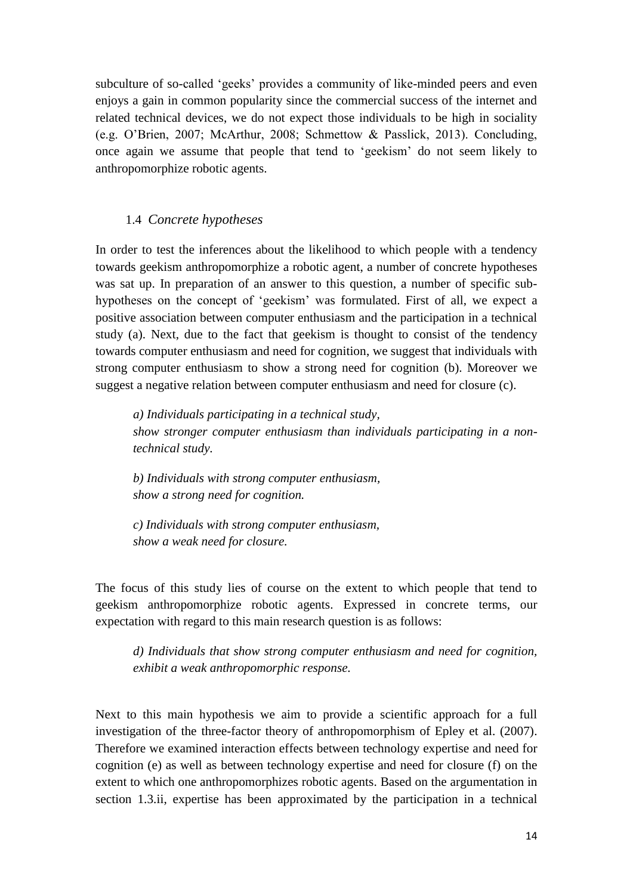subculture of so-called 'geeks' provides a community of like-minded peers and even enjoys a gain in common popularity since the commercial success of the internet and related technical devices, we do not expect those individuals to be high in sociality (e.g. O'Brien, 2007; McArthur, 2008; Schmettow & Passlick, 2013). Concluding, once again we assume that people that tend to 'geekism' do not seem likely to anthropomorphize robotic agents.

### 1.4 *Concrete hypotheses*

In order to test the inferences about the likelihood to which people with a tendency towards geekism anthropomorphize a robotic agent, a number of concrete hypotheses was sat up. In preparation of an answer to this question, a number of specific sub-hypotheses on the concept of 'geekism' was formulated. First of all, we expect a positive association between computer enthusiasm and the participation in a technical study (a). Next, due to the fact that geekism is thought to consist of the tendency towards computer enthusiasm and need for cognition, we suggest that individuals with strong computer enthusiasm to show a strong need for cognition (b). Moreover we suggest a negative relation between computer enthusiasm and need for closure (c).

*a) Individuals participating in a technical study,*
*show stronger computer enthusiasm than individuals participating in a non-technical study.*

*b) Individuals with strong computer enthusiasm,*
*show a strong need for cognition.*

*c) Individuals with strong computer enthusiasm,*
*show a weak need for closure.*

The focus of this study lies of course on the extent to which people that tend to geekism anthropomorphize robotic agents. Expressed in concrete terms, our expectation with regard to this main research question is as follows:

*d) Individuals that show strong computer enthusiasm and need for cognition, exhibit a weak anthropomorphic response.*

Next to this main hypothesis we aim to provide a scientific approach for a full investigation of the three-factor theory of anthropomorphism of Epley et al. (2007). Therefore we examined interaction effects between technology expertise and need for cognition (e) as well as between technology expertise and need for closure (f) on the extent to which one anthropomorphizes robotic agents. Based on the argumentation in section 1.3.ii, expertise has been approximated by the participation in a technical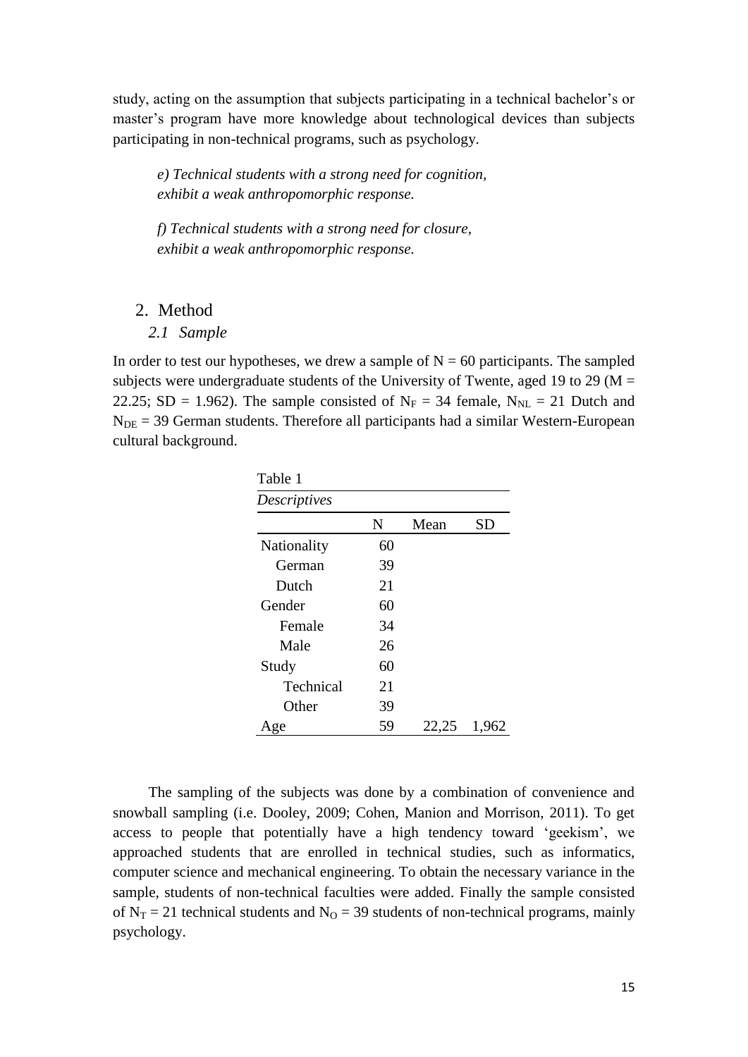study, acting on the assumption that subjects participating in a technical bachelor's or master's program have more knowledge about technological devices than subjects participating in non-technical programs, such as psychology.

> *e) Technical students with a strong need for cognition, exhibit a weak anthropomorphic response.*

> *f) Technical students with a strong need for closure, exhibit a weak anthropomorphic response.*

## 2. Method

### *2.1 Sample*

In order to test our hypotheses, we drew a sample of N = 60 participants. The sampled subjects were undergraduate students of the University of Twente, aged 19 to 29 (M = 22.25; SD = 1.962). The sample consisted of $N_F$ = 34 female, $N_{NL}$ = 21 Dutch and $N_{DE}$ = 39 German students. Therefore all participants had a similar Western-European cultural background.

Table 1

*Descriptives*

| | N | Mean | SD |
|---|---|---|---|
| Nationality | 60 | | |
| German | 39 | | |
| Dutch | 21 | | |
| Gender | 60 | | |
| Female | 34 | | |
| Male | 26 | | |
| Study | 60 | | |
| Technical | 21 | | |
| Other | 39 | | |
| Age | 59 | 22,25 | 1,962 |

The sampling of the subjects was done by a combination of convenience and snowball sampling (i.e. Dooley, 2009; Cohen, Manion and Morrison, 2011). To get access to people that potentially have a high tendency toward 'geekism', we approached students that are enrolled in technical studies, such as informatics, computer science and mechanical engineering. To obtain the necessary variance in the sample, students of non-technical faculties were added. Finally the sample consisted of $N_T$ = 21 technical students and $N_O$ = 39 students of non-technical programs, mainly psychology.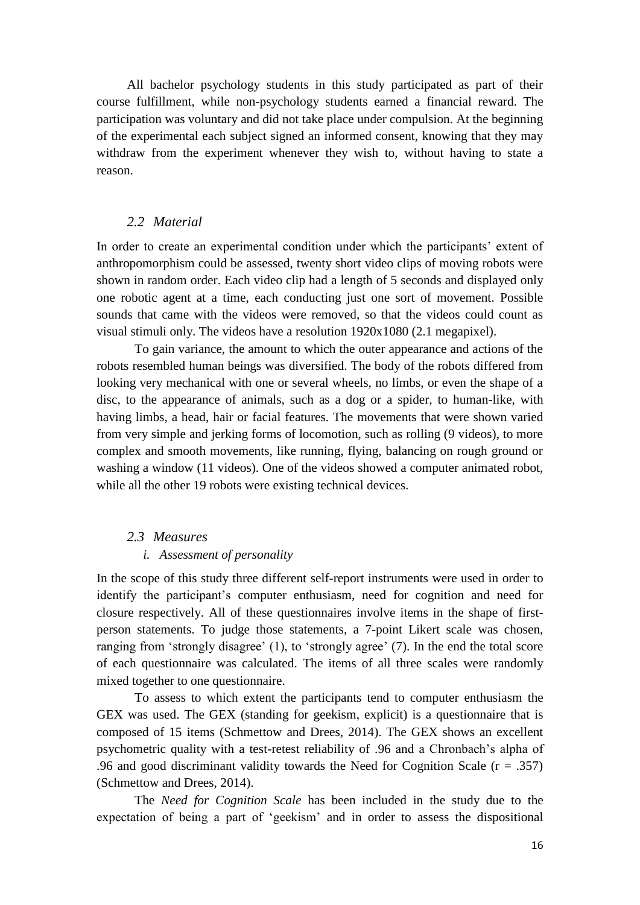All bachelor psychology students in this study participated as part of their course fulfillment, while non-psychology students earned a financial reward. The participation was voluntary and did not take place under compulsion. At the beginning of the experimental each subject signed an informed consent, knowing that they may withdraw from the experiment whenever they wish to, without having to state a reason.

### *2.2 Material*

In order to create an experimental condition under which the participants' extent of anthropomorphism could be assessed, twenty short video clips of moving robots were shown in random order. Each video clip had a length of 5 seconds and displayed only one robotic agent at a time, each conducting just one sort of movement. Possible sounds that came with the videos were removed, so that the videos could count as visual stimuli only. The videos have a resolution 1920x1080 (2.1 megapixel).

To gain variance, the amount to which the outer appearance and actions of the robots resembled human beings was diversified. The body of the robots differed from looking very mechanical with one or several wheels, no limbs, or even the shape of a disc, to the appearance of animals, such as a dog or a spider, to human-like, with having limbs, a head, hair or facial features. The movements that were shown varied from very simple and jerking forms of locomotion, such as rolling (9 videos), to more complex and smooth movements, like running, flying, balancing on rough ground or washing a window (11 videos). One of the videos showed a computer animated robot, while all the other 19 robots were existing technical devices.

### *2.3 Measures*

#### *i. Assessment of personality*

In the scope of this study three different self-report instruments were used in order to identify the participant's computer enthusiasm, need for cognition and need for closure respectively. All of these questionnaires involve items in the shape of first-person statements. To judge those statements, a 7-point Likert scale was chosen, ranging from 'strongly disagree' (1), to 'strongly agree' (7). In the end the total score of each questionnaire was calculated. The items of all three scales were randomly mixed together to one questionnaire.

To assess to which extent the participants tend to computer enthusiasm the GEX was used. The GEX (standing for geekism, explicit) is a questionnaire that is composed of 15 items (Schmettow and Drees, 2014). The GEX shows an excellent psychometric quality with a test-retest reliability of .96 and a Chronbach's alpha of .96 and good discriminant validity towards the Need for Cognition Scale ($r = .357$) (Schmettow and Drees, 2014).

The *Need for Cognition Scale* has been included in the study due to the expectation of being a part of 'geekism' and in order to assess the dispositional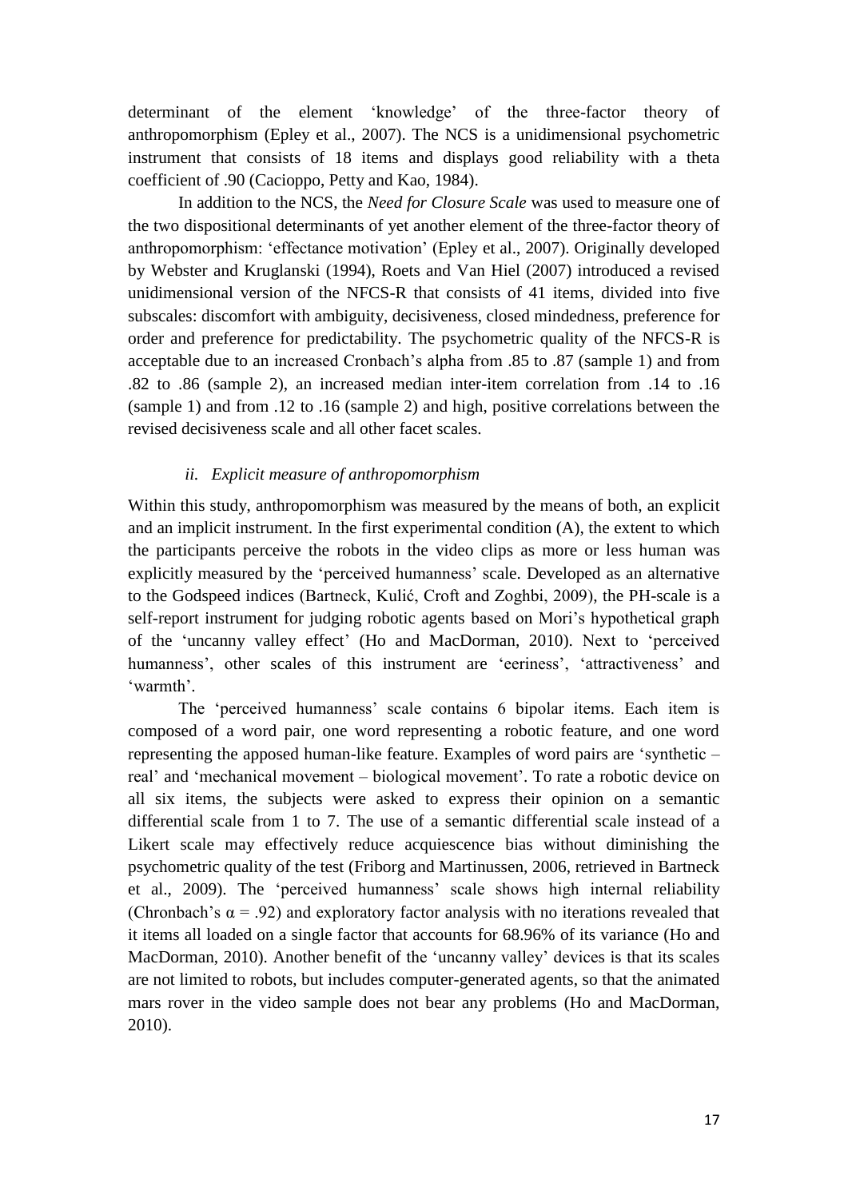determinant of the element 'knowledge' of the three-factor theory of anthropomorphism (Epley et al., 2007). The NCS is a unidimensional psychometric instrument that consists of 18 items and displays good reliability with a theta coefficient of .90 (Cacioppo, Petty and Kao, 1984).

In addition to the NCS, the *Need for Closure Scale* was used to measure one of the two dispositional determinants of yet another element of the three-factor theory of anthropomorphism: 'effectance motivation' (Epley et al., 2007). Originally developed by Webster and Kruglanski (1994), Roets and Van Hiel (2007) introduced a revised unidimensional version of the NFCS-R that consists of 41 items, divided into five subscales: discomfort with ambiguity, decisiveness, closed mindedness, preference for order and preference for predictability. The psychometric quality of the NFCS-R is acceptable due to an increased Cronbach's alpha from .85 to .87 (sample 1) and from .82 to .86 (sample 2), an increased median inter-item correlation from .14 to .16 (sample 1) and from .12 to .16 (sample 2) and high, positive correlations between the revised decisiveness scale and all other facet scales.

### *ii. Explicit measure of anthropomorphism*

Within this study, anthropomorphism was measured by the means of both, an explicit and an implicit instrument. In the first experimental condition (A), the extent to which the participants perceive the robots in the video clips as more or less human was explicitly measured by the 'perceived humanness' scale. Developed as an alternative to the Godspeed indices (Bartneck, Kulić, Croft and Zoghbi, 2009), the PH-scale is a self-report instrument for judging robotic agents based on Mori's hypothetical graph of the 'uncanny valley effect' (Ho and MacDorman, 2010). Next to 'perceived humanness', other scales of this instrument are 'eeriness', 'attractiveness' and 'warmth'.

The 'perceived humanness' scale contains 6 bipolar items. Each item is composed of a word pair, one word representing a robotic feature, and one word representing the apposed human-like feature. Examples of word pairs are 'synthetic – real' and 'mechanical movement – biological movement'. To rate a robotic device on all six items, the subjects were asked to express their opinion on a semantic differential scale from 1 to 7. The use of a semantic differential scale instead of a Likert scale may effectively reduce acquiescence bias without diminishing the psychometric quality of the test (Friborg and Martinussen, 2006, retrieved in Bartneck et al., 2009). The 'perceived humanness' scale shows high internal reliability (Chronbach's $\alpha = .92$) and exploratory factor analysis with no iterations revealed that it items all loaded on a single factor that accounts for 68.96% of its variance (Ho and MacDorman, 2010). Another benefit of the 'uncanny valley' devices is that its scales are not limited to robots, but includes computer-generated agents, so that the animated mars rover in the video sample does not bear any problems (Ho and MacDorman, 2010).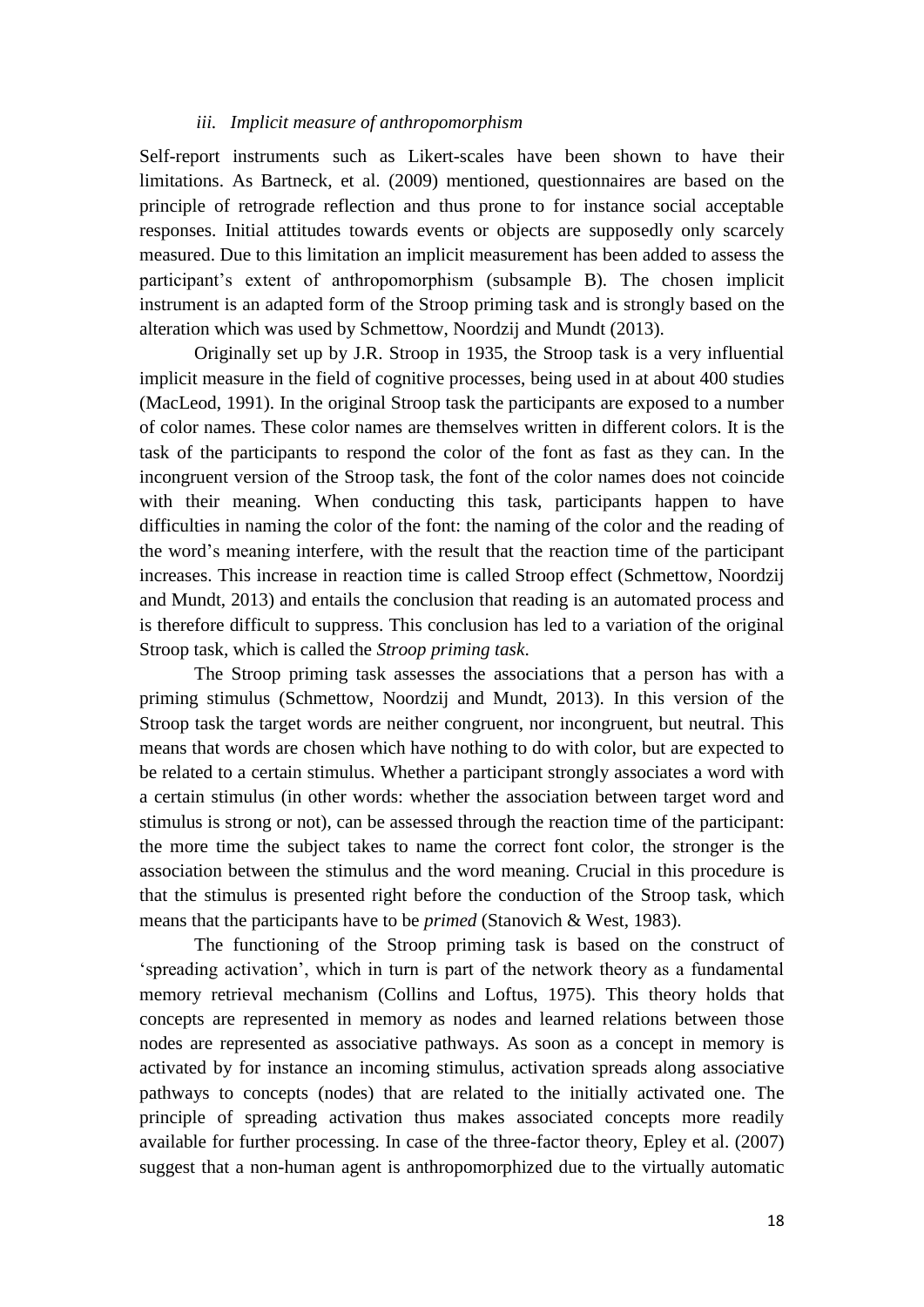### *iii. Implicit measure of anthropomorphism*

Self-report instruments such as Likert-scales have been shown to have their limitations. As Bartneck, et al. (2009) mentioned, questionnaires are based on the principle of retrograde reflection and thus prone to for instance social acceptable responses. Initial attitudes towards events or objects are supposedly only scarcely measured. Due to this limitation an implicit measurement has been added to assess the participant's extent of anthropomorphism (subsample B). The chosen implicit instrument is an adapted form of the Stroop priming task and is strongly based on the alteration which was used by Schmettow, Noordzij and Mundt (2013).

Originally set up by J.R. Stroop in 1935, the Stroop task is a very influential implicit measure in the field of cognitive processes, being used in at about 400 studies (MacLeod, 1991). In the original Stroop task the participants are exposed to a number of color names. These color names are themselves written in different colors. It is the task of the participants to respond the color of the font as fast as they can. In the incongruent version of the Stroop task, the font of the color names does not coincide with their meaning. When conducting this task, participants happen to have difficulties in naming the color of the font: the naming of the color and the reading of the word's meaning interfere, with the result that the reaction time of the participant increases. This increase in reaction time is called Stroop effect (Schmettow, Noordzij and Mundt, 2013) and entails the conclusion that reading is an automated process and is therefore difficult to suppress. This conclusion has led to a variation of the original Stroop task, which is called the *Stroop priming task*.

The Stroop priming task assesses the associations that a person has with a priming stimulus (Schmettow, Noordzij and Mundt, 2013). In this version of the Stroop task the target words are neither congruent, nor incongruent, but neutral. This means that words are chosen which have nothing to do with color, but are expected to be related to a certain stimulus. Whether a participant strongly associates a word with a certain stimulus (in other words: whether the association between target word and stimulus is strong or not), can be assessed through the reaction time of the participant: the more time the subject takes to name the correct font color, the stronger is the association between the stimulus and the word meaning. Crucial in this procedure is that the stimulus is presented right before the conduction of the Stroop task, which means that the participants have to be *primed* (Stanovich & West, 1983).

The functioning of the Stroop priming task is based on the construct of 'spreading activation', which in turn is part of the network theory as a fundamental memory retrieval mechanism (Collins and Loftus, 1975). This theory holds that concepts are represented in memory as nodes and learned relations between those nodes are represented as associative pathways. As soon as a concept in memory is activated by for instance an incoming stimulus, activation spreads along associative pathways to concepts (nodes) that are related to the initially activated one. The principle of spreading activation thus makes associated concepts more readily available for further processing. In case of the three-factor theory, Epley et al. (2007) suggest that a non-human agent is anthropomorphized due to the virtually automatic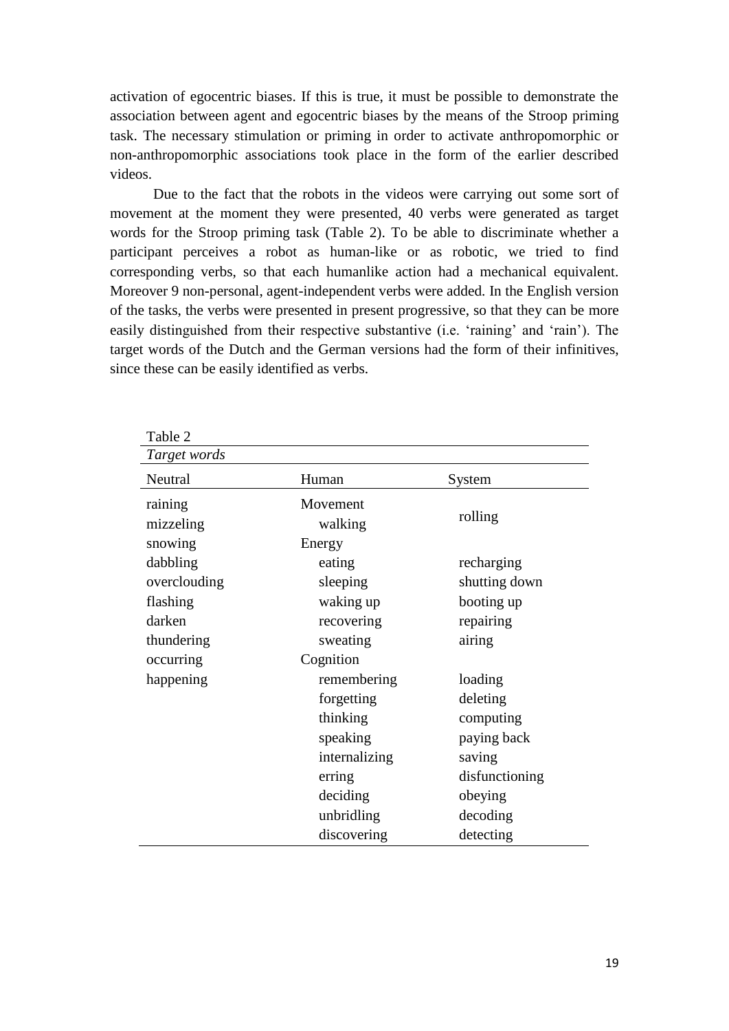activation of egocentric biases. If this is true, it must be possible to demonstrate the association between agent and egocentric biases by the means of the Stroop priming task. The necessary stimulation or priming in order to activate anthropomorphic or non-anthropomorphic associations took place in the form of the earlier described videos.

Due to the fact that the robots in the videos were carrying out some sort of movement at the moment they were presented, 40 verbs were generated as target words for the Stroop priming task (Table 2). To be able to discriminate whether a participant perceives a robot as human-like or as robotic, we tried to find corresponding verbs, so that each humanlike action had a mechanical equivalent. Moreover 9 non-personal, agent-independent verbs were added. In the English version of the tasks, the verbs were presented in present progressive, so that they can be more easily distinguished from their respective substantive (i.e. 'raining' and 'rain'). The target words of the Dutch and the German versions had the form of their infinitives, since these can be easily identified as verbs.

Table 2

*Target words*

| Neutral | Human | System |
|---|---|---|
| raining | Movement | |
| mizzeling | walking | rolling |
| snowing | Energy | |
| dabbling | eating | recharging |
| overclouding | sleeping | shutting down |
| flashing | waking up | booting up |
| darken | recovering | repairing |
| thundering | sweating | airing |
| occurring | Cognition | |
| happening | remembering | loading |
| | forgetting | deleting |
| | thinking | computing |
| | speaking | paying back |
| | internalizing | saving |
| | erring | disfunctioning |
| | deciding | obeying |
| | unbridling | decoding |
| | discovering | detecting |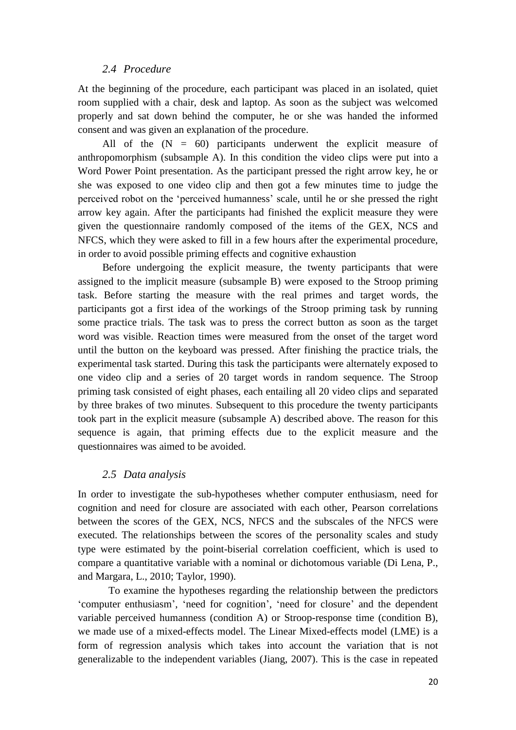### 2.4 Procedure

At the beginning of the procedure, each participant was placed in an isolated, quiet room supplied with a chair, desk and laptop. As soon as the subject was welcomed properly and sat down behind the computer, he or she was handed the informed consent and was given an explanation of the procedure.

All of the (N = 60) participants underwent the explicit measure of anthropomorphism (subsample A). In this condition the video clips were put into a Word Power Point presentation. As the participant pressed the right arrow key, he or she was exposed to one video clip and then got a few minutes time to judge the perceived robot on the 'perceived humanness' scale, until he or she pressed the right arrow key again. After the participants had finished the explicit measure they were given the questionnaire randomly composed of the items of the GEX, NCS and NFCS, which they were asked to fill in a few hours after the experimental procedure, in order to avoid possible priming effects and cognitive exhaustion

Before undergoing the explicit measure, the twenty participants that were assigned to the implicit measure (subsample B) were exposed to the Stroop priming task. Before starting the measure with the real primes and target words, the participants got a first idea of the workings of the Stroop priming task by running some practice trials. The task was to press the correct button as soon as the target word was visible. Reaction times were measured from the onset of the target word until the button on the keyboard was pressed. After finishing the practice trials, the experimental task started. During this task the participants were alternately exposed to one video clip and a series of 20 target words in random sequence. The Stroop priming task consisted of eight phases, each entailing all 20 video clips and separated by three brakes of two minutes. Subsequent to this procedure the twenty participants took part in the explicit measure (subsample A) described above. The reason for this sequence is again, that priming effects due to the explicit measure and the questionnaires was aimed to be avoided.

### 2.5 Data analysis

In order to investigate the sub-hypotheses whether computer enthusiasm, need for cognition and need for closure are associated with each other, Pearson correlations between the scores of the GEX, NCS, NFCS and the subscales of the NFCS were executed. The relationships between the scores of the personality scales and study type were estimated by the point-biserial correlation coefficient, which is used to compare a quantitative variable with a nominal or dichotomous variable (Di Lena, P., and Margara, L., 2010; Taylor, 1990).

To examine the hypotheses regarding the relationship between the predictors 'computer enthusiasm', 'need for cognition', 'need for closure' and the dependent variable perceived humanness (condition A) or Stroop-response time (condition B), we made use of a mixed-effects model. The Linear Mixed-effects model (LME) is a form of regression analysis which takes into account the variation that is not generalizable to the independent variables (Jiang, 2007). This is the case in repeated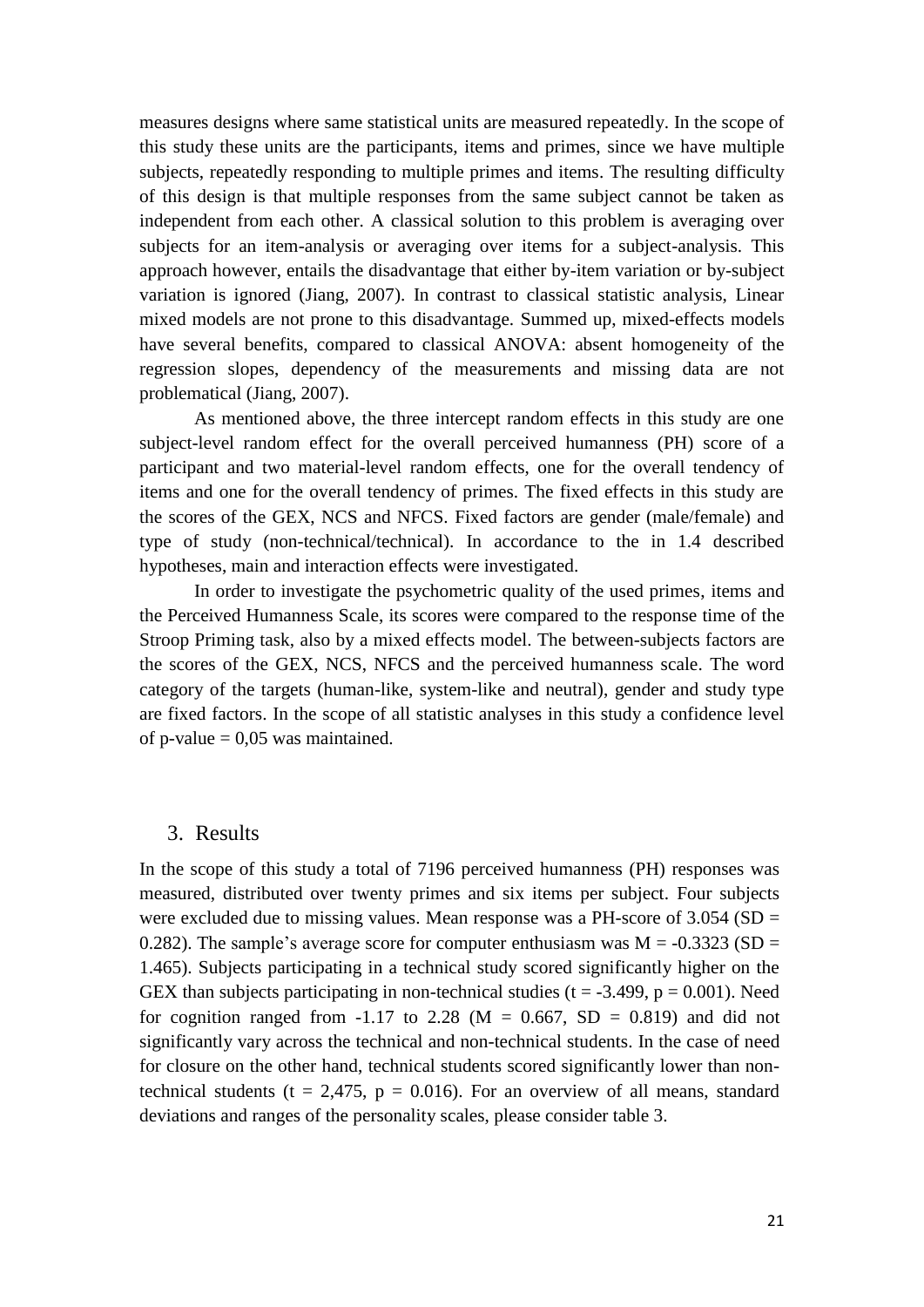measures designs where same statistical units are measured repeatedly. In the scope of this study these units are the participants, items and primes, since we have multiple subjects, repeatedly responding to multiple primes and items. The resulting difficulty of this design is that multiple responses from the same subject cannot be taken as independent from each other. A classical solution to this problem is averaging over subjects for an item-analysis or averaging over items for a subject-analysis. This approach however, entails the disadvantage that either by-item variation or by-subject variation is ignored (Jiang, 2007). In contrast to classical statistic analysis, Linear mixed models are not prone to this disadvantage. Summed up, mixed-effects models have several benefits, compared to classical ANOVA: absent homogeneity of the regression slopes, dependency of the measurements and missing data are not problematical (Jiang, 2007).

As mentioned above, the three intercept random effects in this study are one subject-level random effect for the overall perceived humanness (PH) score of a participant and two material-level random effects, one for the overall tendency of items and one for the overall tendency of primes. The fixed effects in this study are the scores of the GEX, NCS and NFCS. Fixed factors are gender (male/female) and type of study (non-technical/technical). In accordance to the in 1.4 described hypotheses, main and interaction effects were investigated.

In order to investigate the psychometric quality of the used primes, items and the Perceived Humanness Scale, its scores were compared to the response time of the Stroop Priming task, also by a mixed effects model. The between-subjects factors are the scores of the GEX, NCS, NFCS and the perceived humanness scale. The word category of the targets (human-like, system-like and neutral), gender and study type are fixed factors. In the scope of all statistic analyses in this study a confidence level of p-value = 0,05 was maintained.

## 3. Results

In the scope of this study a total of 7196 perceived humanness (PH) responses was measured, distributed over twenty primes and six items per subject. Four subjects were excluded due to missing values. Mean response was a PH-score of 3.054 ($SD = 0.282$). The sample's average score for computer enthusiasm was $M = -0.3323$ ($SD = 1.465$). Subjects participating in a technical study scored significantly higher on the GEX than subjects participating in non-technical studies ($t = -3.499$, $p = 0.001$). Need for cognition ranged from -1.17 to 2.28 ($M = 0.667$, $SD = 0.819$) and did not significantly vary across the technical and non-technical students. In the case of need for closure on the other hand, technical students scored significantly lower than non-technical students ($t = 2{,}475$, $p = 0.016$). For an overview of all means, standard deviations and ranges of the personality scales, please consider table 3.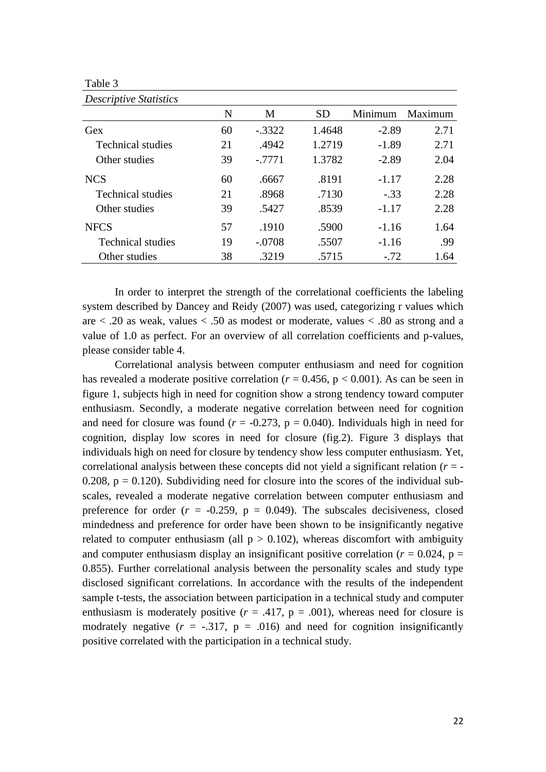Table 3

*Descriptive Statistics*

| | N | M | SD | Minimum | Maximum |
|---|---|---|---|---|---|
| Gex | 60 | -.3322 | 1.4648 | -2.89 | 2.71 |
| Technical studies | 21 | .4942 | 1.2719 | -1.89 | 2.71 |
| Other studies | 39 | -.7771 | 1.3782 | -2.89 | 2.04 |
| NCS | 60 | .6667 | .8191 | -1.17 | 2.28 |
| Technical studies | 21 | .8968 | .7130 | -.33 | 2.28 |
| Other studies | 39 | .5427 | .8539 | -1.17 | 2.28 |
| NFCS | 57 | .1910 | .5900 | -1.16 | 1.64 |
| Technical studies | 19 | -.0708 | .5507 | -1.16 | .99 |
| Other studies | 38 | .3219 | .5715 | -.72 | 1.64 |

In order to interpret the strength of the correlational coefficients the labeling system described by Dancey and Reidy (2007) was used, categorizing r values which are < .20 as weak, values < .50 as modest or moderate, values < .80 as strong and a value of 1.0 as perfect. For an overview of all correlation coefficients and p-values, please consider table 4.

Correlational analysis between computer enthusiasm and need for cognition has revealed a moderate positive correlation ($r = 0.456$, $p < 0.001$). As can be seen in figure 1, subjects high in need for cognition show a strong tendency toward computer enthusiasm. Secondly, a moderate negative correlation between need for cognition and need for closure was found ($r = -0.273$, $p = 0.040$). Individuals high in need for cognition, display low scores in need for closure (fig.2). Figure 3 displays that individuals high on need for closure by tendency show less computer enthusiasm. Yet, correlational analysis between these concepts did not yield a significant relation ($r = -0.208$, $p = 0.120$). Subdividing need for closure into the scores of the individual sub-scales, revealed a moderate negative correlation between computer enthusiasm and preference for order ($r = -0.259$, $p = 0.049$). The subscales decisiveness, closed mindedness and preference for order have been shown to be insignificantly negative related to computer enthusiasm (all $p > 0.102$), whereas discomfort with ambiguity and computer enthusiasm display an insignificant positive correlation ($r = 0.024$, $p = 0.855$). Further correlational analysis between the personality scales and study type disclosed significant correlations. In accordance with the results of the independent sample t-tests, the association between participation in a technical study and computer enthusiasm is moderately positive ($r = .417$, $p = .001$), whereas need for closure is modrately negative ($r = -.317$, $p = .016$) and need for cognition insignificantly positive correlated with the participation in a technical study.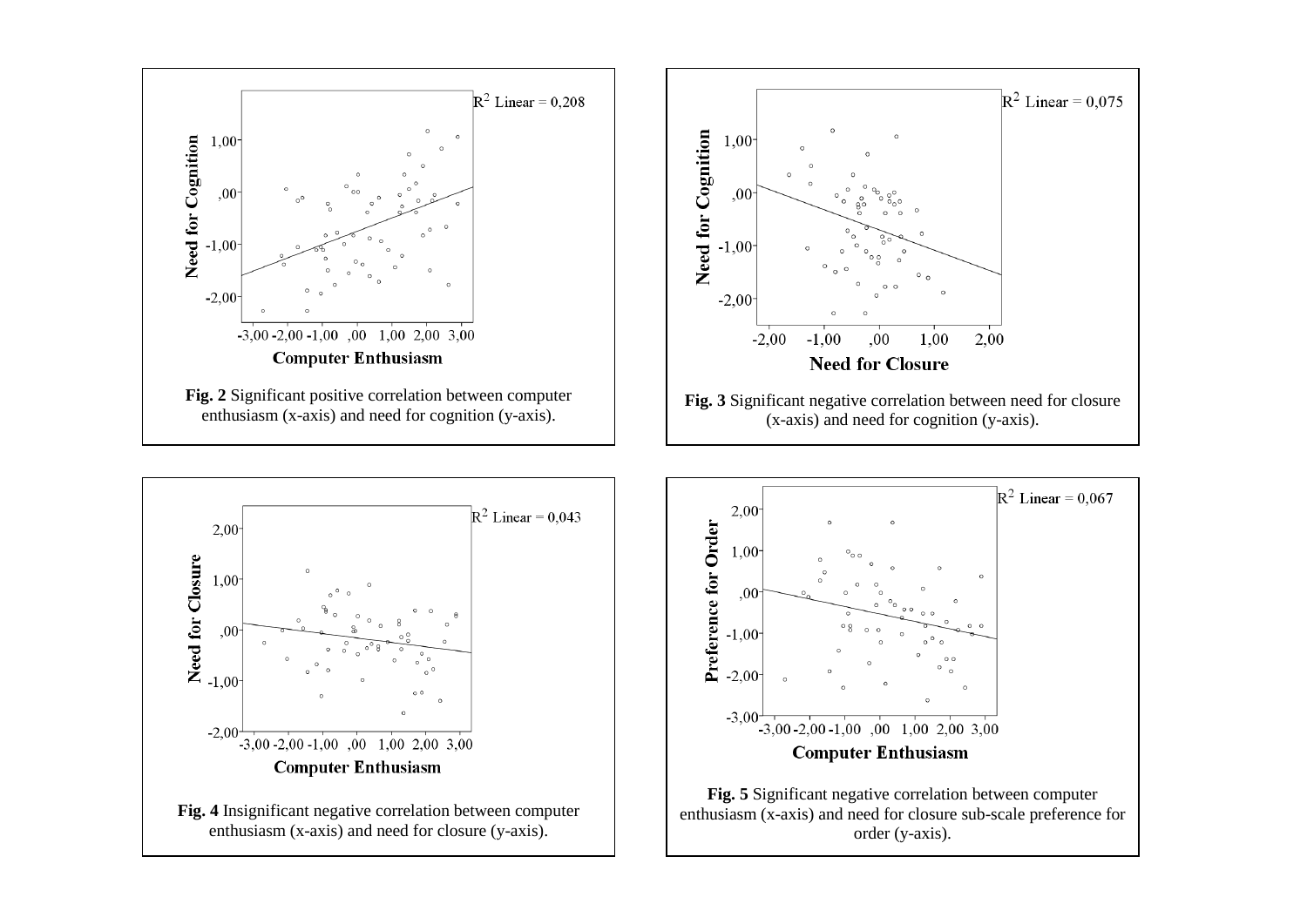**Fig. 2** Significant positive correlation between computer enthusiasm (x-axis) and need for cognition (y-axis).

**Fig. 3** Significant negative correlation between need for closure (x-axis) and need for cognition (y-axis).

**Fig. 4** Insignificant negative correlation between computer enthusiasm (x-axis) and need for closure (y-axis).

**Fig. 5** Significant negative correlation between computer enthusiasm (x-axis) and need for closure sub-scale preference for order (y-axis).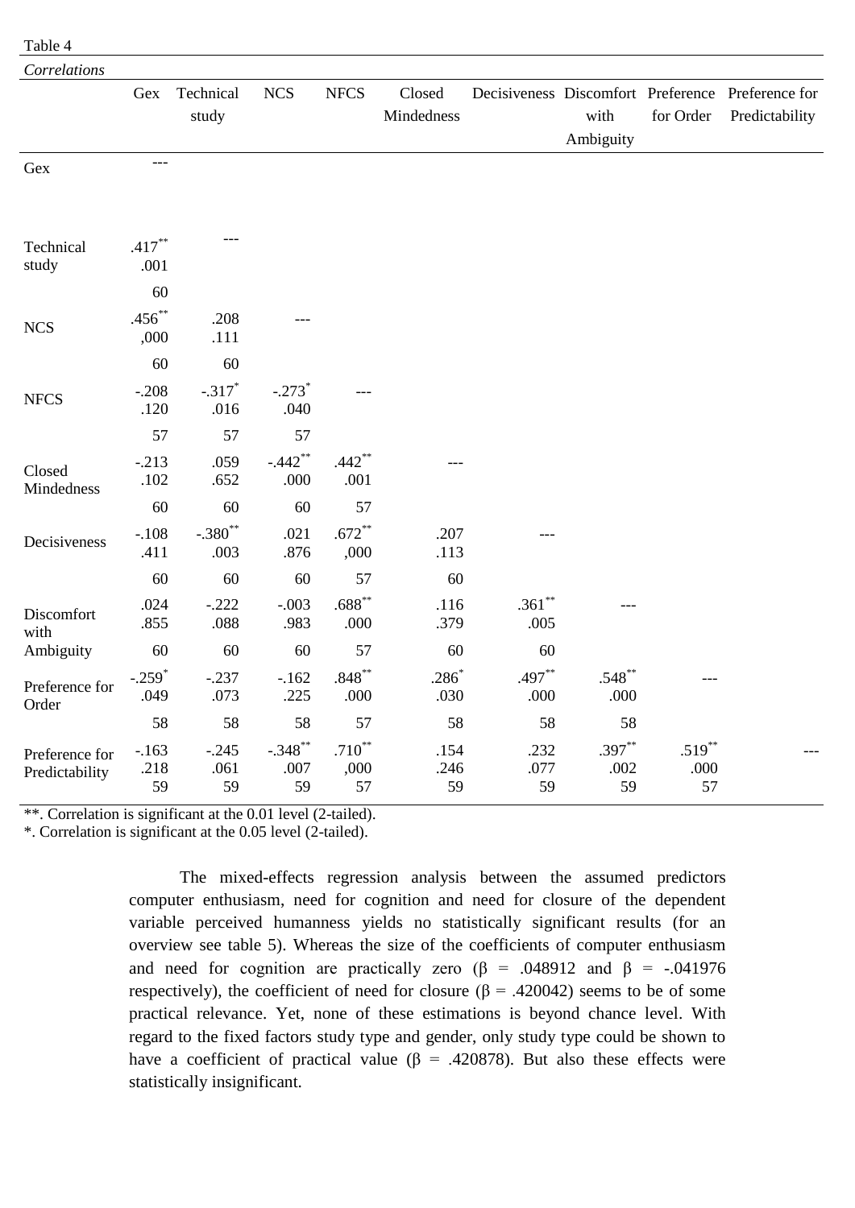Table 4

*Correlations*

| | Gex | Technical study | NCS | NFCS | Closed Mindedness | Decisiveness | Discomfort with Ambiguity | Preference for Order | Preference for Predictability |
|---|---|---|---|---|---|---|---|---|---|
| Gex | --- | | | | | | | | |
| Technical study | .417** <br> .001 <br> 60 | --- | | | | | | | |
| NCS | .456** <br> ,000 <br> 60 | .208 <br> .111 <br> 60 | --- | | | | | | |
| NFCS | -.208 <br> .120 <br> 57 | -.317* <br> .016 <br> 57 | -.273* <br> .040 <br> 57 | --- | | | | | |
| Closed Mindedness | -.213 <br> .102 <br> 60 | .059 <br> .652 <br> 60 | -.442** <br> .000 <br> 60 | .442** <br> .001 <br> 57 | --- | | | | |
| Decisiveness | -.108 <br> .411 <br> 60 | -.380** <br> .003 <br> 60 | .021 <br> .876 <br> 60 | .672** <br> ,000 <br> 57 | .207 <br> .113 <br> 60 | --- | | | |
| Discomfort with Ambiguity | .024 <br> .855 <br> 60 | -.222 <br> .088 <br> 60 | -.003 <br> .983 <br> 60 | .688** <br> .000 <br> 57 | .116 <br> .379 <br> 60 | .361** <br> .005 <br> 60 | --- | | |
| Preference for Order | -.259* <br> .049 <br> 58 | -.237 <br> .073 <br> 58 | -.162 <br> .225 <br> 58 | .848** <br> .000 <br> 57 | .286* <br> .030 <br> 58 | .497** <br> .000 <br> 58 | .548** <br> .000 <br> 58 | --- | |
| Preference for Predictability | -.163 <br> .218 <br> 59 | -.245 <br> .061 <br> 59 | -.348** <br> .007 <br> 59 | .710** <br> ,000 <br> 57 | .154 <br> .246 <br> 59 | .232 <br> .077 <br> 59 | .397** <br> .002 <br> 59 | .519** <br> .000 <br> 57 | --- |

**. Correlation is significant at the 0.01 level (2-tailed).

*. Correlation is significant at the 0.05 level (2-tailed).

The mixed-effects regression analysis between the assumed predictors computer enthusiasm, need for cognition and need for closure of the dependent variable perceived humanness yields no statistically significant results (for an overview see table 5). Whereas the size of the coefficients of computer enthusiasm and need for cognition are practically zero ($\beta$ = .048912 and $\beta$ = -.041976 respectively), the coefficient of need for closure ($\beta$ = .420042) seems to be of some practical relevance. Yet, none of these estimations is beyond chance level. With regard to the fixed factors study type and gender, only study type could be shown to have a coefficient of practical value ($\beta$ = .420878). But also these effects were statistically insignificant.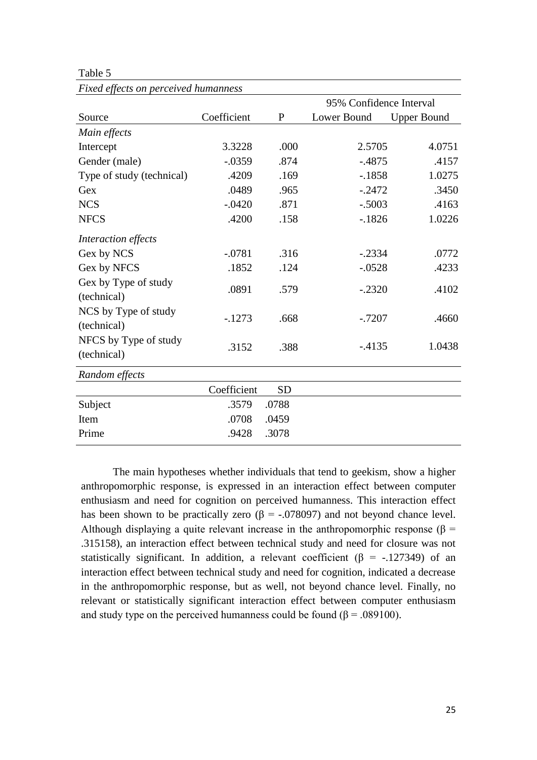Table 5

*Fixed effects on perceived humanness*

| Source | Coefficient | P | 95% Confidence Interval Lower Bound | Upper Bound |
|---|---|---|---|---|
| *Main effects* | | | | |
| Intercept | 3.3228 | .000 | 2.5705 | 4.0751 |
| Gender (male) | -.0359 | .874 | -.4875 | .4157 |
| Type of study (technical) | .4209 | .169 | -.1858 | 1.0275 |
| Gex | .0489 | .965 | -.2472 | .3450 |
| NCS | -.0420 | .871 | -.5003 | .4163 |
| NFCS | .4200 | .158 | -.1826 | 1.0226 |
| *Interaction effects* | | | | |
| Gex by NCS | -.0781 | .316 | -.2334 | .0772 |
| Gex by NFCS | .1852 | .124 | -.0528 | .4233 |
| Gex by Type of study (technical) | .0891 | .579 | -.2320 | .4102 |
| NCS by Type of study (technical) | -.1273 | .668 | -.7207 | .4660 |
| NFCS by Type of study (technical) | .3152 | .388 | -.4135 | 1.0438 |

| *Random effects* | Coefficient | SD |
|---|---|---|
| Subject | .3579 | .0788 |
| Item | .0708 | .0459 |
| Prime | .9428 | .3078 |

The main hypotheses whether individuals that tend to geekism, show a higher anthropomorphic response, is expressed in an interaction effect between computer enthusiasm and need for cognition on perceived humanness. This interaction effect has been shown to be practically zero ($\beta$ = -.078097) and not beyond chance level. Although displaying a quite relevant increase in the anthropomorphic response ($\beta$ = .315158), an interaction effect between technical study and need for closure was not statistically significant. In addition, a relevant coefficient ($\beta$ = -.127349) of an interaction effect between technical study and need for cognition, indicated a decrease in the anthropomorphic response, but as well, not beyond chance level. Finally, no relevant or statistically significant interaction effect between computer enthusiasm and study type on the perceived humanness could be found ($\beta$ = .089100).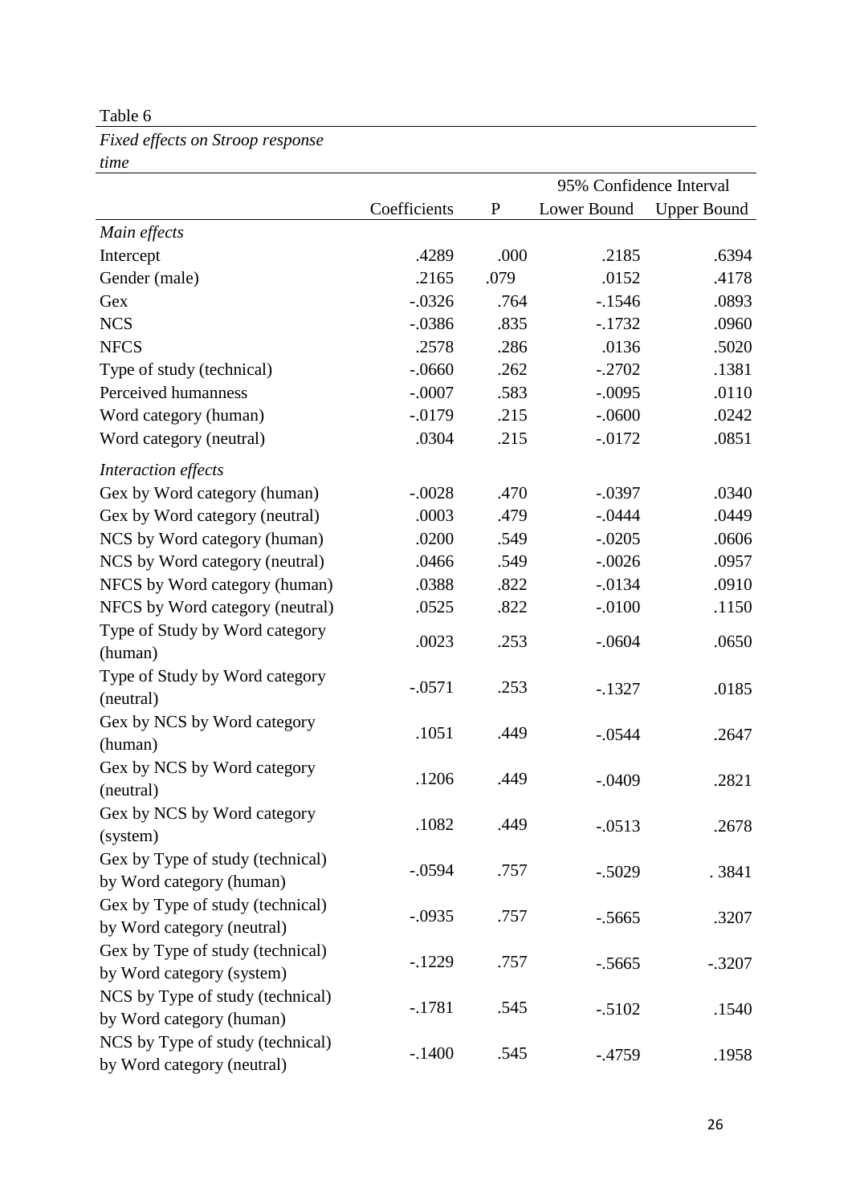Table 6

*Fixed effects on Stroop response time*

| | | | 95% Confidence Interval | |
|---|---|---|---|---|
| | Coefficients | P | Lower Bound | Upper Bound |
| *Main effects* | | | | |
| Intercept | .4289 | .000 | .2185 | .6394 |
| Gender (male) | .2165 | .079 | .0152 | .4178 |
| Gex | -.0326 | .764 | -.1546 | .0893 |
| NCS | -.0386 | .835 | -.1732 | .0960 |
| NFCS | .2578 | .286 | .0136 | .5020 |
| Type of study (technical) | -.0660 | .262 | -.2702 | .1381 |
| Perceived humanness | -.0007 | .583 | -.0095 | .0110 |
| Word category (human) | -.0179 | .215 | -.0600 | .0242 |
| Word category (neutral) | .0304 | .215 | -.0172 | .0851 |
| *Interaction effects* | | | | |
| Gex by Word category (human) | -.0028 | .470 | -.0397 | .0340 |
| Gex by Word category (neutral) | .0003 | .479 | -.0444 | .0449 |
| NCS by Word category (human) | .0200 | .549 | -.0205 | .0606 |
| NCS by Word category (neutral) | .0466 | .549 | -.0026 | .0957 |
| NFCS by Word category (human) | .0388 | .822 | -.0134 | .0910 |
| NFCS by Word category (neutral) | .0525 | .822 | -.0100 | .1150 |
| Type of Study by Word category (human) | .0023 | .253 | -.0604 | .0650 |
| Type of Study by Word category (neutral) | -.0571 | .253 | -.1327 | .0185 |
| Gex by NCS by Word category (human) | .1051 | .449 | -.0544 | .2647 |
| Gex by NCS by Word category (neutral) | .1206 | .449 | -.0409 | .2821 |
| Gex by NCS by Word category (system) | .1082 | .449 | -.0513 | .2678 |
| Gex by Type of study (technical) by Word category (human) | -.0594 | .757 | -.5029 | . 3841 |
| Gex by Type of study (technical) by Word category (neutral) | -.0935 | .757 | -.5665 | .3207 |
| Gex by Type of study (technical) by Word category (system) | -.1229 | .757 | -.5665 | -.3207 |
| NCS by Type of study (technical) by Word category (human) | -.1781 | .545 | -.5102 | .1540 |
| NCS by Type of study (technical) by Word category (neutral) | -.1400 | .545 | -.4759 | .1958 |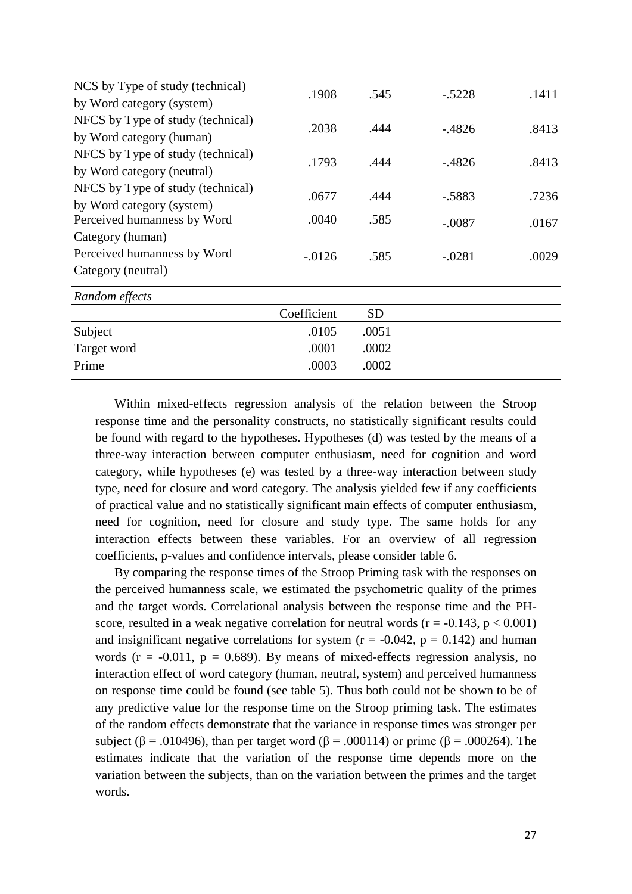| | | | | |
|---|---|---|---|---|
| NCS by Type of study (technical) by Word category (system) | .1908 | .545 | -.5228 | .1411 |
| NFCS by Type of study (technical) by Word category (human) | .2038 | .444 | -.4826 | .8413 |
| NFCS by Type of study (technical) by Word category (neutral) | .1793 | .444 | -.4826 | .8413 |
| NFCS by Type of study (technical) by Word category (system) | .0677 | .444 | -.5883 | .7236 |
| Perceived humanness by Word Category (human) | .0040 | .585 | -.0087 | .0167 |
| Perceived humanness by Word Category (neutral) | -.0126 | .585 | -.0281 | .0029 |
| *Random effects* | | | | |
| | Coefficient | SD | | |
| Subject | .0105 | .0051 | | |
| Target word | .0001 | .0002 | | |
| Prime | .0003 | .0002 | | |

Within mixed-effects regression analysis of the relation between the Stroop response time and the personality constructs, no statistically significant results could be found with regard to the hypotheses. Hypotheses (d) was tested by the means of a three-way interaction between computer enthusiasm, need for cognition and word category, while hypotheses (e) was tested by a three-way interaction between study type, need for closure and word category. The analysis yielded few if any coefficients of practical value and no statistically significant main effects of computer enthusiasm, need for cognition, need for closure and study type. The same holds for any interaction effects between these variables. For an overview of all regression coefficients, p-values and confidence intervals, please consider table 6.

By comparing the response times of the Stroop Priming task with the responses on the perceived humanness scale, we estimated the psychometric quality of the primes and the target words. Correlational analysis between the response time and the PH-score, resulted in a weak negative correlation for neutral words ($r = -0.143$, $p < 0.001$) and insignificant negative correlations for system ($r = -0.042$, $p = 0.142$) and human words ($r = -0.011$, $p = 0.689$). By means of mixed-effects regression analysis, no interaction effect of word category (human, neutral, system) and perceived humanness on response time could be found (see table 5). Thus both could not be shown to be of any predictive value for the response time on the Stroop priming task. The estimates of the random effects demonstrate that the variance in response times was stronger per subject ($\beta = .010496$), than per target word ($\beta = .000114$) or prime ($\beta = .000264$). The estimates indicate that the variation of the response time depends more on the variation between the subjects, than on the variation between the primes and the target words.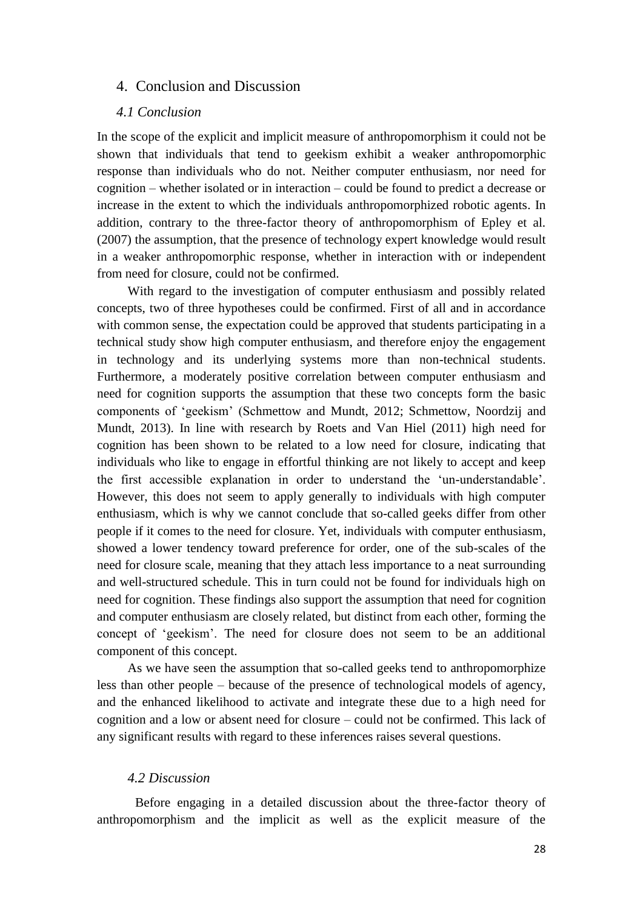## 4. Conclusion and Discussion

### *4.1 Conclusion*

In the scope of the explicit and implicit measure of anthropomorphism it could not be shown that individuals that tend to geekism exhibit a weaker anthropomorphic response than individuals who do not. Neither computer enthusiasm, nor need for cognition – whether isolated or in interaction – could be found to predict a decrease or increase in the extent to which the individuals anthropomorphized robotic agents. In addition, contrary to the three-factor theory of anthropomorphism of Epley et al. (2007) the assumption, that the presence of technology expert knowledge would result in a weaker anthropomorphic response, whether in interaction with or independent from need for closure, could not be confirmed.

With regard to the investigation of computer enthusiasm and possibly related concepts, two of three hypotheses could be confirmed. First of all and in accordance with common sense, the expectation could be approved that students participating in a technical study show high computer enthusiasm, and therefore enjoy the engagement in technology and its underlying systems more than non-technical students. Furthermore, a moderately positive correlation between computer enthusiasm and need for cognition supports the assumption that these two concepts form the basic components of 'geekism' (Schmettow and Mundt, 2012; Schmettow, Noordzij and Mundt, 2013). In line with research by Roets and Van Hiel (2011) high need for cognition has been shown to be related to a low need for closure, indicating that individuals who like to engage in effortful thinking are not likely to accept and keep the first accessible explanation in order to understand the 'un-understandable'. However, this does not seem to apply generally to individuals with high computer enthusiasm, which is why we cannot conclude that so-called geeks differ from other people if it comes to the need for closure. Yet, individuals with computer enthusiasm, showed a lower tendency toward preference for order, one of the sub-scales of the need for closure scale, meaning that they attach less importance to a neat surrounding and well-structured schedule. This in turn could not be found for individuals high on need for cognition. These findings also support the assumption that need for cognition and computer enthusiasm are closely related, but distinct from each other, forming the concept of 'geekism'. The need for closure does not seem to be an additional component of this concept.

As we have seen the assumption that so-called geeks tend to anthropomorphize less than other people – because of the presence of technological models of agency, and the enhanced likelihood to activate and integrate these due to a high need for cognition and a low or absent need for closure – could not be confirmed. This lack of any significant results with regard to these inferences raises several questions.

### *4.2 Discussion*

Before engaging in a detailed discussion about the three-factor theory of anthropomorphism and the implicit as well as the explicit measure of the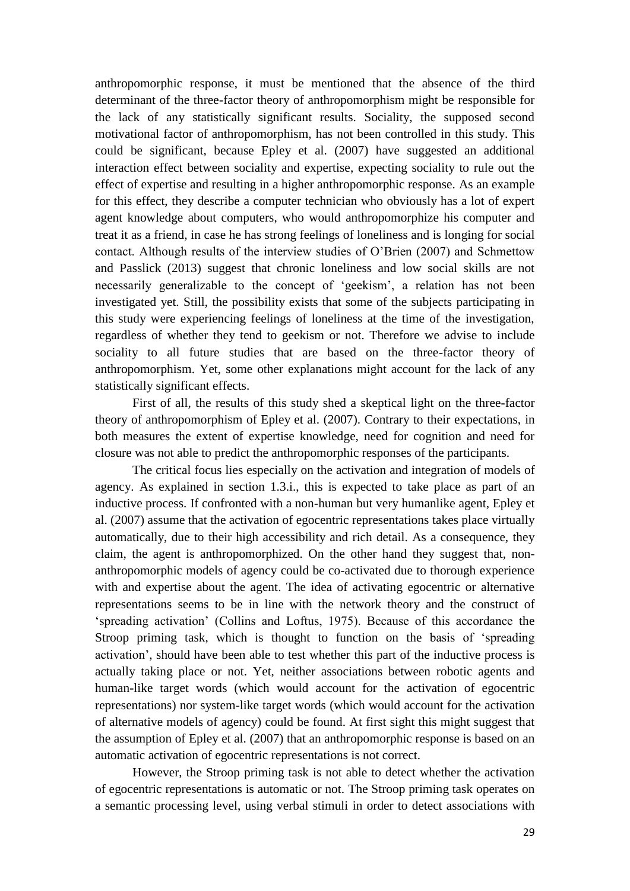anthropomorphic response, it must be mentioned that the absence of the third determinant of the three-factor theory of anthropomorphism might be responsible for the lack of any statistically significant results. Sociality, the supposed second motivational factor of anthropomorphism, has not been controlled in this study. This could be significant, because Epley et al. (2007) have suggested an additional interaction effect between sociality and expertise, expecting sociality to rule out the effect of expertise and resulting in a higher anthropomorphic response. As an example for this effect, they describe a computer technician who obviously has a lot of expert agent knowledge about computers, who would anthropomorphize his computer and treat it as a friend, in case he has strong feelings of loneliness and is longing for social contact. Although results of the interview studies of O'Brien (2007) and Schmettow and Passlick (2013) suggest that chronic loneliness and low social skills are not necessarily generalizable to the concept of 'geekism', a relation has not been investigated yet. Still, the possibility exists that some of the subjects participating in this study were experiencing feelings of loneliness at the time of the investigation, regardless of whether they tend to geekism or not. Therefore we advise to include sociality to all future studies that are based on the three-factor theory of anthropomorphism. Yet, some other explanations might account for the lack of any statistically significant effects.

First of all, the results of this study shed a skeptical light on the three-factor theory of anthropomorphism of Epley et al. (2007). Contrary to their expectations, in both measures the extent of expertise knowledge, need for cognition and need for closure was not able to predict the anthropomorphic responses of the participants.

The critical focus lies especially on the activation and integration of models of agency. As explained in section 1.3.i., this is expected to take place as part of an inductive process. If confronted with a non-human but very humanlike agent, Epley et al. (2007) assume that the activation of egocentric representations takes place virtually automatically, due to their high accessibility and rich detail. As a consequence, they claim, the agent is anthropomorphized. On the other hand they suggest that, non-anthropomorphic models of agency could be co-activated due to thorough experience with and expertise about the agent. The idea of activating egocentric or alternative representations seems to be in line with the network theory and the construct of 'spreading activation' (Collins and Loftus, 1975). Because of this accordance the Stroop priming task, which is thought to function on the basis of 'spreading activation', should have been able to test whether this part of the inductive process is actually taking place or not. Yet, neither associations between robotic agents and human-like target words (which would account for the activation of egocentric representations) nor system-like target words (which would account for the activation of alternative models of agency) could be found. At first sight this might suggest that the assumption of Epley et al. (2007) that an anthropomorphic response is based on an automatic activation of egocentric representations is not correct.

However, the Stroop priming task is not able to detect whether the activation of egocentric representations is automatic or not. The Stroop priming task operates on a semantic processing level, using verbal stimuli in order to detect associations with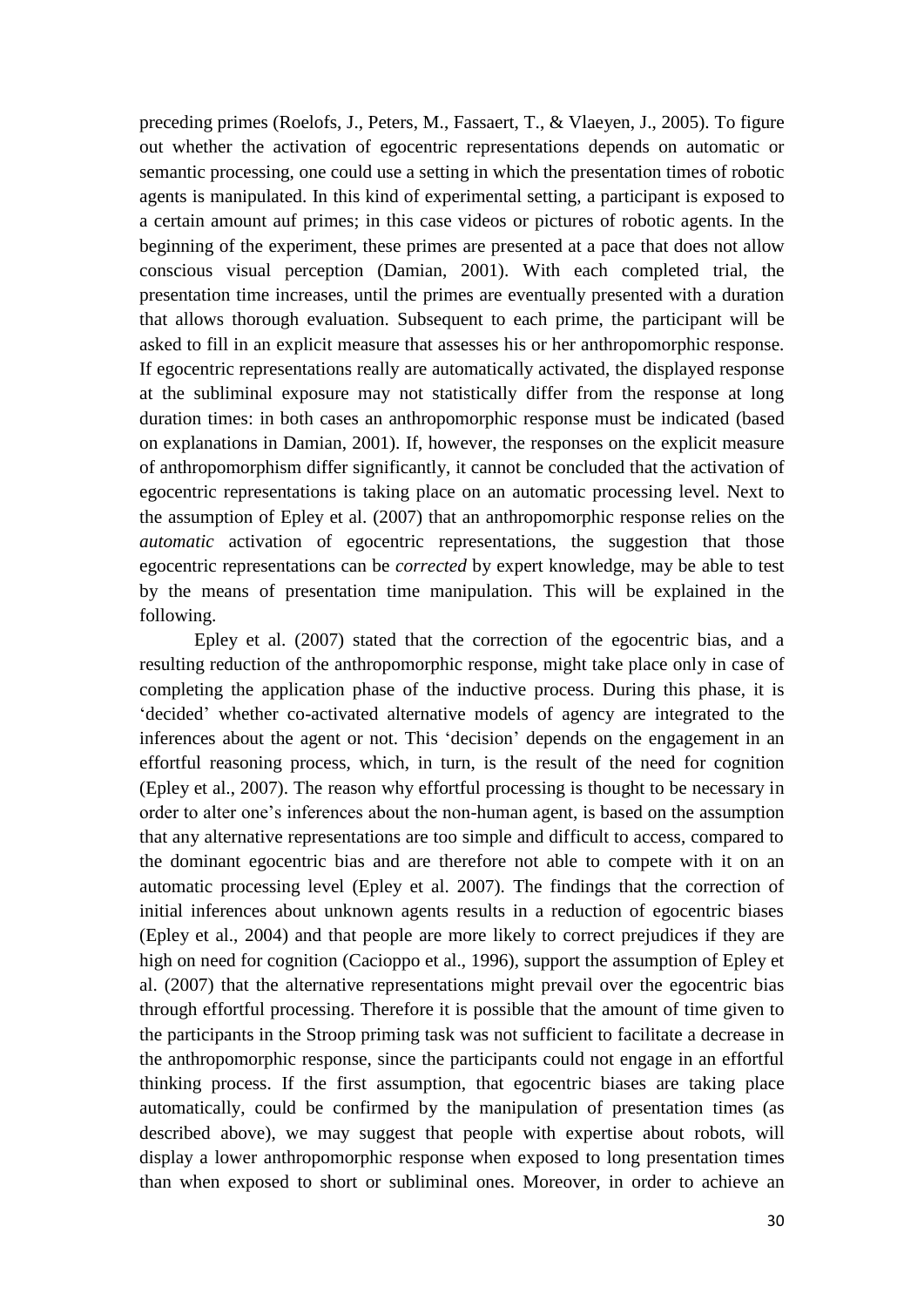preceding primes (Roelofs, J., Peters, M., Fassaert, T., & Vlaeyen, J., 2005). To figure out whether the activation of egocentric representations depends on automatic or semantic processing, one could use a setting in which the presentation times of robotic agents is manipulated. In this kind of experimental setting, a participant is exposed to a certain amount auf primes; in this case videos or pictures of robotic agents. In the beginning of the experiment, these primes are presented at a pace that does not allow conscious visual perception (Damian, 2001). With each completed trial, the presentation time increases, until the primes are eventually presented with a duration that allows thorough evaluation. Subsequent to each prime, the participant will be asked to fill in an explicit measure that assesses his or her anthropomorphic response. If egocentric representations really are automatically activated, the displayed response at the subliminal exposure may not statistically differ from the response at long duration times: in both cases an anthropomorphic response must be indicated (based on explanations in Damian, 2001). If, however, the responses on the explicit measure of anthropomorphism differ significantly, it cannot be concluded that the activation of egocentric representations is taking place on an automatic processing level. Next to the assumption of Epley et al. (2007) that an anthropomorphic response relies on the *automatic* activation of egocentric representations, the suggestion that those egocentric representations can be *corrected* by expert knowledge, may be able to test by the means of presentation time manipulation. This will be explained in the following.

Epley et al. (2007) stated that the correction of the egocentric bias, and a resulting reduction of the anthropomorphic response, might take place only in case of completing the application phase of the inductive process. During this phase, it is 'decided' whether co-activated alternative models of agency are integrated to the inferences about the agent or not. This 'decision' depends on the engagement in an effortful reasoning process, which, in turn, is the result of the need for cognition (Epley et al., 2007). The reason why effortful processing is thought to be necessary in order to alter one's inferences about the non-human agent, is based on the assumption that any alternative representations are too simple and difficult to access, compared to the dominant egocentric bias and are therefore not able to compete with it on an automatic processing level (Epley et al. 2007). The findings that the correction of initial inferences about unknown agents results in a reduction of egocentric biases (Epley et al., 2004) and that people are more likely to correct prejudices if they are high on need for cognition (Cacioppo et al., 1996), support the assumption of Epley et al. (2007) that the alternative representations might prevail over the egocentric bias through effortful processing. Therefore it is possible that the amount of time given to the participants in the Stroop priming task was not sufficient to facilitate a decrease in the anthropomorphic response, since the participants could not engage in an effortful thinking process. If the first assumption, that egocentric biases are taking place automatically, could be confirmed by the manipulation of presentation times (as described above), we may suggest that people with expertise about robots, will display a lower anthropomorphic response when exposed to long presentation times than when exposed to short or subliminal ones. Moreover, in order to achieve an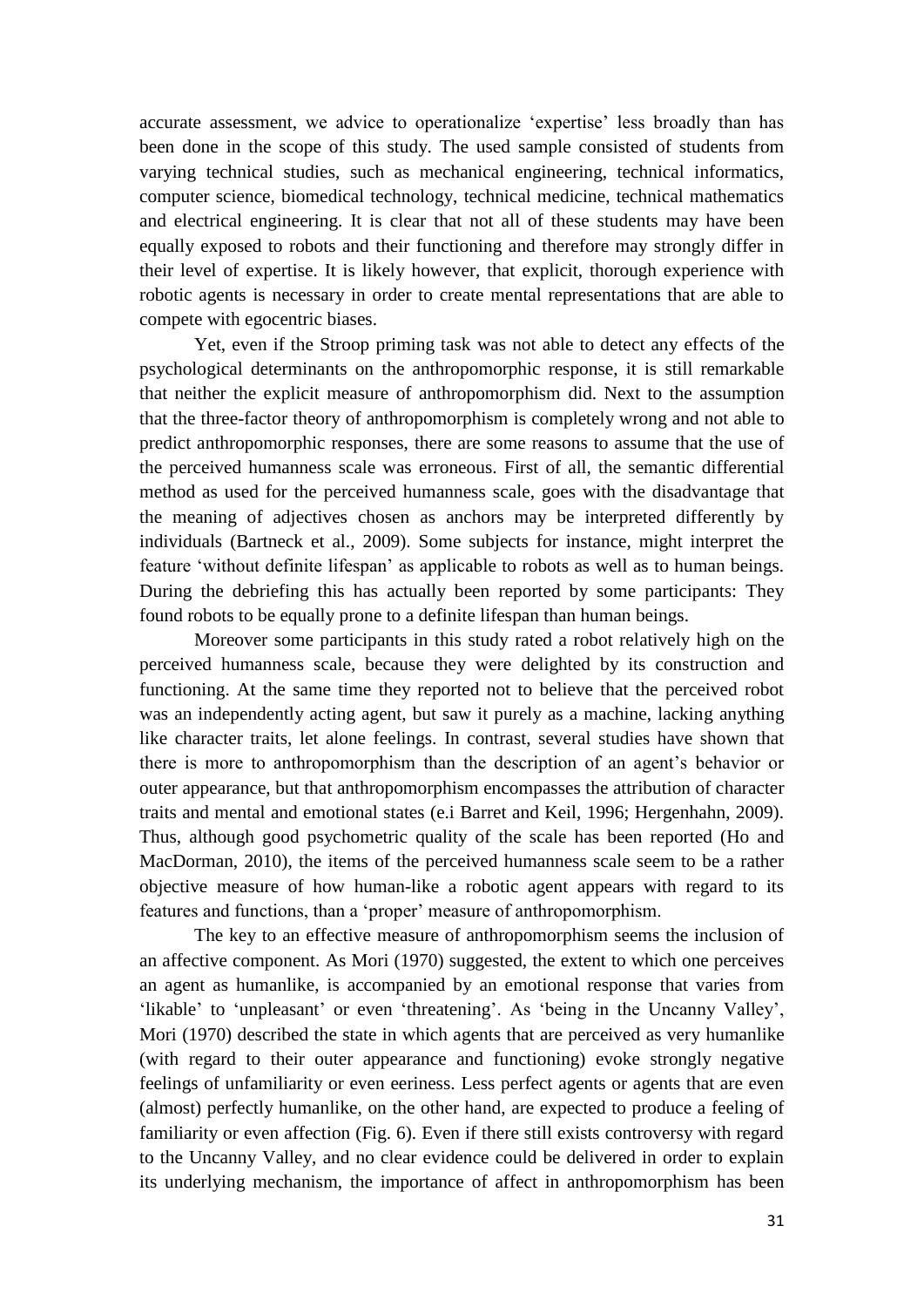accurate assessment, we advice to operationalize 'expertise' less broadly than has been done in the scope of this study. The used sample consisted of students from varying technical studies, such as mechanical engineering, technical informatics, computer science, biomedical technology, technical medicine, technical mathematics and electrical engineering. It is clear that not all of these students may have been equally exposed to robots and their functioning and therefore may strongly differ in their level of expertise. It is likely however, that explicit, thorough experience with robotic agents is necessary in order to create mental representations that are able to compete with egocentric biases.

Yet, even if the Stroop priming task was not able to detect any effects of the psychological determinants on the anthropomorphic response, it is still remarkable that neither the explicit measure of anthropomorphism did. Next to the assumption that the three-factor theory of anthropomorphism is completely wrong and not able to predict anthropomorphic responses, there are some reasons to assume that the use of the perceived humanness scale was erroneous. First of all, the semantic differential method as used for the perceived humanness scale, goes with the disadvantage that the meaning of adjectives chosen as anchors may be interpreted differently by individuals (Bartneck et al., 2009). Some subjects for instance, might interpret the feature 'without definite lifespan' as applicable to robots as well as to human beings. During the debriefing this has actually been reported by some participants: They found robots to be equally prone to a definite lifespan than human beings.

Moreover some participants in this study rated a robot relatively high on the perceived humanness scale, because they were delighted by its construction and functioning. At the same time they reported not to believe that the perceived robot was an independently acting agent, but saw it purely as a machine, lacking anything like character traits, let alone feelings. In contrast, several studies have shown that there is more to anthropomorphism than the description of an agent's behavior or outer appearance, but that anthropomorphism encompasses the attribution of character traits and mental and emotional states (e.i Barret and Keil, 1996; Hergenhahn, 2009). Thus, although good psychometric quality of the scale has been reported (Ho and MacDorman, 2010), the items of the perceived humanness scale seem to be a rather objective measure of how human-like a robotic agent appears with regard to its features and functions, than a 'proper' measure of anthropomorphism.

The key to an effective measure of anthropomorphism seems the inclusion of an affective component. As Mori (1970) suggested, the extent to which one perceives an agent as humanlike, is accompanied by an emotional response that varies from 'likable' to 'unpleasant' or even 'threatening'. As 'being in the Uncanny Valley', Mori (1970) described the state in which agents that are perceived as very humanlike (with regard to their outer appearance and functioning) evoke strongly negative feelings of unfamiliarity or even eeriness. Less perfect agents or agents that are even (almost) perfectly humanlike, on the other hand, are expected to produce a feeling of familiarity or even affection (Fig. 6). Even if there still exists controversy with regard to the Uncanny Valley, and no clear evidence could be delivered in order to explain its underlying mechanism, the importance of affect in anthropomorphism has been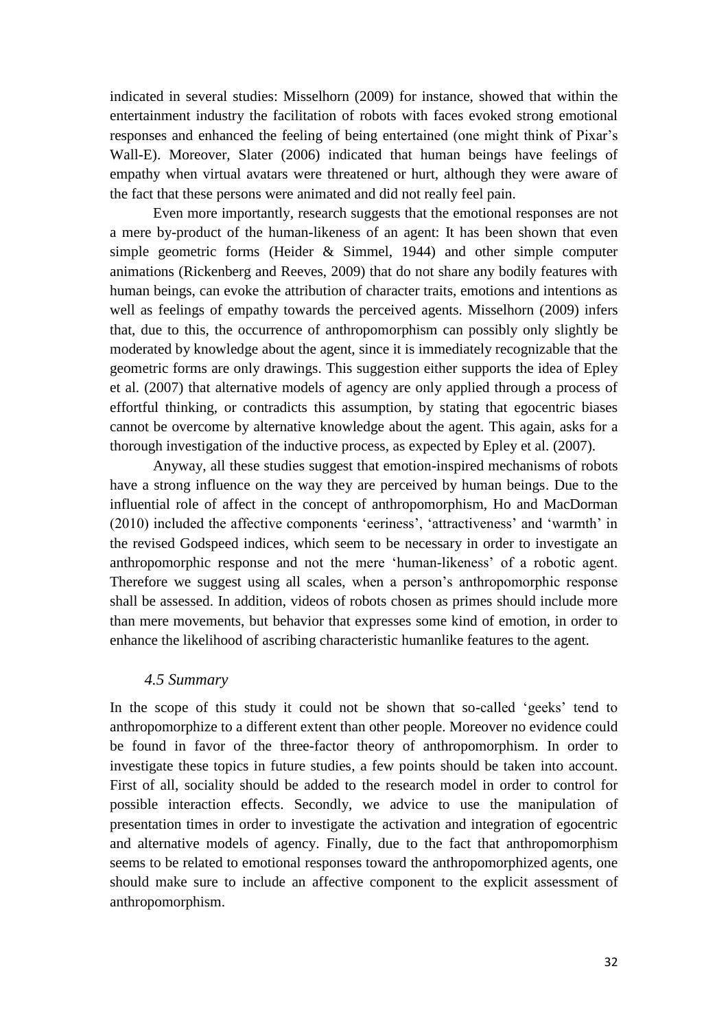indicated in several studies: Misselhorn (2009) for instance, showed that within the entertainment industry the facilitation of robots with faces evoked strong emotional responses and enhanced the feeling of being entertained (one might think of Pixar's Wall-E). Moreover, Slater (2006) indicated that human beings have feelings of empathy when virtual avatars were threatened or hurt, although they were aware of the fact that these persons were animated and did not really feel pain.

Even more importantly, research suggests that the emotional responses are not a mere by-product of the human-likeness of an agent: It has been shown that even simple geometric forms (Heider & Simmel, 1944) and other simple computer animations (Rickenberg and Reeves, 2009) that do not share any bodily features with human beings, can evoke the attribution of character traits, emotions and intentions as well as feelings of empathy towards the perceived agents. Misselhorn (2009) infers that, due to this, the occurrence of anthropomorphism can possibly only slightly be moderated by knowledge about the agent, since it is immediately recognizable that the geometric forms are only drawings. This suggestion either supports the idea of Epley et al. (2007) that alternative models of agency are only applied through a process of effortful thinking, or contradicts this assumption, by stating that egocentric biases cannot be overcome by alternative knowledge about the agent. This again, asks for a thorough investigation of the inductive process, as expected by Epley et al. (2007).

Anyway, all these studies suggest that emotion-inspired mechanisms of robots have a strong influence on the way they are perceived by human beings. Due to the influential role of affect in the concept of anthropomorphism, Ho and MacDorman (2010) included the affective components 'eeriness', 'attractiveness' and 'warmth' in the revised Godspeed indices, which seem to be necessary in order to investigate an anthropomorphic response and not the mere 'human-likeness' of a robotic agent. Therefore we suggest using all scales, when a person's anthropomorphic response shall be assessed. In addition, videos of robots chosen as primes should include more than mere movements, but behavior that expresses some kind of emotion, in order to enhance the likelihood of ascribing characteristic humanlike features to the agent.

### *4.5 Summary*

In the scope of this study it could not be shown that so-called 'geeks' tend to anthropomorphize to a different extent than other people. Moreover no evidence could be found in favor of the three-factor theory of anthropomorphism. In order to investigate these topics in future studies, a few points should be taken into account. First of all, sociality should be added to the research model in order to control for possible interaction effects. Secondly, we advice to use the manipulation of presentation times in order to investigate the activation and integration of egocentric and alternative models of agency. Finally, due to the fact that anthropomorphism seems to be related to emotional responses toward the anthropomorphized agents, one should make sure to include an affective component to the explicit assessment of anthropomorphism.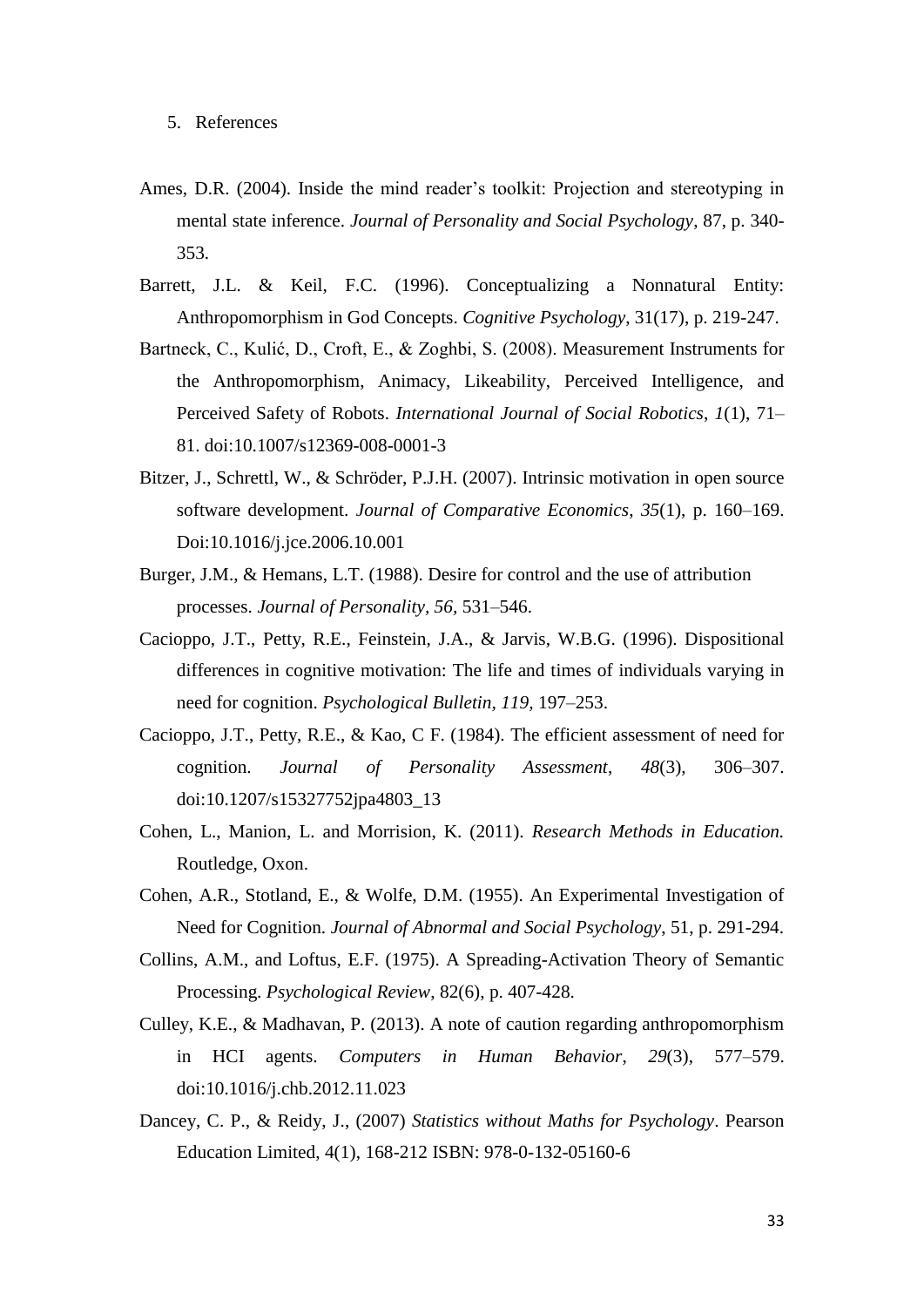5. References

Ames, D.R. (2004). Inside the mind reader's toolkit: Projection and stereotyping in mental state inference. *Journal of Personality and Social Psychology*, 87, p. 340-353.

Barrett, J.L. & Keil, F.C. (1996). Conceptualizing a Nonnatural Entity: Anthropomorphism in God Concepts. *Cognitive Psychology*, 31(17), p. 219-247.

Bartneck, C., Kulić, D., Croft, E., & Zoghbi, S. (2008). Measurement Instruments for the Anthropomorphism, Animacy, Likeability, Perceived Intelligence, and Perceived Safety of Robots. *International Journal of Social Robotics*, *1*(1), 71–81. doi:10.1007/s12369-008-0001-3

Bitzer, J., Schrettl, W., & Schröder, P.J.H. (2007). Intrinsic motivation in open source software development. *Journal of Comparative Economics*, *35*(1), p. 160–169. Doi:10.1016/j.jce.2006.10.001

Burger, J.M., & Hemans, L.T. (1988). Desire for control and the use of attribution processes. *Journal of Personality, 56*, 531–546.

Cacioppo, J.T., Petty, R.E., Feinstein, J.A., & Jarvis, W.B.G. (1996). Dispositional differences in cognitive motivation: The life and times of individuals varying in need for cognition. *Psychological Bulletin, 119*, 197–253.

Cacioppo, J.T., Petty, R.E., & Kao, C F. (1984). The efficient assessment of need for cognition. *Journal of Personality Assessment*, *48*(3), 306–307. doi:10.1207/s15327752jpa4803_13

Cohen, L., Manion, L. and Morrision, K. (2011). *Research Methods in Education.* Routledge, Oxon.

Cohen, A.R., Stotland, E., & Wolfe, D.M. (1955). An Experimental Investigation of Need for Cognition. *Journal of Abnormal and Social Psychology*, 51, p. 291-294.

Collins, A.M., and Loftus, E.F. (1975). A Spreading-Activation Theory of Semantic Processing. *Psychological Review*, 82(6), p. 407-428.

Culley, K.E., & Madhavan, P. (2013). A note of caution regarding anthropomorphism in HCI agents. *Computers in Human Behavior*, *29*(3), 577–579. doi:10.1016/j.chb.2012.11.023

Dancey, C. P., & Reidy, J., (2007) *Statistics without Maths for Psychology*. Pearson Education Limited, 4(1), 168-212 ISBN: 978-0-132-05160-6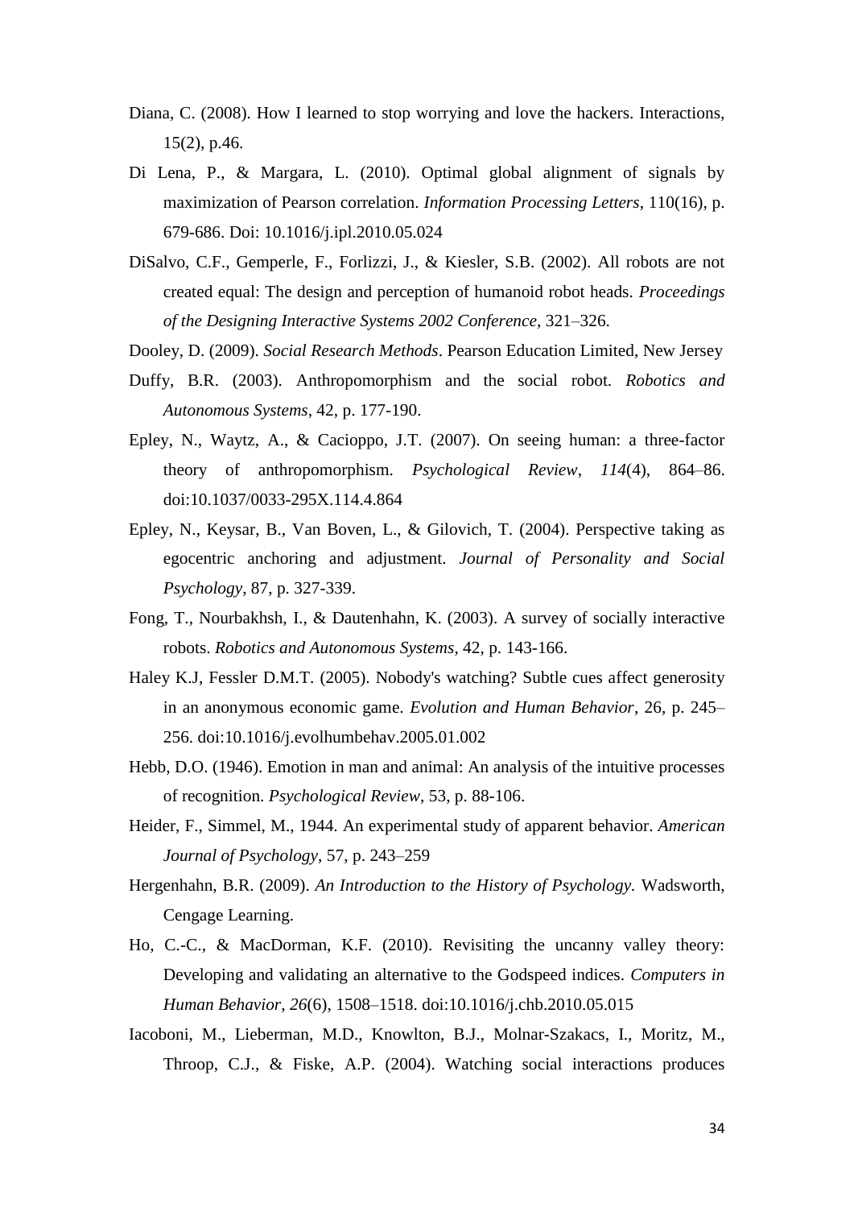Diana, C. (2008). How I learned to stop worrying and love the hackers. Interactions, 15(2), p.46.

Di Lena, P., & Margara, L. (2010). Optimal global alignment of signals by maximization of Pearson correlation. *Information Processing Letters*, 110(16), p. 679-686. Doi: 10.1016/j.ipl.2010.05.024

DiSalvo, C.F., Gemperle, F., Forlizzi, J., & Kiesler, S.B. (2002). All robots are not created equal: The design and perception of humanoid robot heads. *Proceedings of the Designing Interactive Systems 2002 Conference*, 321–326.

Dooley, D. (2009). *Social Research Methods*. Pearson Education Limited, New Jersey

Duffy, B.R. (2003). Anthropomorphism and the social robot. *Robotics and Autonomous Systems*, 42, p. 177-190.

Epley, N., Waytz, A., & Cacioppo, J.T. (2007). On seeing human: a three-factor theory of anthropomorphism. *Psychological Review*, *114*(4), 864–86. doi:10.1037/0033-295X.114.4.864

Epley, N., Keysar, B., Van Boven, L., & Gilovich, T. (2004). Perspective taking as egocentric anchoring and adjustment. *Journal of Personality and Social Psychology*, 87, p. 327-339.

Fong, T., Nourbakhsh, I., & Dautenhahn, K. (2003). A survey of socially interactive robots. *Robotics and Autonomous Systems*, 42, p. 143-166.

Haley K.J, Fessler D.M.T. (2005). Nobody's watching? Subtle cues affect generosity in an anonymous economic game. *Evolution and Human Behavior*, 26, p. 245–256. doi:10.1016/j.evolhumbehav.2005.01.002

Hebb, D.O. (1946). Emotion in man and animal: An analysis of the intuitive processes of recognition. *Psychological Review*, 53, p. 88-106.

Heider, F., Simmel, M., 1944. An experimental study of apparent behavior. *American Journal of Psychology*, 57, p. 243–259

Hergenhahn, B.R. (2009). *An Introduction to the History of Psychology.* Wadsworth, Cengage Learning.

Ho, C.-C., & MacDorman, K.F. (2010). Revisiting the uncanny valley theory: Developing and validating an alternative to the Godspeed indices. *Computers in Human Behavior*, *26*(6), 1508–1518. doi:10.1016/j.chb.2010.05.015

Iacoboni, M., Lieberman, M.D., Knowlton, B.J., Molnar-Szakacs, I., Moritz, M., Throop, C.J., & Fiske, A.P. (2004). Watching social interactions produces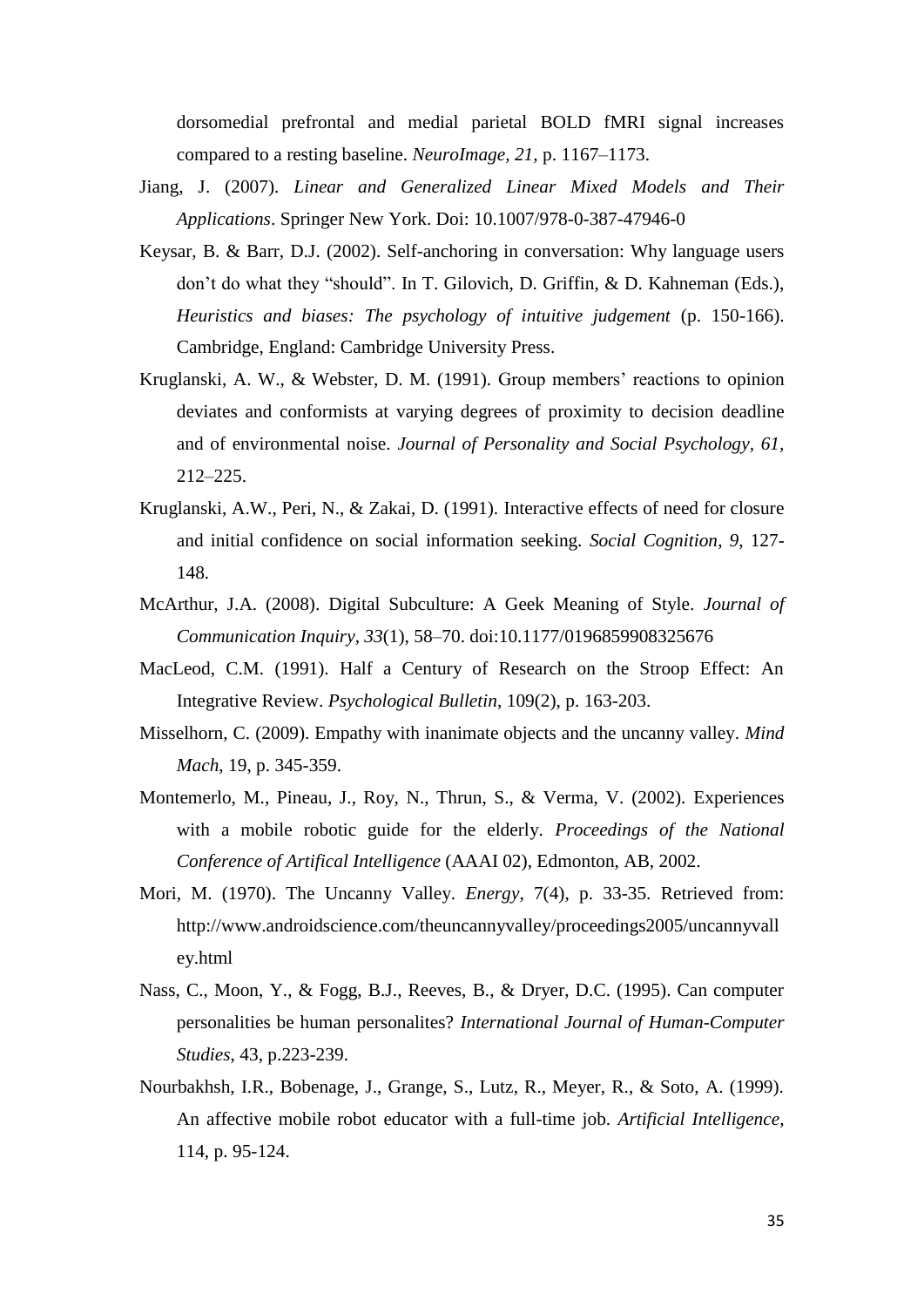dorsomedial prefrontal and medial parietal BOLD fMRI signal increases compared to a resting baseline. *NeuroImage, 21,* p. 1167–1173.

Jiang, J. (2007). *Linear and Generalized Linear Mixed Models and Their Applications*. Springer New York. Doi: 10.1007/978-0-387-47946-0

Keysar, B. & Barr, D.J. (2002). Self-anchoring in conversation: Why language users don't do what they "should". In T. Gilovich, D. Griffin, & D. Kahneman (Eds.), *Heuristics and biases: The psychology of intuitive judgement* (p. 150-166). Cambridge, England: Cambridge University Press.

Kruglanski, A. W., & Webster, D. M. (1991). Group members' reactions to opinion deviates and conformists at varying degrees of proximity to decision deadline and of environmental noise. *Journal of Personality and Social Psychology, 61*, 212–225.

Kruglanski, A.W., Peri, N., & Zakai, D. (1991). Interactive effects of need for closure and initial confidence on social information seeking. *Social Cognition, 9*, 127-148.

McArthur, J.A. (2008). Digital Subculture: A Geek Meaning of Style. *Journal of Communication Inquiry*, *33*(1), 58–70. doi:10.1177/0196859908325676

MacLeod, C.M. (1991). Half a Century of Research on the Stroop Effect: An Integrative Review. *Psychological Bulletin*, 109(2), p. 163-203.

Misselhorn, C. (2009). Empathy with inanimate objects and the uncanny valley. *Mind Mach*, 19, p. 345-359.

Montemerlo, M., Pineau, J., Roy, N., Thrun, S., & Verma, V. (2002). Experiences with a mobile robotic guide for the elderly. *Proceedings of the National Conference of Artifical Intelligence* (AAAI 02), Edmonton, AB, 2002.

Mori, M. (1970). The Uncanny Valley. *Energy*, 7(4), p. 33-35. Retrieved from: http://www.androidscience.com/theuncannyvalley/proceedings2005/uncannyvalley.html

Nass, C., Moon, Y., & Fogg, B.J., Reeves, B., & Dryer, D.C. (1995). Can computer personalities be human personalites? *International Journal of Human-Computer Studies*, 43, p.223-239.

Nourbakhsh, I.R., Bobenage, J., Grange, S., Lutz, R., Meyer, R., & Soto, A. (1999). An affective mobile robot educator with a full-time job. *Artificial Intelligence*, 114, p. 95-124.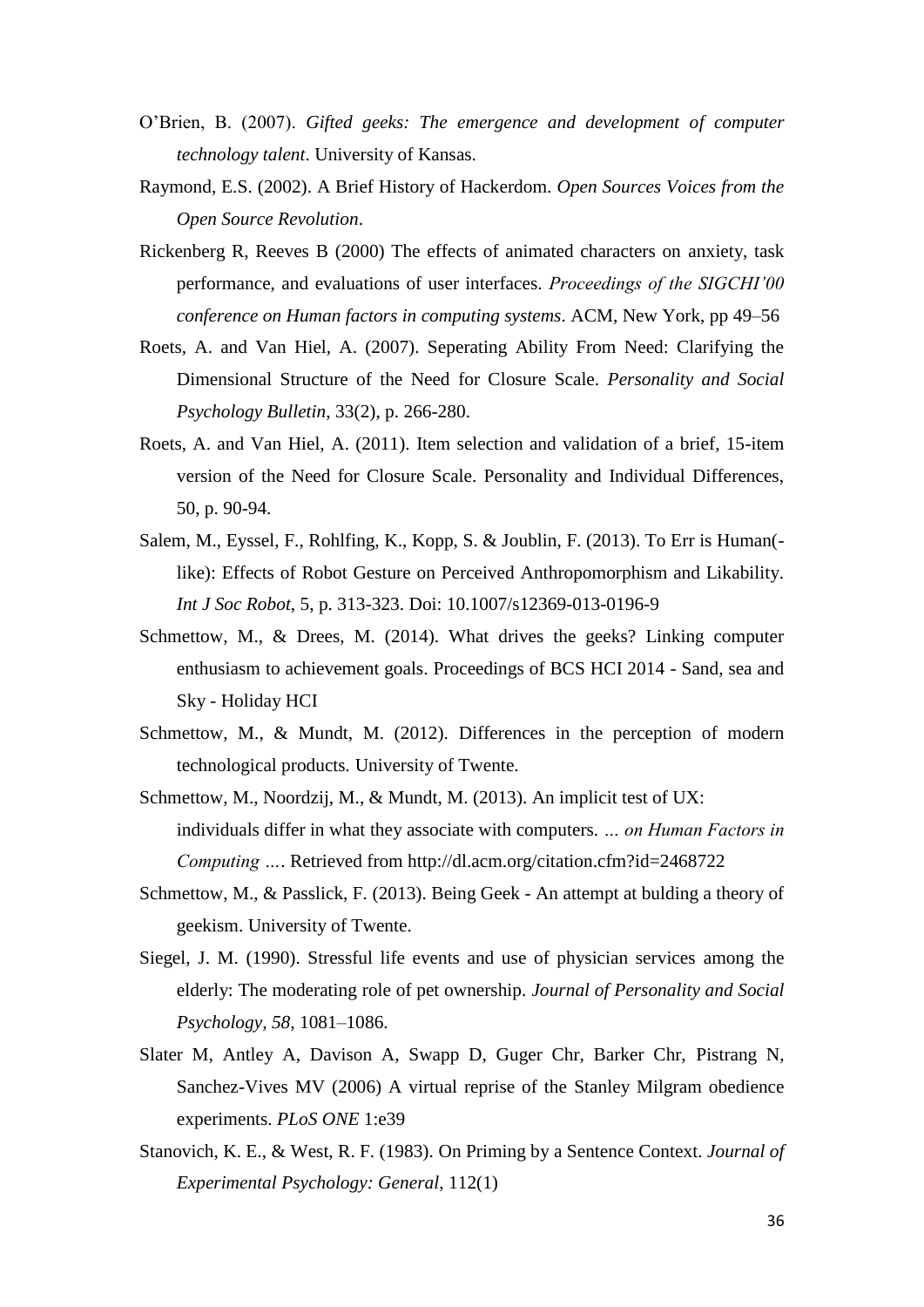O'Brien, B. (2007). *Gifted geeks: The emergence and development of computer technology talent*. University of Kansas.

Raymond, E.S. (2002). A Brief History of Hackerdom. *Open Sources Voices from the Open Source Revolution*.

Rickenberg R, Reeves B (2000) The effects of animated characters on anxiety, task performance, and evaluations of user interfaces. *Proceedings of the SIGCHI'00 conference on Human factors in computing systems*. ACM, New York, pp 49–56

Roets, A. and Van Hiel, A. (2007). Seperating Ability From Need: Clarifying the Dimensional Structure of the Need for Closure Scale. *Personality and Social Psychology Bulletin*, 33(2), p. 266-280.

Roets, A. and Van Hiel, A. (2011). Item selection and validation of a brief, 15-item version of the Need for Closure Scale. Personality and Individual Differences, 50, p. 90-94.

Salem, M., Eyssel, F., Rohlfing, K., Kopp, S. & Joublin, F. (2013). To Err is Human(-like): Effects of Robot Gesture on Perceived Anthropomorphism and Likability. *Int J Soc Robot*, 5, p. 313-323. Doi: 10.1007/s12369-013-0196-9

Schmettow, M., & Drees, M. (2014). What drives the geeks? Linking computer enthusiasm to achievement goals. Proceedings of BCS HCI 2014 - Sand, sea and Sky - Holiday HCI

Schmettow, M., & Mundt, M. (2012). Differences in the perception of modern technological products. University of Twente.

Schmettow, M., Noordzij, M., & Mundt, M. (2013). An implicit test of UX: individuals differ in what they associate with computers. *... on Human Factors in Computing ...*. Retrieved from http://dl.acm.org/citation.cfm?id=2468722

Schmettow, M., & Passlick, F. (2013). Being Geek - An attempt at bulding a theory of geekism. University of Twente.

Siegel, J. M. (1990). Stressful life events and use of physician services among the elderly: The moderating role of pet ownership. *Journal of Personality and Social Psychology, 58,* 1081–1086.

Slater M, Antley A, Davison A, Swapp D, Guger Chr, Barker Chr, Pistrang N, Sanchez-Vives MV (2006) A virtual reprise of the Stanley Milgram obedience experiments. *PLoS ONE* 1:e39

Stanovich, K. E., & West, R. F. (1983). On Priming by a Sentence Context. *Journal of Experimental Psychology: General*, 112(1)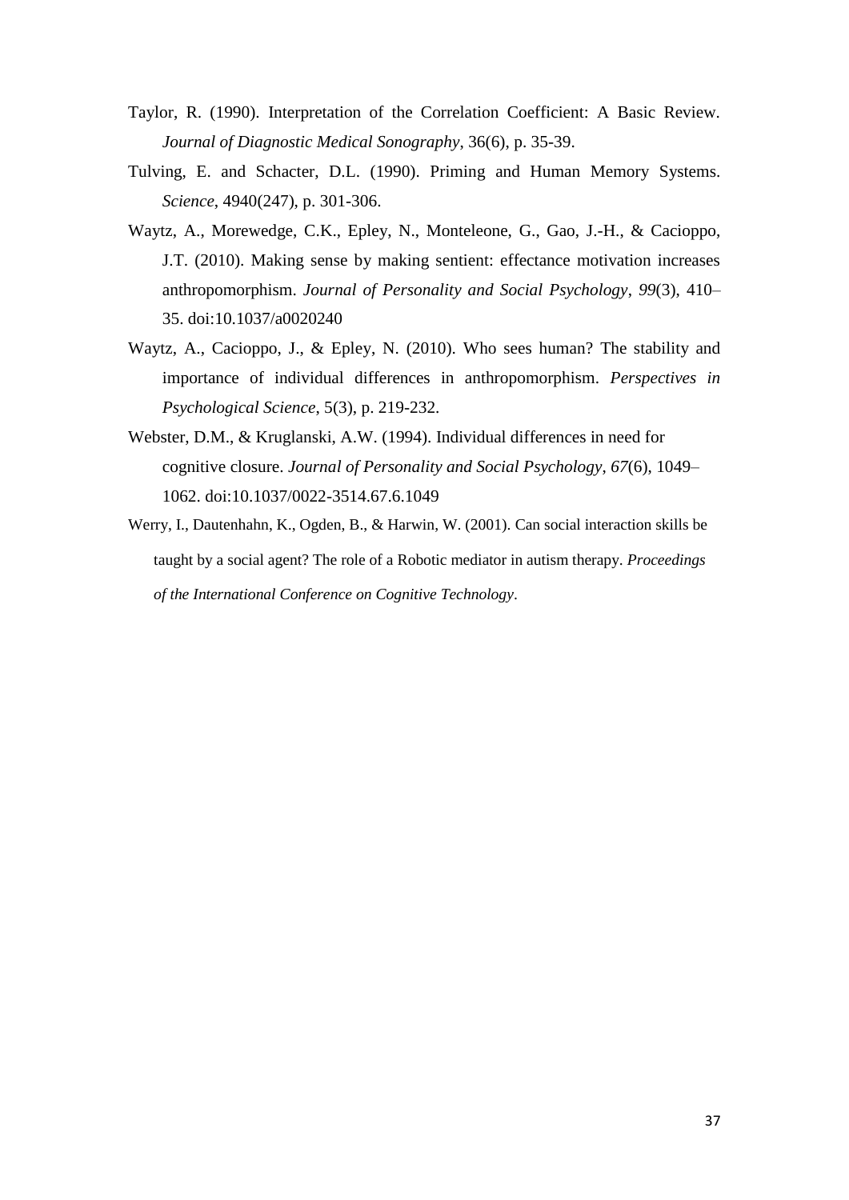Taylor, R. (1990). Interpretation of the Correlation Coefficient: A Basic Review. *Journal of Diagnostic Medical Sonography*, 36(6), p. 35-39.

Tulving, E. and Schacter, D.L. (1990). Priming and Human Memory Systems. *Science*, 4940(247), p. 301-306.

Waytz, A., Morewedge, C.K., Epley, N., Monteleone, G., Gao, J.-H., & Cacioppo, J.T. (2010). Making sense by making sentient: effectance motivation increases anthropomorphism. *Journal of Personality and Social Psychology*, *99*(3), 410–35. doi:10.1037/a0020240

Waytz, A., Cacioppo, J., & Epley, N. (2010). Who sees human? The stability and importance of individual differences in anthropomorphism. *Perspectives in Psychological Science*, 5(3), p. 219-232.

Webster, D.M., & Kruglanski, A.W. (1994). Individual differences in need for cognitive closure. *Journal of Personality and Social Psychology*, *67*(6), 1049–1062. doi:10.1037/0022-3514.67.6.1049

Werry, I., Dautenhahn, K., Ogden, B., & Harwin, W. (2001). Can social interaction skills be taught by a social agent? The role of a Robotic mediator in autism therapy. *Proceedings of the International Conference on Cognitive Technology*.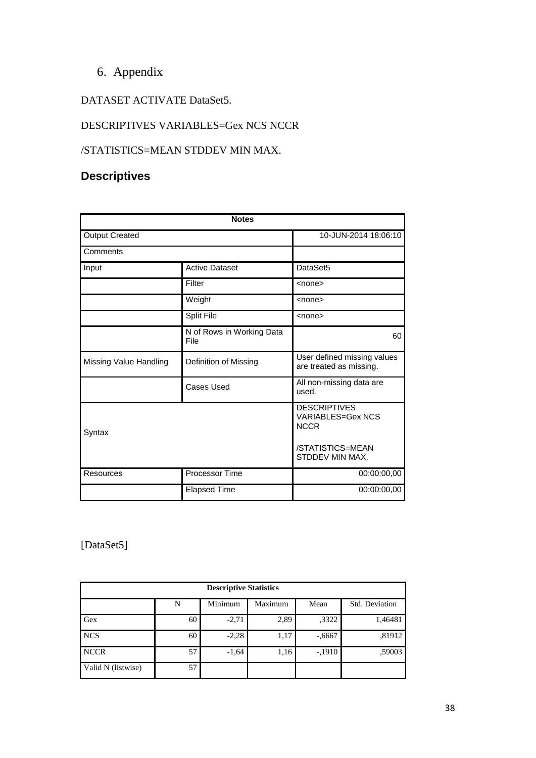# 6. Appendix

DATASET ACTIVATE DataSet5.

DESCRIPTIVES VARIABLES=Gex NCS NCCR

/STATISTICS=MEAN STDDEV MIN MAX.

## Descriptives

| Notes | | |
|---|---|---|
| Output Created | | 10-JUN-2014 18:06:10 |
| Comments | | |
| Input | Active Dataset | DataSet5 |
| | Filter | <none> |
| | Weight | <none> |
| | Split File | <none> |
| | N of Rows in Working Data File | 60 |
| Missing Value Handling | Definition of Missing | User defined missing values are treated as missing. |
| | Cases Used | All non-missing data are used. |
| Syntax | | DESCRIPTIVES VARIABLES=Gex NCS NCCR /STATISTICS=MEAN STDDEV MIN MAX. |
| Resources | Processor Time | 00:00:00,00 |
| | Elapsed Time | 00:00:00,00 |

[DataSet5]

| Descriptive Statistics | | | | | |
|---|---|---|---|---|---|
| | N | Minimum | Maximum | Mean | Std. Deviation |
| Gex | 60 | -2,71 | 2,89 | ,3322 | 1,46481 |
| NCS | 60 | -2,28 | 1,17 | -,6667 | ,81912 |
| NCCR | 57 | -1,64 | 1,16 | -,1910 | ,59003 |
| Valid N (listwise) | 57 | | | | |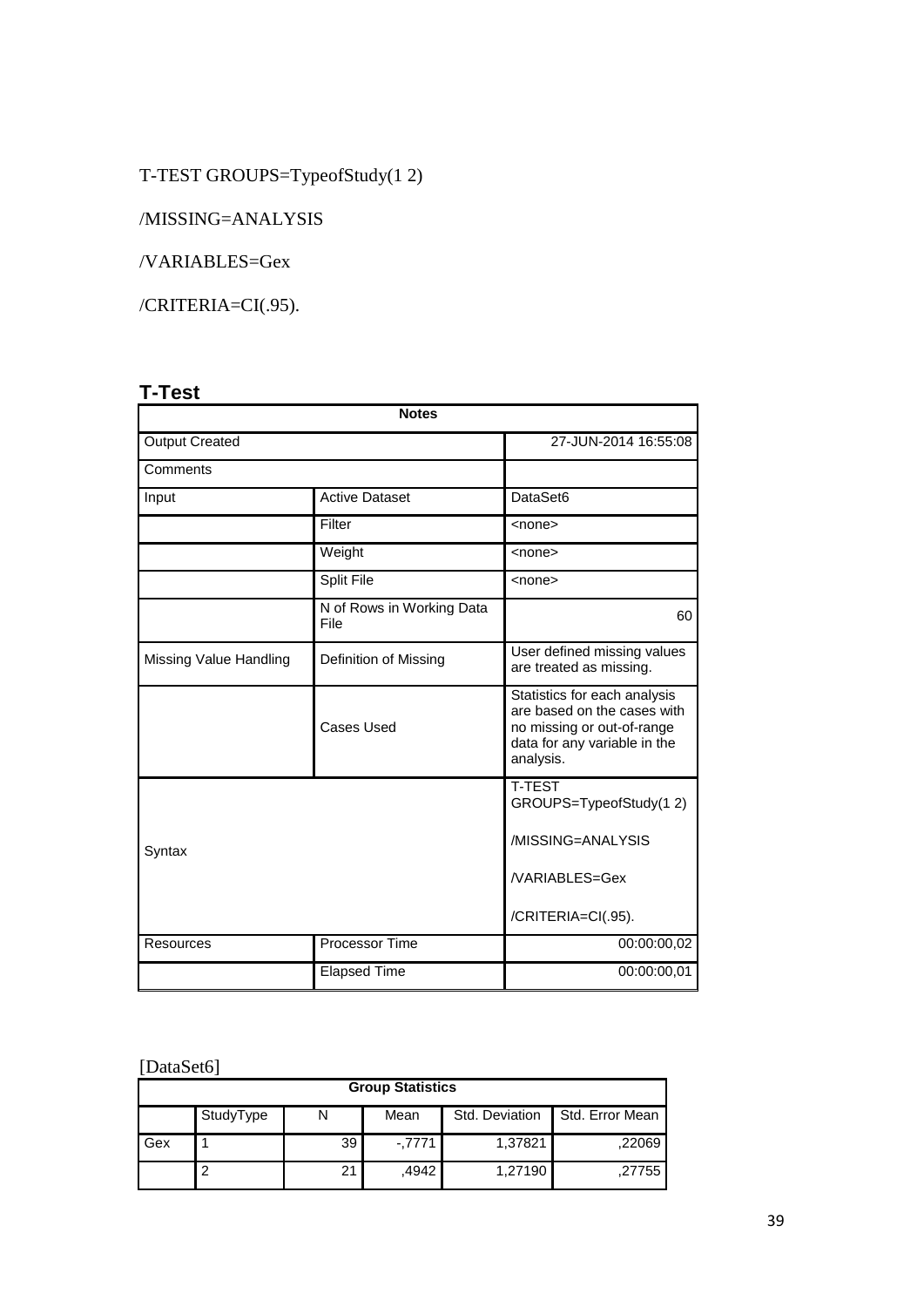```
T-TEST GROUPS=TypeofStudy(1 2)

/MISSING=ANALYSIS

/VARIABLES=Gex

/CRITERIA=CI(.95).
```

## T-Test

| Notes | | |
|---|---|---|
| Output Created | | 27-JUN-2014 16:55:08 |
| Comments | | |
| Input | Active Dataset | DataSet6 |
| | Filter | <none> |
| | Weight | <none> |
| | Split File | <none> |
| | N of Rows in Working Data File | 60 |
| Missing Value Handling | Definition of Missing | User defined missing values are treated as missing. |
| | Cases Used | Statistics for each analysis are based on the cases with no missing or out-of-range data for any variable in the analysis. |
| Syntax | | T-TEST GROUPS=TypeofStudy(1 2) /MISSING=ANALYSIS /VARIABLES=Gex /CRITERIA=CI(.95). |
| Resources | Processor Time | 00:00:00,02 |
| | Elapsed Time | 00:00:00,01 |

[DataSet6]

| Group Statistics | | | | | |
|---|---|---|---|---|---|
| | StudyType | N | Mean | Std. Deviation | Std. Error Mean |
| Gex | 1 | 39 | -,7771 | 1,37821 | ,22069 |
| | 2 | 21 | ,4942 | 1,27190 | ,27755 |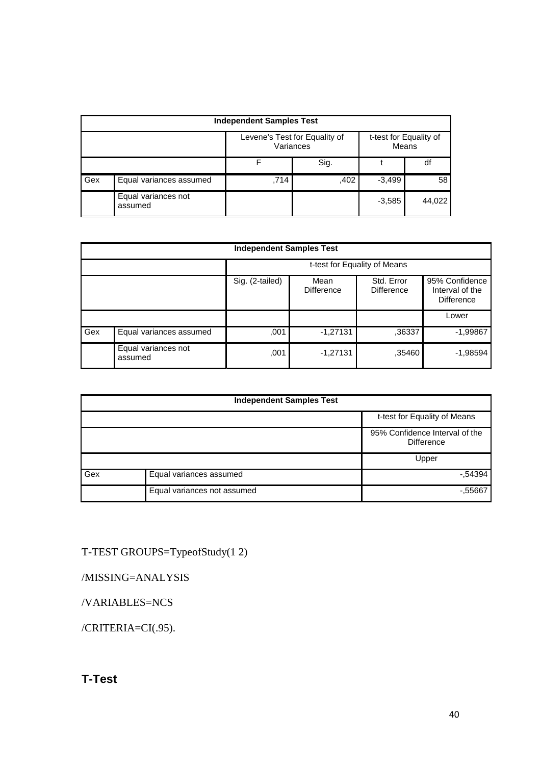| Independent Samples Test | | | | | |
|---|---|---|---|---|---|
| | | Levene's Test for Equality of Variances | | t-test for Equality of Means | |
| | | F | Sig. | t | df |
| Gex | Equal variances assumed | ,714 | ,402 | -3,499 | 58 |
| | Equal variances not assumed | | | -3,585 | 44,022 |

| Independent Samples Test | | | | | |
|---|---|---|---|---|---|
| | | t-test for Equality of Means | | | |
| | | Sig. (2-tailed) | Mean Difference | Std. Error Difference | 95% Confidence Interval of the Difference |
| | | | | | Lower |
| Gex | Equal variances assumed | ,001 | -1,27131 | ,36337 | -1,99867 |
| | Equal variances not assumed | ,001 | -1,27131 | ,35460 | -1,98594 |

| Independent Samples Test | | |
|---|---|---|
| | | t-test for Equality of Means |
| | | 95% Confidence Interval of the Difference |
| | | Upper |
| Gex | Equal variances assumed | -,54394 |
| | Equal variances not assumed | -,55667 |

```
T-TEST GROUPS=TypeofStudy(1 2)

/MISSING=ANALYSIS

/VARIABLES=NCS

/CRITERIA=CI(.95).
```

## T-Test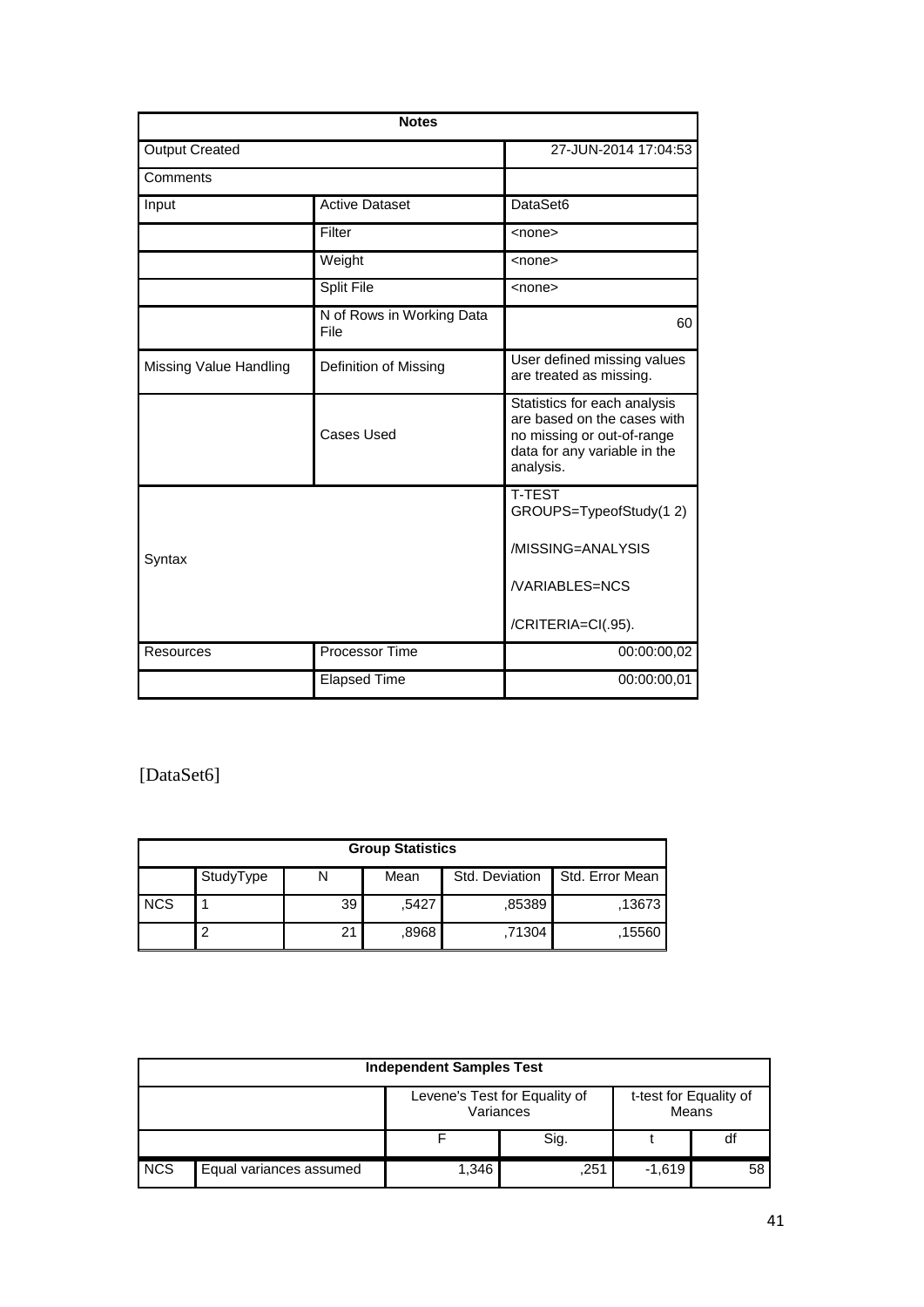| Notes | | |
|---|---|---|
| Output Created | | 27-JUN-2014 17:04:53 |
| Comments | | |
| Input | Active Dataset | DataSet6 |
| | Filter | <none> |
| | Weight | <none> |
| | Split File | <none> |
| | N of Rows in Working Data File | 60 |
| Missing Value Handling | Definition of Missing | User defined missing values are treated as missing. |
| | Cases Used | Statistics for each analysis are based on the cases with no missing or out-of-range data for any variable in the analysis. |
| Syntax | | T-TEST GROUPS=TypeofStudy(1 2) /MISSING=ANALYSIS /VARIABLES=NCS /CRITERIA=CI(.95). |
| Resources | Processor Time | 00:00:00,02 |
| | Elapsed Time | 00:00:00,01 |

[DataSet6]

| Group Statistics | | | | | |
|---|---|---|---|---|---|
| | StudyType | N | Mean | Std. Deviation | Std. Error Mean |
| NCS | 1 | 39 | ,5427 | ,85389 | ,13673 |
| | 2 | 21 | ,8968 | ,71304 | ,15560 |

| Independent Samples Test | | | | | |
|---|---|---|---|---|---|
| | | Levene's Test for Equality of Variances | | t-test for Equality of Means | |
| | | F | Sig. | t | df |
| NCS | Equal variances assumed | 1,346 | ,251 | -1,619 | 58 |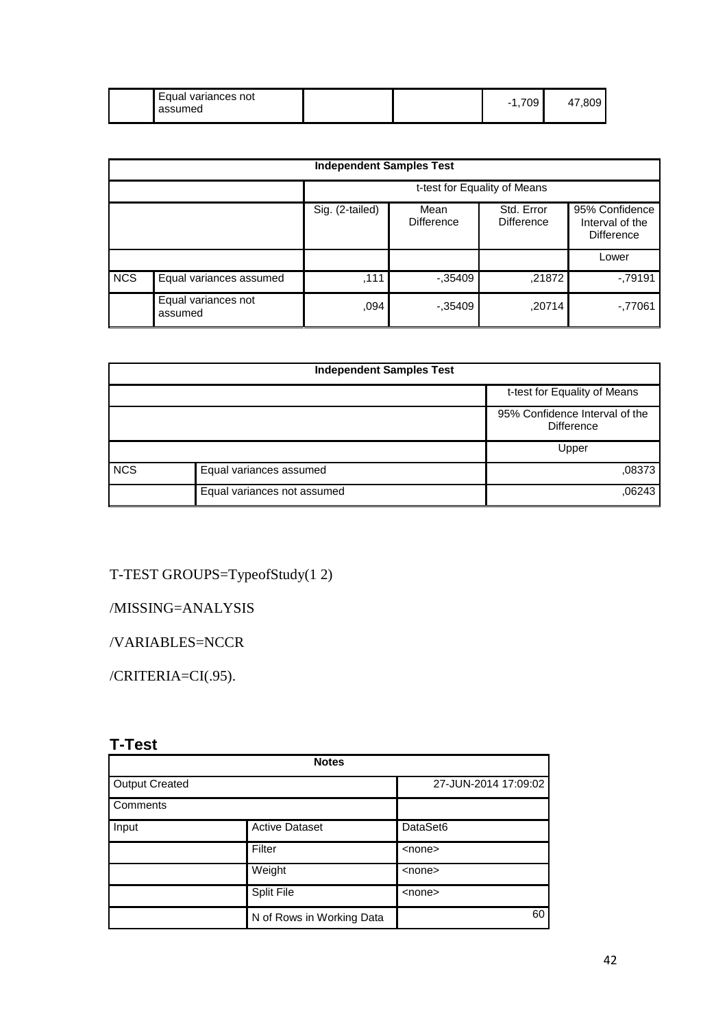| | | | | | |
|---|---|---|---|---|---|
| | Equal variances not assumed | | | -1,709 | 47,809 |

| Independent Samples Test | | | | | |
|---|---|---|---|---|---|
| | | t-test for Equality of Means | | | |
| | | Sig. (2-tailed) | Mean Difference | Std. Error Difference | 95% Confidence Interval of the Difference |
| | | | | | Lower |
| NCS | Equal variances assumed | ,111 | -,35409 | ,21872 | -,79191 |
| | Equal variances not assumed | ,094 | -,35409 | ,20714 | -,77061 |

| Independent Samples Test | | |
|---|---|---|
| | | t-test for Equality of Means |
| | | 95% Confidence Interval of the Difference |
| | | Upper |
| NCS | Equal variances assumed | ,08373 |
| | Equal variances not assumed | ,06243 |

```
T-TEST GROUPS=TypeofStudy(1 2)

/MISSING=ANALYSIS

/VARIABLES=NCCR

/CRITERIA=CI(.95).
```

## T-Test

| Notes | | |
|---|---|---|
| Output Created | | 27-JUN-2014 17:09:02 |
| Comments | | |
| Input | Active Dataset | DataSet6 |
| | Filter | <none> |
| | Weight | <none> |
| | Split File | <none> |
| | N of Rows in Working Data | 60 |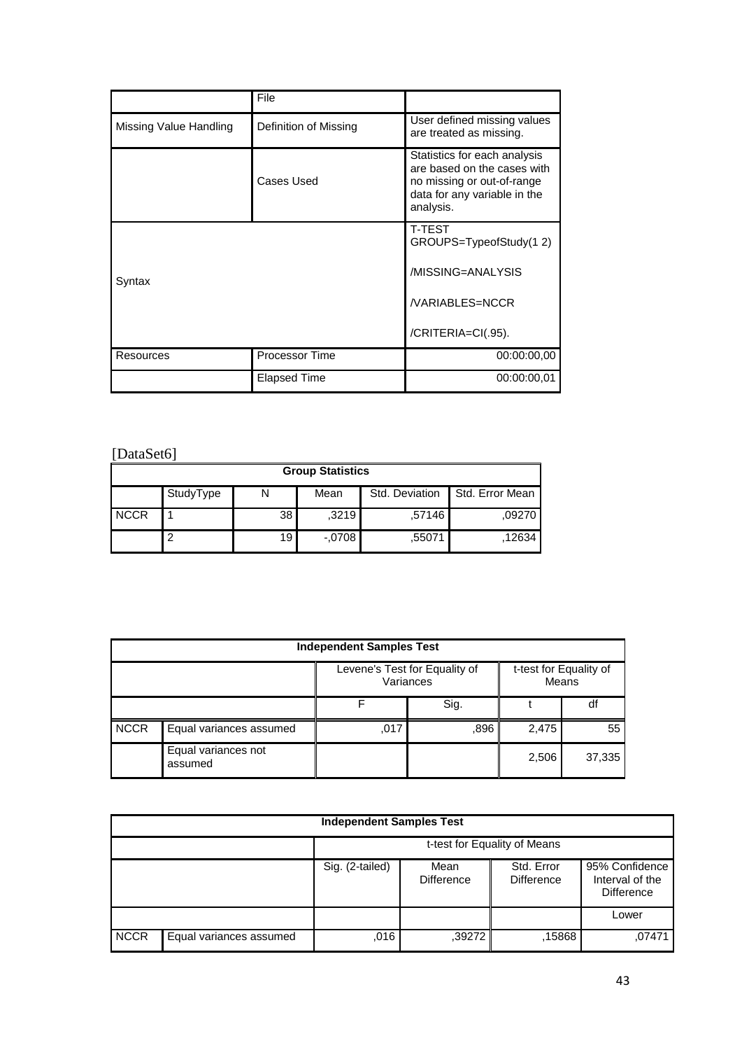| | File | |
|---|---|---|
| Missing Value Handling | Definition of Missing | User defined missing values are treated as missing. |
| | Cases Used | Statistics for each analysis are based on the cases with no missing or out-of-range data for any variable in the analysis. |
| Syntax | | T-TEST GROUPS=TypeofStudy(1 2)<br><br>/MISSING=ANALYSIS<br><br>/VARIABLES=NCCR<br><br>/CRITERIA=CI(.95). |
| Resources | Processor Time | 00:00:00,00 |
| | Elapsed Time | 00:00:00,01 |

[DataSet6]

| Group Statistics | | | | | |
|---|---|---|---|---|---|
| | StudyType | N | Mean | Std. Deviation | Std. Error Mean |
| NCCR | 1 | 38 | ,3219 | ,57146 | ,09270 |
| | 2 | 19 | -,0708 | ,55071 | ,12634 |

| Independent Samples Test | | | | | |
|---|---|---|---|---|---|
| | | Levene's Test for Equality of Variances | | t-test for Equality of Means | |
| | | F | Sig. | t | df |
| NCCR | Equal variances assumed | ,017 | ,896 | 2,475 | 55 |
| | Equal variances not assumed | | | 2,506 | 37,335 |

| Independent Samples Test | | | | | |
|---|---|---|---|---|---|
| | | t-test for Equality of Means | | | |
| | | Sig. (2-tailed) | Mean Difference | Std. Error Difference | 95% Confidence Interval of the Difference |
| | | | | | Lower |
| NCCR | Equal variances assumed | ,016 | ,39272 | ,15868 | ,07471 |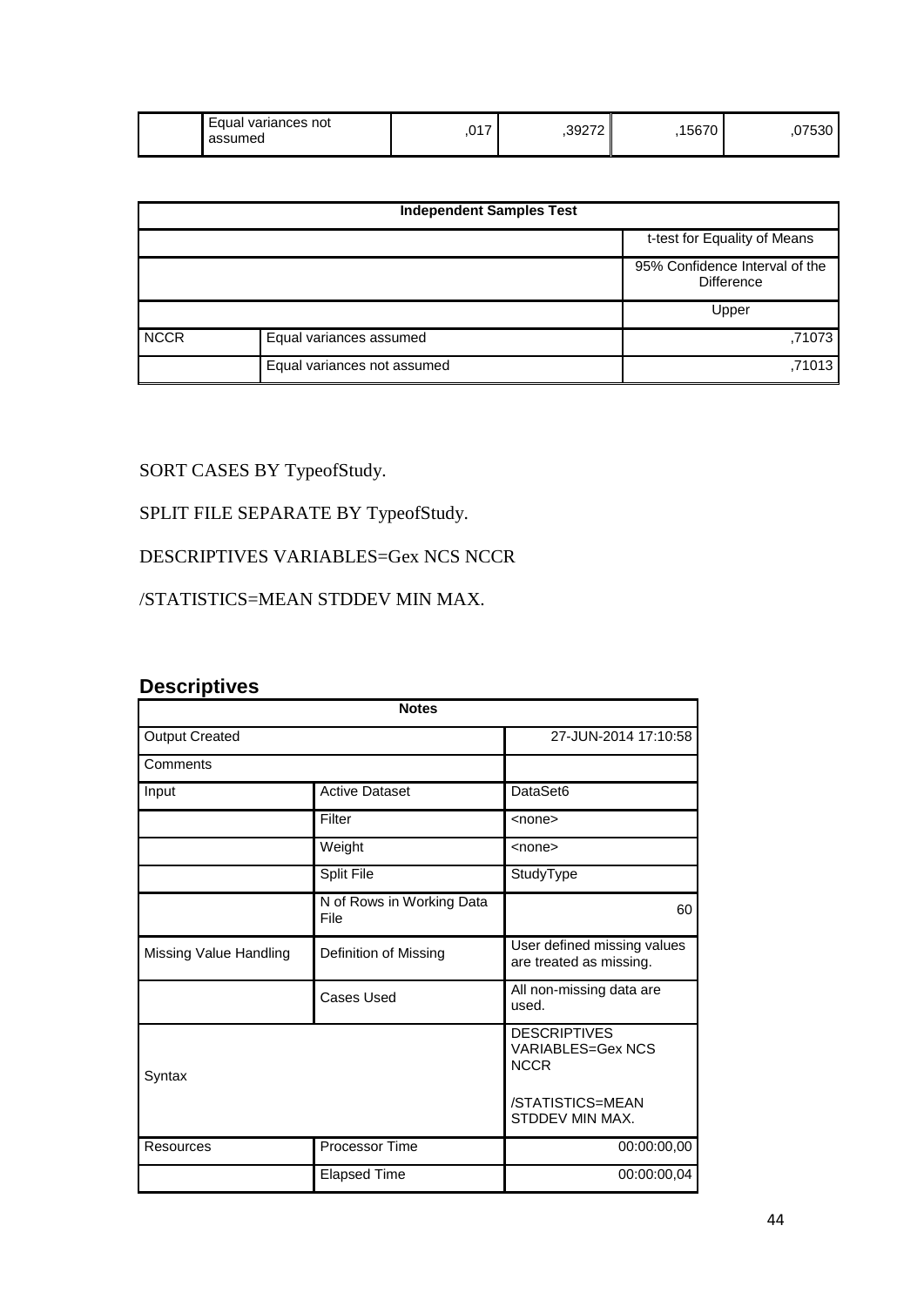| | Equal variances not assumed | ,017 | ,39272 | ,15670 | ,07530 |
|---|---|---|---|---|---|

| Independent Samples Test | | |
|---|---|---|
| | | t-test for Equality of Means |
| | | 95% Confidence Interval of the Difference |
| | | Upper |
| NCCR | Equal variances assumed | ,71073 |
| | Equal variances not assumed | ,71013 |

SORT CASES BY TypeofStudy.

SPLIT FILE SEPARATE BY TypeofStudy.

DESCRIPTIVES VARIABLES=Gex NCS NCCR

/STATISTICS=MEAN STDDEV MIN MAX.

## Descriptives

| Notes | | |
|---|---|---|
| Output Created | | 27-JUN-2014 17:10:58 |
| Comments | | |
| Input | Active Dataset | DataSet6 |
| | Filter | <none> |
| | Weight | <none> |
| | Split File | StudyType |
| | N of Rows in Working Data File | 60 |
| Missing Value Handling | Definition of Missing | User defined missing values are treated as missing. |
| | Cases Used | All non-missing data are used. |
| Syntax | | DESCRIPTIVES VARIABLES=Gex NCS NCCR /STATISTICS=MEAN STDDEV MIN MAX. |
| Resources | Processor Time | 00:00:00,00 |
| | Elapsed Time | 00:00:00,04 |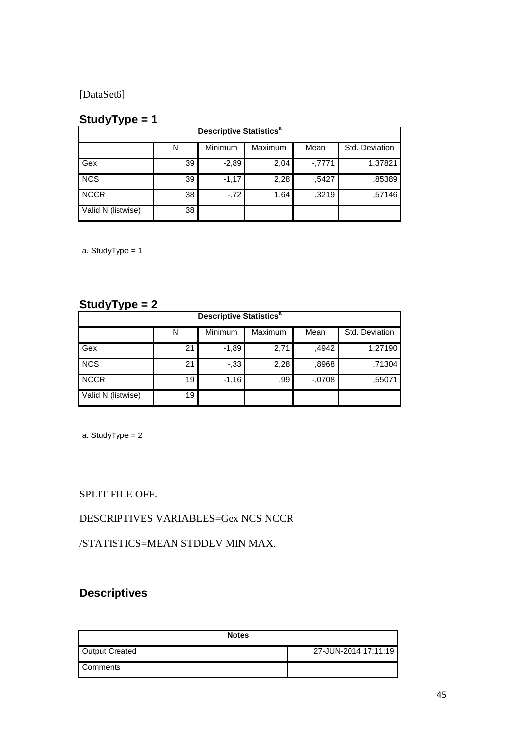[DataSet6]

## StudyType = 1

| Descriptive Statistics[a] | | | | | |
|---|---|---|---|---|---|
| | N | Minimum | Maximum | Mean | Std. Deviation |
| Gex | 39 | -2,89 | 2,04 | -,7771 | 1,37821 |
| NCS | 39 | -1,17 | 2,28 | ,5427 | ,85389 |
| NCCR | 38 | -,72 | 1,64 | ,3219 | ,57146 |
| Valid N (listwise) | 38 | | | | |

a. StudyType = 1

## StudyType = 2

| Descriptive Statistics[a] | | | | | |
|---|---|---|---|---|---|
| | N | Minimum | Maximum | Mean | Std. Deviation |
| Gex | 21 | -1,89 | 2,71 | ,4942 | 1,27190 |
| NCS | 21 | -,33 | 2,28 | ,8968 | ,71304 |
| NCCR | 19 | -1,16 | ,99 | -,0708 | ,55071 |
| Valid N (listwise) | 19 | | | | |

a. StudyType = 2

SPLIT FILE OFF.

DESCRIPTIVES VARIABLES=Gex NCS NCCR

/STATISTICS=MEAN STDDEV MIN MAX.

## Descriptives

| Notes | |
|---|---|
| Output Created | 27-JUN-2014 17:11:19 |
| Comments | |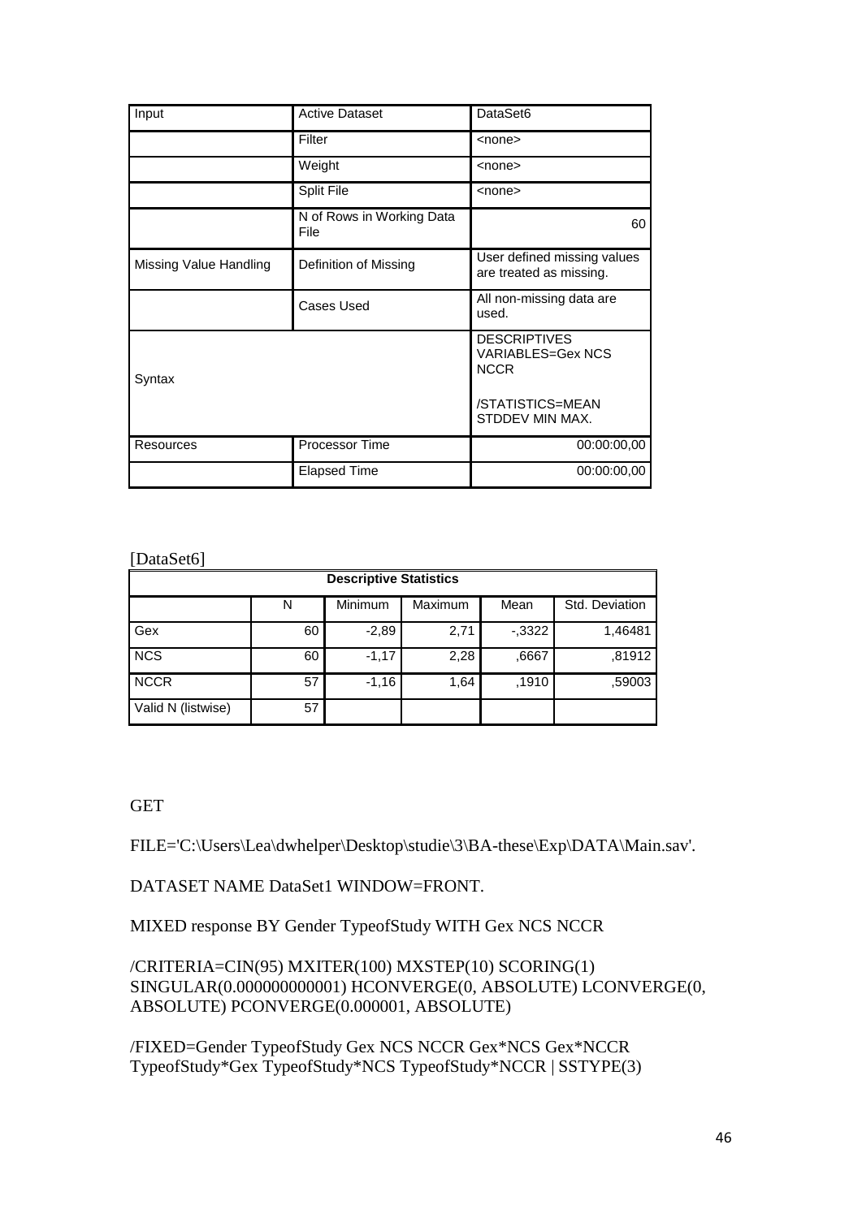| Input | Active Dataset | DataSet6 |
|---|---|---|
| | Filter | <none> |
| | Weight | <none> |
| | Split File | <none> |
| | N of Rows in Working Data File | 60 |
| Missing Value Handling | Definition of Missing | User defined missing values are treated as missing. |
| | Cases Used | All non-missing data are used. |
| Syntax | | DESCRIPTIVES VARIABLES=Gex NCS NCCR /STATISTICS=MEAN STDDEV MIN MAX. |
| Resources | Processor Time | 00:00:00,00 |
| | Elapsed Time | 00:00:00,00 |

[DataSet6]

| Descriptive Statistics | | | | | |
|---|---|---|---|---|---|
| | N | Minimum | Maximum | Mean | Std. Deviation |
| Gex | 60 | -2,89 | 2,71 | -,3322 | 1,46481 |
| NCS | 60 | -1,17 | 2,28 | ,6667 | ,81912 |
| NCCR | 57 | -1,16 | 1,64 | ,1910 | ,59003 |
| Valid N (listwise) | 57 | | | | |

GET

FILE='C:\Users\Lea\dwhelper\Desktop\studie\3\BA-these\Exp\DATA\Main.sav'.

DATASET NAME DataSet1 WINDOW=FRONT.

MIXED response BY Gender TypeofStudy WITH Gex NCS NCCR

/CRITERIA=CIN(95) MXITER(100) MXSTEP(10) SCORING(1) SINGULAR(0.000000000001) HCONVERGE(0, ABSOLUTE) LCONVERGE(0, ABSOLUTE) PCONVERGE(0.000001, ABSOLUTE)

/FIXED=Gender TypeofStudy Gex NCS NCCR Gex*NCS Gex*NCCR TypeofStudy*Gex TypeofStudy*NCS TypeofStudy*NCCR | SSTYPE(3)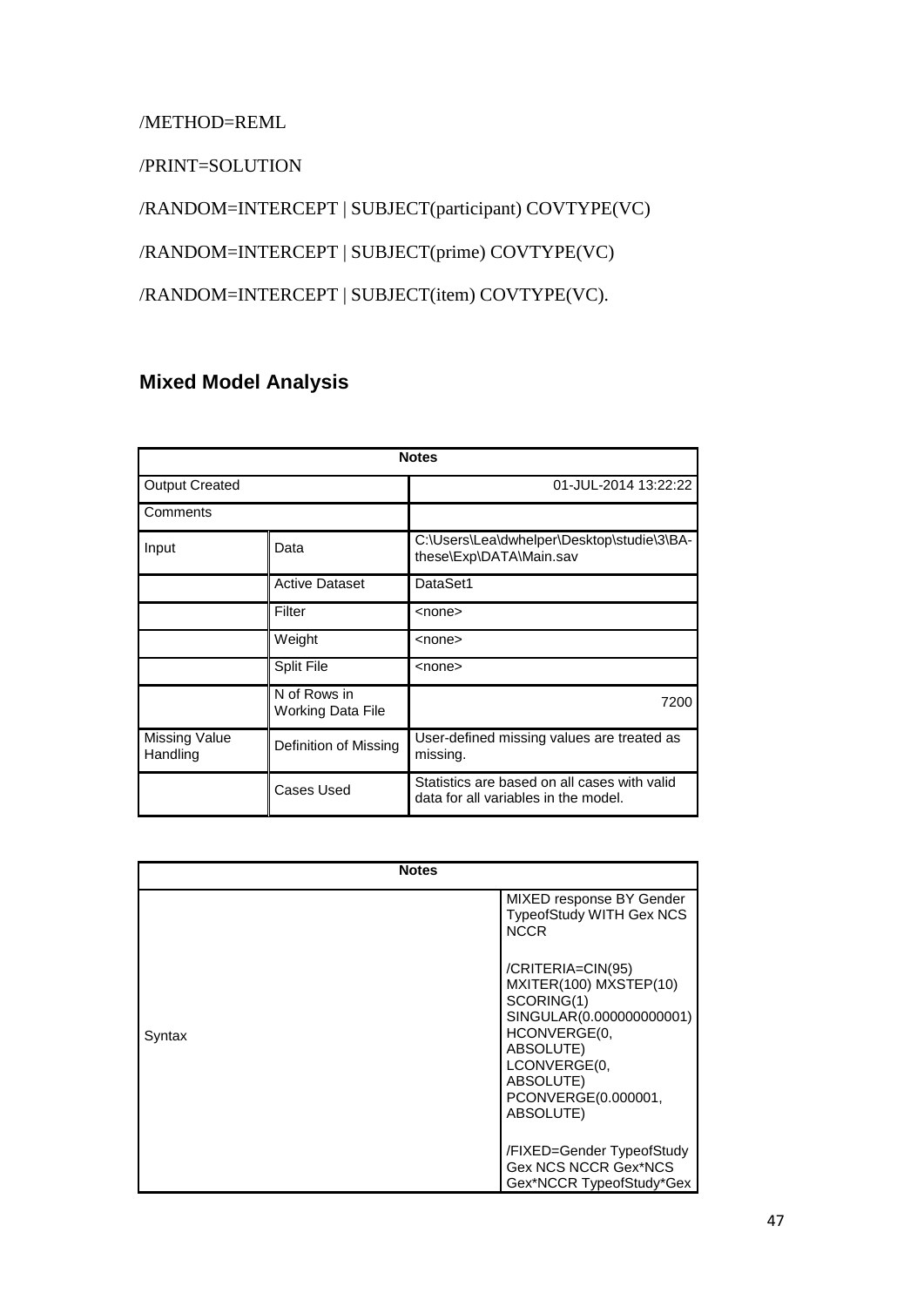/METHOD=REML

/PRINT=SOLUTION

/RANDOM=INTERCEPT | SUBJECT(participant) COVTYPE(VC)

/RANDOM=INTERCEPT | SUBJECT(prime) COVTYPE(VC)

/RANDOM=INTERCEPT | SUBJECT(item) COVTYPE(VC).

## Mixed Model Analysis

| Notes | | |
|---|---|---|
| Output Created | | 01-JUL-2014 13:22:22 |
| Comments | | |
| Input | Data | C:\Users\Lea\dwhelper\Desktop\studie\3\BA-these\Exp\DATA\Main.sav |
| | Active Dataset | DataSet1 |
| | Filter | <none> |
| | Weight | <none> |
| | Split File | <none> |
| | N of Rows in Working Data File | 7200 |
| Missing Value Handling | Definition of Missing | User-defined missing values are treated as missing. |
| | Cases Used | Statistics are based on all cases with valid data for all variables in the model. |

| Notes | |
|---|---|
| Syntax | MIXED response BY Gender TypeofStudy WITH Gex NCS NCCR<br><br>/CRITERIA=CIN(95) MXITER(100) MXSTEP(10) SCORING(1) SINGULAR(0.000000000001) HCONVERGE(0, ABSOLUTE) LCONVERGE(0, ABSOLUTE) PCONVERGE(0.000001, ABSOLUTE)<br><br>/FIXED=Gender TypeofStudy Gex NCS NCCR Gex*NCS Gex*NCCR TypeofStudy*Gex |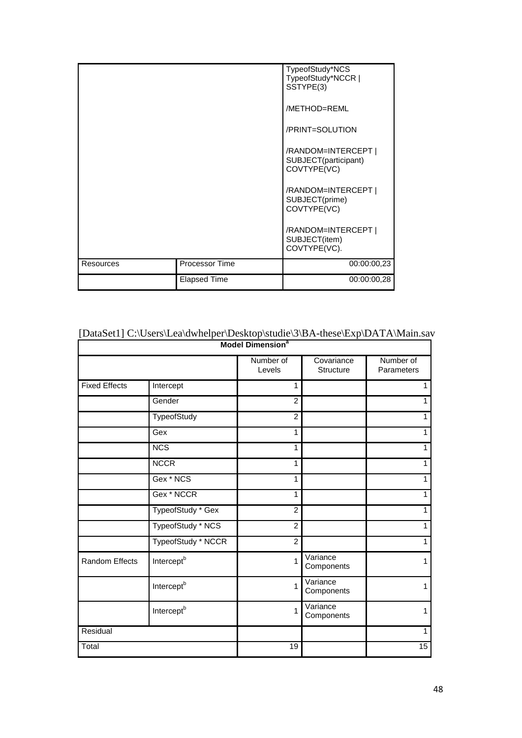| | | TypeofStudy*NCS TypeofStudy*NCCR \| SSTYPE(3)<br><br>/METHOD=REML<br><br>/PRINT=SOLUTION<br><br>/RANDOM=INTERCEPT \| SUBJECT(participant) COVTYPE(VC)<br><br>/RANDOM=INTERCEPT \| SUBJECT(prime) COVTYPE(VC)<br><br>/RANDOM=INTERCEPT \| SUBJECT(item) COVTYPE(VC). |
|---|---|---|
| Resources | Processor Time | 00:00:00,23 |
| | Elapsed Time | 00:00:00,28 |

[DataSet1] C:\Users\Lea\dwhelper\Desktop\studie\3\BA-these\Exp\DATA\Main.sav

**Model Dimension**[a]

| | | Number of Levels | Covariance Structure | Number of Parameters |
|---|---|---|---|---|
| Fixed Effects | Intercept | 1 | | 1 |
| | Gender | 2 | | 1 |
| | TypeofStudy | 2 | | 1 |
| | Gex | 1 | | 1 |
| | NCS | 1 | | 1 |
| | NCCR | 1 | | 1 |
| | Gex * NCS | 1 | | 1 |
| | Gex * NCCR | 1 | | 1 |
| | TypeofStudy * Gex | 2 | | 1 |
| | TypeofStudy * NCS | 2 | | 1 |
| | TypeofStudy * NCCR | 2 | | 1 |
| Random Effects | Intercept[b] | 1 | Variance Components | 1 |
| | Intercept[b] | 1 | Variance Components | 1 |
| | Intercept[b] | 1 | Variance Components | 1 |
| Residual | | | | 1 |
| Total | | 19 | | 15 |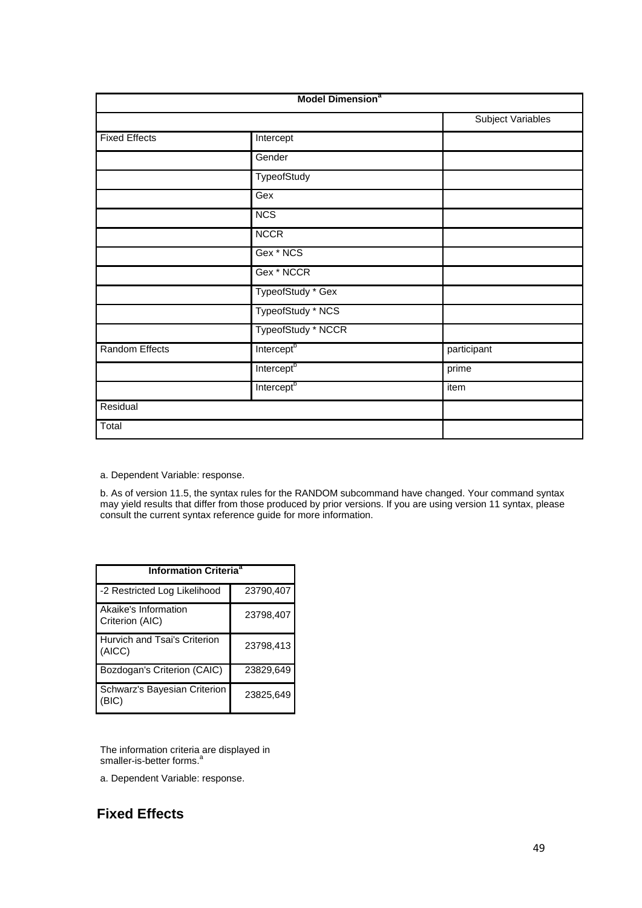| Model Dimension[a] | | |
|---|---|---|
| | | Subject Variables |
| Fixed Effects | Intercept | |
| | Gender | |
| | TypeofStudy | |
| | Gex | |
| | NCS | |
| | NCCR | |
| | Gex * NCS | |
| | Gex * NCCR | |
| | TypeofStudy * Gex | |
| | TypeofStudy * NCS | |
| | TypeofStudy * NCCR | |
| Random Effects | Intercept[b] | participant |
| | Intercept[b] | prime |
| | Intercept[b] | item |
| Residual | | |
| Total | | |

a. Dependent Variable: response.

b. As of version 11.5, the syntax rules for the RANDOM subcommand have changed. Your command syntax may yield results that differ from those produced by prior versions. If you are using version 11 syntax, please consult the current syntax reference guide for more information.

| Information Criteria[a] | |
|---|---|
| -2 Restricted Log Likelihood | 23790,407 |
| Akaike's Information Criterion (AIC) | 23798,407 |
| Hurvich and Tsai's Criterion (AICC) | 23798,413 |
| Bozdogan's Criterion (CAIC) | 23829,649 |
| Schwarz's Bayesian Criterion (BIC) | 23825,649 |

The information criteria are displayed in smaller-is-better forms.[a]

a. Dependent Variable: response.

## Fixed Effects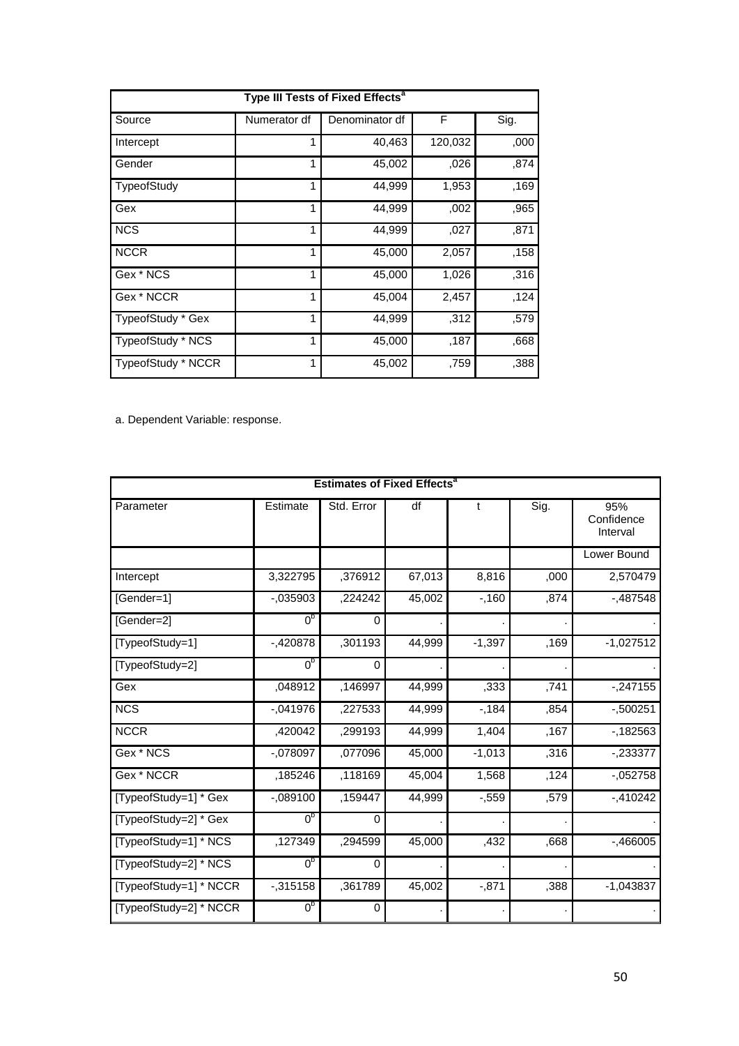| Type III Tests of Fixed Effects[a] | | | | |
|---|---|---|---|---|
| Source | Numerator df | Denominator df | F | Sig. |
| Intercept | 1 | 40,463 | 120,032 | ,000 |
| Gender | 1 | 45,002 | ,026 | ,874 |
| TypeofStudy | 1 | 44,999 | 1,953 | ,169 |
| Gex | 1 | 44,999 | ,002 | ,965 |
| NCS | 1 | 44,999 | ,027 | ,871 |
| NCCR | 1 | 45,000 | 2,057 | ,158 |
| Gex * NCS | 1 | 45,000 | 1,026 | ,316 |
| Gex * NCCR | 1 | 45,004 | 2,457 | ,124 |
| TypeofStudy * Gex | 1 | 44,999 | ,312 | ,579 |
| TypeofStudy * NCS | 1 | 45,000 | ,187 | ,668 |
| TypeofStudy * NCCR | 1 | 45,002 | ,759 | ,388 |

a. Dependent Variable: response.

| Estimates of Fixed Effects[a] | | | | | | |
|---|---|---|---|---|---|---|
| Parameter | Estimate | Std. Error | df | t | Sig. | 95% Confidence Interval |
| | | | | | | Lower Bound |
| Intercept | 3,322795 | ,376912 | 67,013 | 8,816 | ,000 | 2,570479 |
| [Gender=1] | -,035903 | ,224242 | 45,002 | -,160 | ,874 | -,487548 |
| [Gender=2] | 0[b] | 0 | . | . | . | . |
| [TypeofStudy=1] | -,420878 | ,301193 | 44,999 | -1,397 | ,169 | -1,027512 |
| [TypeofStudy=2] | 0[b] | 0 | . | . | . | . |
| Gex | ,048912 | ,146997 | 44,999 | ,333 | ,741 | -,247155 |
| NCS | -,041976 | ,227533 | 44,999 | -,184 | ,854 | -,500251 |
| NCCR | ,420042 | ,299193 | 44,999 | 1,404 | ,167 | -,182563 |
| Gex * NCS | -,078097 | ,077096 | 45,000 | -1,013 | ,316 | -,233377 |
| Gex * NCCR | ,185246 | ,118169 | 45,004 | 1,568 | ,124 | -,052758 |
| [TypeofStudy=1] * Gex | -,089100 | ,159447 | 44,999 | -,559 | ,579 | -,410242 |
| [TypeofStudy=2] * Gex | 0[b] | 0 | . | . | . | . |
| [TypeofStudy=1] * NCS | ,127349 | ,294599 | 45,000 | ,432 | ,668 | -,466005 |
| [TypeofStudy=2] * NCS | 0[b] | 0 | . | . | . | . |
| [TypeofStudy=1] * NCCR | -,315158 | ,361789 | 45,002 | -,871 | ,388 | -1,043837 |
| [TypeofStudy=2] * NCCR | 0[b] | 0 | . | . | . | . |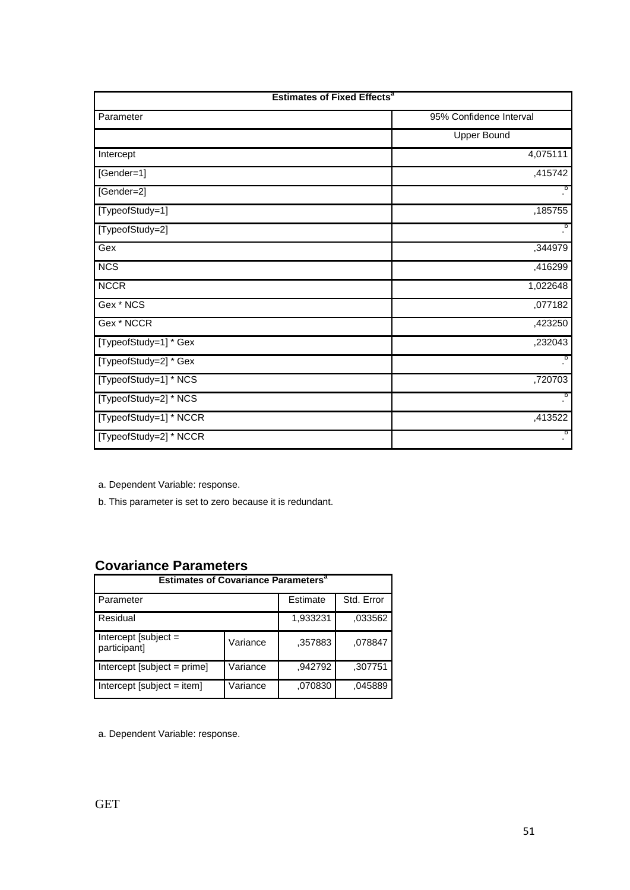| Estimates of Fixed Effects[a] | |
|---|---|
| Parameter | 95% Confidence Interval |
| | Upper Bound |
| Intercept | 4,075111 |
| [Gender=1] | ,415742 |
| [Gender=2] | .[b] |
| [TypeofStudy=1] | ,185755 |
| [TypeofStudy=2] | .[b] |
| Gex | ,344979 |
| NCS | ,416299 |
| NCCR | 1,022648 |
| Gex * NCS | ,077182 |
| Gex * NCCR | ,423250 |
| [TypeofStudy=1] * Gex | ,232043 |
| [TypeofStudy=2] * Gex | .[b] |
| [TypeofStudy=1] * NCS | ,720703 |
| [TypeofStudy=2] * NCS | .[b] |
| [TypeofStudy=1] * NCCR | ,413522 |
| [TypeofStudy=2] * NCCR | .[b] |

a. Dependent Variable: response.

b. This parameter is set to zero because it is redundant.

## Covariance Parameters

| Estimates of Covariance Parameters[a] | | | |
|---|---|---|---|
| Parameter | | Estimate | Std. Error |
| Residual | | 1,933231 | ,033562 |
| Intercept [subject = participant] | Variance | ,357883 | ,078847 |
| Intercept [subject = prime] | Variance | ,942792 | ,307751 |
| Intercept [subject = item] | Variance | ,070830 | ,045889 |

a. Dependent Variable: response.

GET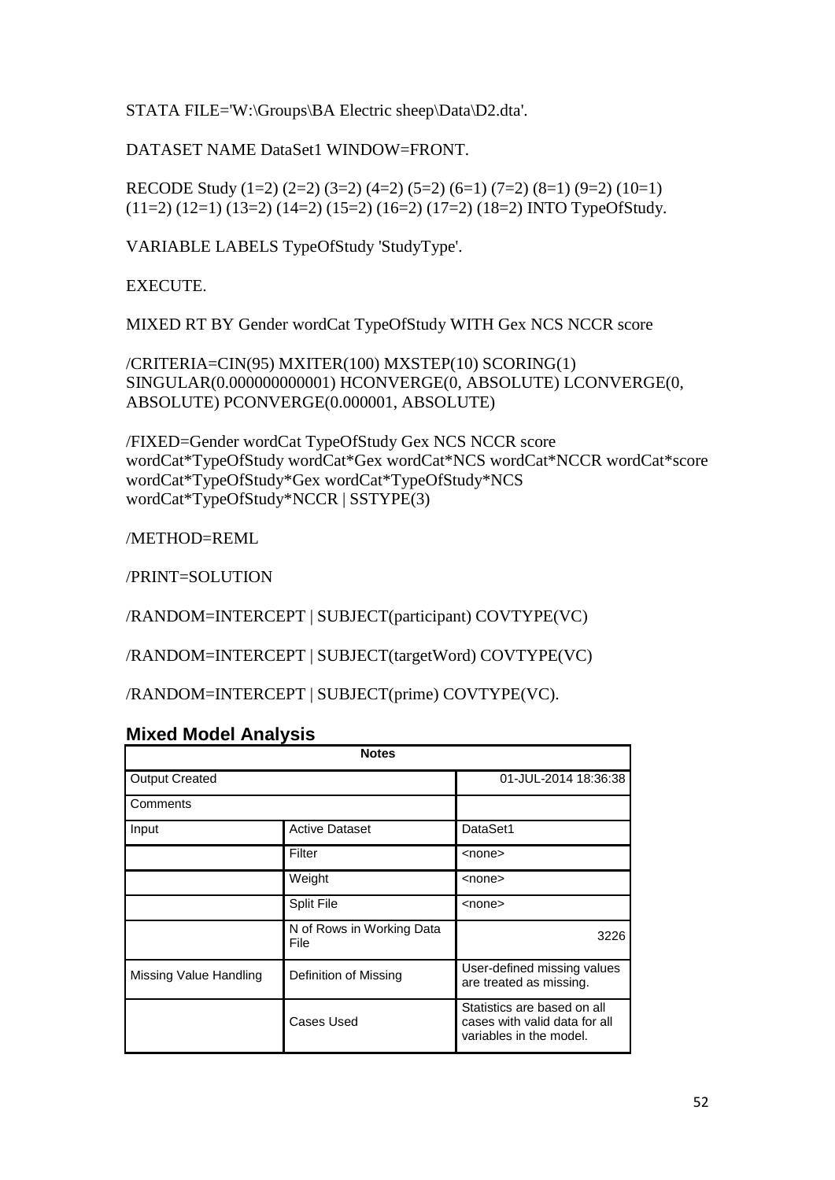```
STATA FILE='W:\Groups\BA Electric sheep\Data\D2.dta'.

DATASET NAME DataSet1 WINDOW=FRONT.

RECODE Study (1=2) (2=2) (3=2) (4=2) (5=2) (6=1) (7=2) (8=1) (9=2) (10=1)
(11=2) (12=1) (13=2) (14=2) (15=2) (16=2) (17=2) (18=2) INTO TypeOfStudy.

VARIABLE LABELS TypeOfStudy 'StudyType'.

EXECUTE.

MIXED RT BY Gender wordCat TypeOfStudy WITH Gex NCS NCCR score

/CRITERIA=CIN(95) MXITER(100) MXSTEP(10) SCORING(1)
SINGULAR(0.000000000001) HCONVERGE(0, ABSOLUTE) LCONVERGE(0,
ABSOLUTE) PCONVERGE(0.000001, ABSOLUTE)

/FIXED=Gender wordCat TypeOfStudy Gex NCS NCCR score
wordCat*TypeOfStudy wordCat*Gex wordCat*NCS wordCat*NCCR wordCat*score
wordCat*TypeOfStudy*Gex wordCat*TypeOfStudy*NCS
wordCat*TypeOfStudy*NCCR | SSTYPE(3)

/METHOD=REML

/PRINT=SOLUTION

/RANDOM=INTERCEPT | SUBJECT(participant) COVTYPE(VC)

/RANDOM=INTERCEPT | SUBJECT(targetWord) COVTYPE(VC)

/RANDOM=INTERCEPT | SUBJECT(prime) COVTYPE(VC).
```

## Mixed Model Analysis

| Notes | | |
|---|---|---|
| Output Created | | 01-JUL-2014 18:36:38 |
| Comments | | |
| Input | Active Dataset | DataSet1 |
| | Filter | <none> |
| | Weight | <none> |
| | Split File | <none> |
| | N of Rows in Working Data File | 3226 |
| Missing Value Handling | Definition of Missing | User-defined missing values are treated as missing. |
| | Cases Used | Statistics are based on all cases with valid data for all variables in the model. |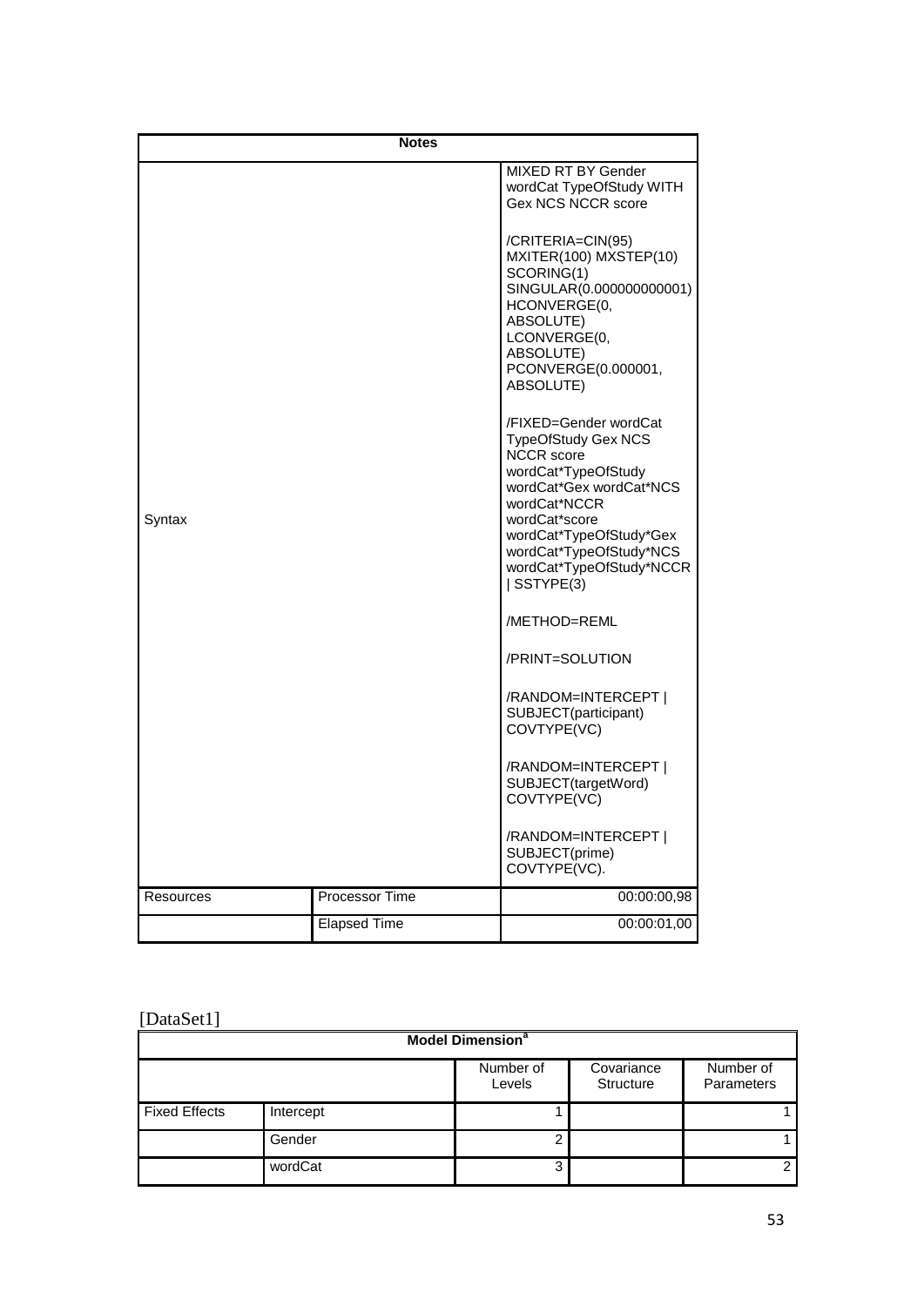| Notes | | |
|---|---|---|
| Syntax | | MIXED RT BY Gender wordCat TypeOfStudy WITH Gex NCS NCCR score<br><br>/CRITERIA=CIN(95) MXITER(100) MXSTEP(10) SCORING(1) SINGULAR(0.000000000001) HCONVERGE(0, ABSOLUTE) LCONVERGE(0, ABSOLUTE) PCONVERGE(0.000001, ABSOLUTE)<br><br>/FIXED=Gender wordCat TypeOfStudy Gex NCS NCCR score wordCat*TypeOfStudy wordCat*Gex wordCat*NCS wordCat*NCCR wordCat*score wordCat*TypeOfStudy*Gex wordCat*TypeOfStudy*NCS wordCat*TypeOfStudy*NCCR \| SSTYPE(3)<br><br>/METHOD=REML<br><br>/PRINT=SOLUTION<br><br>/RANDOM=INTERCEPT \| SUBJECT(participant) COVTYPE(VC)<br><br>/RANDOM=INTERCEPT \| SUBJECT(targetWord) COVTYPE(VC)<br><br>/RANDOM=INTERCEPT \| SUBJECT(prime) COVTYPE(VC). |
| Resources | Processor Time | 00:00:00,98 |
| | Elapsed Time | 00:00:01,00 |

[DataSet1]

| Model Dimension[a] | | | | |
|---|---|---|---|---|
| | | Number of Levels | Covariance Structure | Number of Parameters |
| Fixed Effects | Intercept | 1 | | 1 |
| | Gender | 2 | | 1 |
| | wordCat | 3 | | 2 |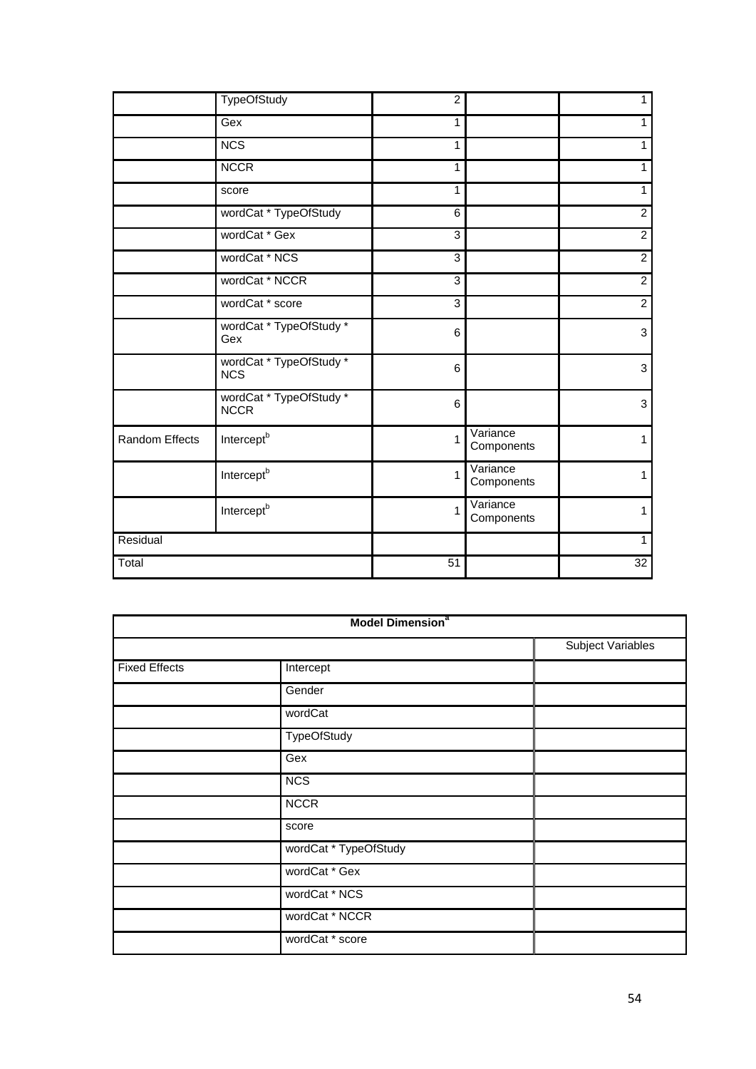| | | | | |
|---|---|---|---|---|
| | TypeOfStudy | 2 | | 1 |
| | Gex | 1 | | 1 |
| | NCS | 1 | | 1 |
| | NCCR | 1 | | 1 |
| | score | 1 | | 1 |
| | wordCat * TypeOfStudy | 6 | | 2 |
| | wordCat * Gex | 3 | | 2 |
| | wordCat * NCS | 3 | | 2 |
| | wordCat * NCCR | 3 | | 2 |
| | wordCat * score | 3 | | 2 |
| | wordCat * TypeOfStudy * Gex | 6 | | 3 |
| | wordCat * TypeOfStudy * NCS | 6 | | 3 |
| | wordCat * TypeOfStudy * NCCR | 6 | | 3 |
| Random Effects | Intercept[b] | 1 | Variance Components | 1 |
| | Intercept[b] | 1 | Variance Components | 1 |
| | Intercept[b] | 1 | Variance Components | 1 |
| Residual | | | | 1 |
| Total | | 51 | | 32 |

| Model Dimension[a] | | |
|---|---|---|
| | | Subject Variables |
| Fixed Effects | Intercept | |
| | Gender | |
| | wordCat | |
| | TypeOfStudy | |
| | Gex | |
| | NCS | |
| | NCCR | |
| | score | |
| | wordCat * TypeOfStudy | |
| | wordCat * Gex | |
| | wordCat * NCS | |
| | wordCat * NCCR | |
| | wordCat * score | |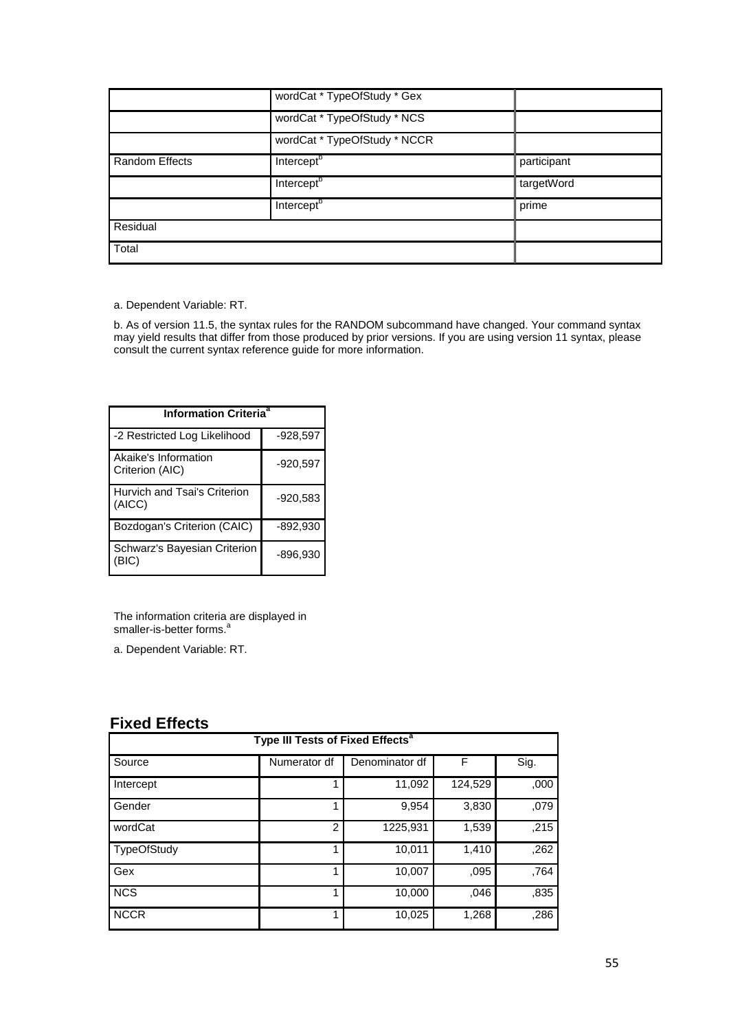| | | |
|---|---|---|
| | wordCat * TypeOfStudy * Gex | |
| | wordCat * TypeOfStudy * NCS | |
| | wordCat * TypeOfStudy * NCCR | |
| Random Effects | Intercept[b] | participant |
| | Intercept[b] | targetWord |
| | Intercept[b] | prime |
| Residual | | |
| Total | | |

a. Dependent Variable: RT.

b. As of version 11.5, the syntax rules for the RANDOM subcommand have changed. Your command syntax may yield results that differ from those produced by prior versions. If you are using version 11 syntax, please consult the current syntax reference guide for more information.

| Information Criteria[a] | |
|---|---|
| -2 Restricted Log Likelihood | -928,597 |
| Akaike's Information Criterion (AIC) | -920,597 |
| Hurvich and Tsai's Criterion (AICC) | -920,583 |
| Bozdogan's Criterion (CAIC) | -892,930 |
| Schwarz's Bayesian Criterion (BIC) | -896,930 |

The information criteria are displayed in smaller-is-better forms.[a]

a. Dependent Variable: RT.

## Fixed Effects

| Type III Tests of Fixed Effects[a] | | | | |
|---|---|---|---|---|
| Source | Numerator df | Denominator df | F | Sig. |
| Intercept | 1 | 11,092 | 124,529 | ,000 |
| Gender | 1 | 9,954 | 3,830 | ,079 |
| wordCat | 2 | 1225,931 | 1,539 | ,215 |
| TypeOfStudy | 1 | 10,011 | 1,410 | ,262 |
| Gex | 1 | 10,007 | ,095 | ,764 |
| NCS | 1 | 10,000 | ,046 | ,835 |
| NCCR | 1 | 10,025 | 1,268 | ,286 |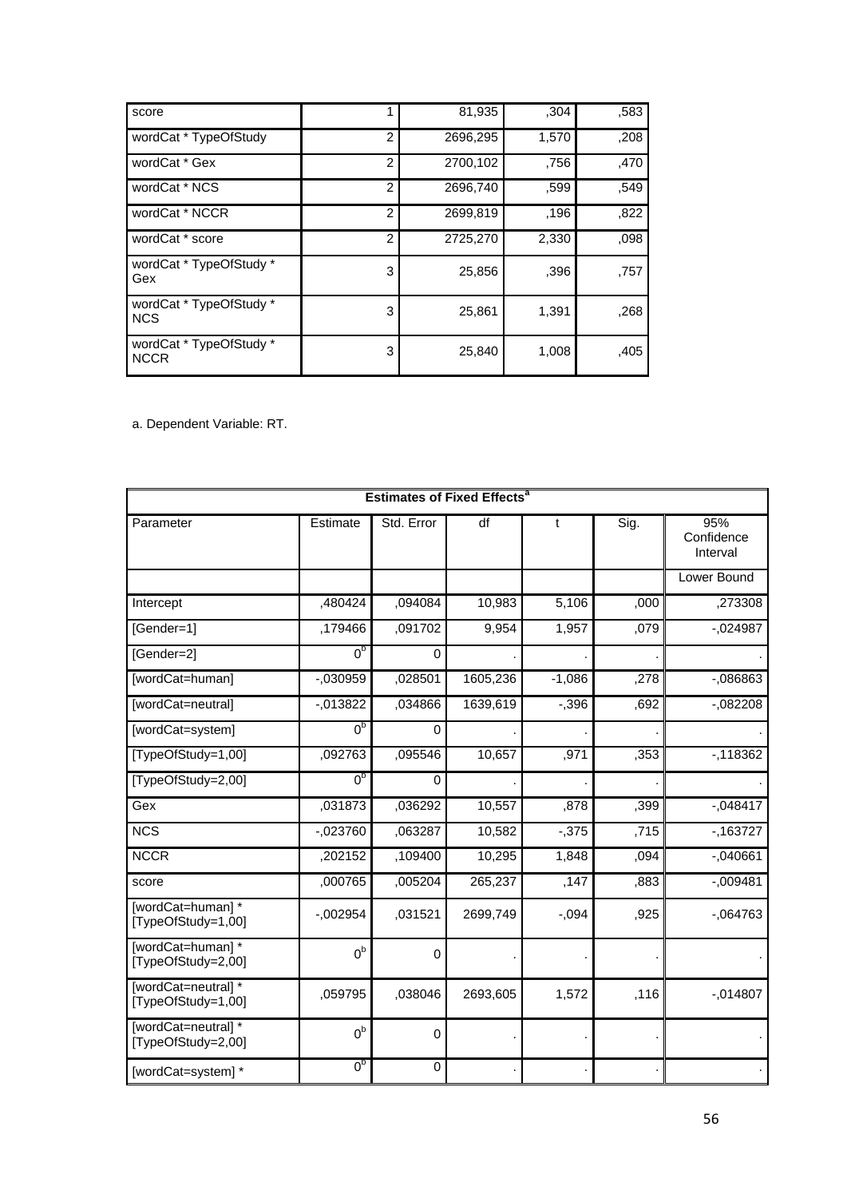| | | | | |
|---|---|---|---|---|
| score | 1 | 81,935 | ,304 | ,583 |
| wordCat * TypeOfStudy | 2 | 2696,295 | 1,570 | ,208 |
| wordCat * Gex | 2 | 2700,102 | ,756 | ,470 |
| wordCat * NCS | 2 | 2696,740 | ,599 | ,549 |
| wordCat * NCCR | 2 | 2699,819 | ,196 | ,822 |
| wordCat * score | 2 | 2725,270 | 2,330 | ,098 |
| wordCat * TypeOfStudy * Gex | 3 | 25,856 | ,396 | ,757 |
| wordCat * TypeOfStudy * NCS | 3 | 25,861 | 1,391 | ,268 |
| wordCat * TypeOfStudy * NCCR | 3 | 25,840 | 1,008 | ,405 |

a. Dependent Variable: RT.

**Estimates of Fixed Effects[a]**

| Parameter | Estimate | Std. Error | df | t | Sig. | 95% Confidence Interval |
|---|---|---|---|---|---|---|
| | | | | | | Lower Bound |
| Intercept | ,480424 | ,094084 | 10,983 | 5,106 | ,000 | ,273308 |
| [Gender=1] | ,179466 | ,091702 | 9,954 | 1,957 | ,079 | -,024987 |
| [Gender=2] | 0[b] | 0 | . | . | . | . |
| [wordCat=human] | -,030959 | ,028501 | 1605,236 | -1,086 | ,278 | -,086863 |
| [wordCat=neutral] | -,013822 | ,034866 | 1639,619 | -,396 | ,692 | -,082208 |
| [wordCat=system] | 0[b] | 0 | . | . | . | . |
| [TypeOfStudy=1,00] | ,092763 | ,095546 | 10,657 | ,971 | ,353 | -,118362 |
| [TypeOfStudy=2,00] | 0[b] | 0 | . | . | . | . |
| Gex | ,031873 | ,036292 | 10,557 | ,878 | ,399 | -,048417 |
| NCS | -,023760 | ,063287 | 10,582 | -,375 | ,715 | -,163727 |
| NCCR | ,202152 | ,109400 | 10,295 | 1,848 | ,094 | -,040661 |
| score | ,000765 | ,005204 | 265,237 | ,147 | ,883 | -,009481 |
| [wordCat=human] * [TypeOfStudy=1,00] | -,002954 | ,031521 | 2699,749 | -,094 | ,925 | -,064763 |
| [wordCat=human] * [TypeOfStudy=2,00] | 0[b] | 0 | . | . | . | . |
| [wordCat=neutral] * [TypeOfStudy=1,00] | ,059795 | ,038046 | 2693,605 | 1,572 | ,116 | -,014807 |
| [wordCat=neutral] * [TypeOfStudy=2,00] | 0[b] | 0 | . | . | . | . |
| [wordCat=system] * | 0[b] | 0 | . | . | . | . |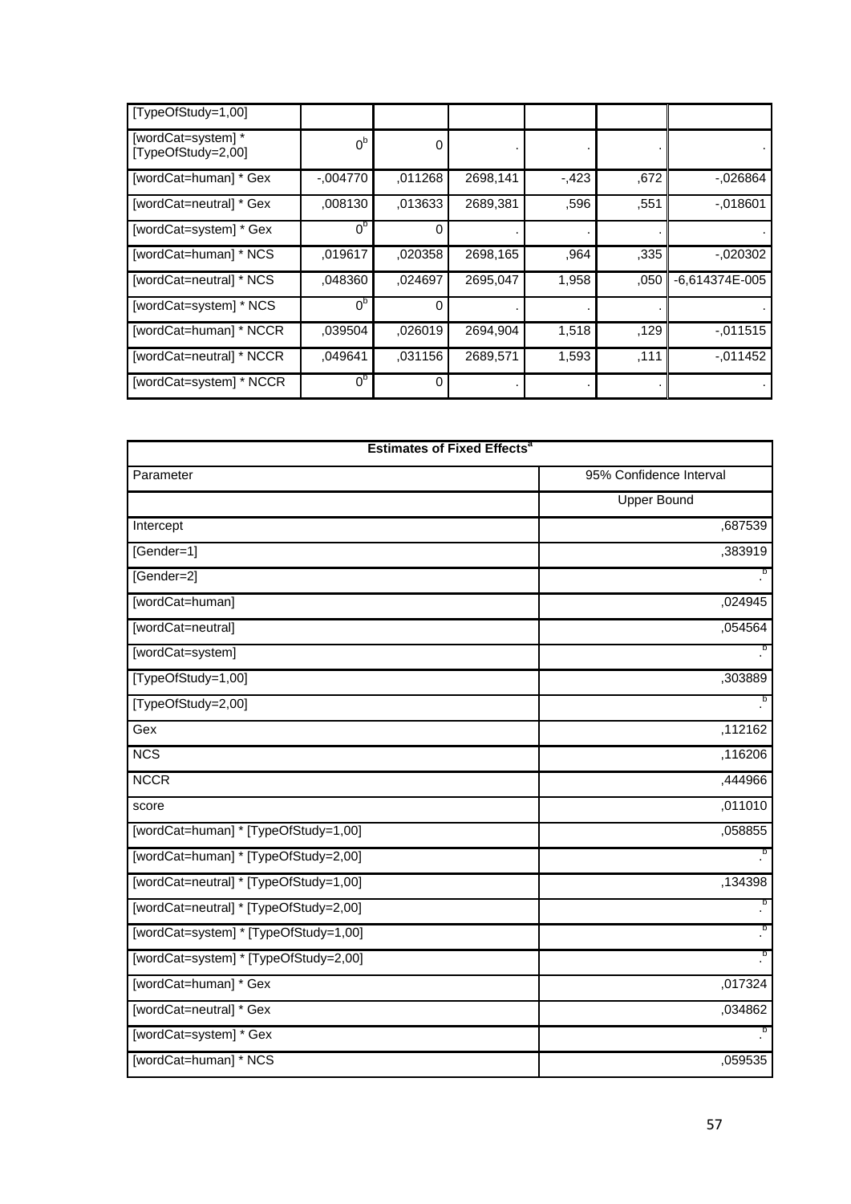| | | | | | | |
|---|---|---|---|---|---|---|
| [TypeOfStudy=1,00] | | | | | | |
| [wordCat=system] * [TypeOfStudy=2,00] | 0[b] | 0 | . | . | . | . |
| [wordCat=human] * Gex | -,004770 | ,011268 | 2698,141 | -,423 | ,672 | -,026864 |
| [wordCat=neutral] * Gex | ,008130 | ,013633 | 2689,381 | ,596 | ,551 | -,018601 |
| [wordCat=system] * Gex | 0[b] | 0 | . | . | . | . |
| [wordCat=human] * NCS | ,019617 | ,020358 | 2698,165 | ,964 | ,335 | -,020302 |
| [wordCat=neutral] * NCS | ,048360 | ,024697 | 2695,047 | 1,958 | ,050 | -6,614374E-005 |
| [wordCat=system] * NCS | 0[b] | 0 | . | . | . | . |
| [wordCat=human] * NCCR | ,039504 | ,026019 | 2694,904 | 1,518 | ,129 | -,011515 |
| [wordCat=neutral] * NCCR | ,049641 | ,031156 | 2689,571 | 1,593 | ,111 | -,011452 |
| [wordCat=system] * NCCR | 0[b] | 0 | . | . | . | . |

**Estimates of Fixed Effects[a]**

| Parameter | 95% Confidence Interval |
|---|---|
| | Upper Bound |
| Intercept | ,687539 |
| [Gender=1] | ,383919 |
| [Gender=2] | .[b] |
| [wordCat=human] | ,024945 |
| [wordCat=neutral] | ,054564 |
| [wordCat=system] | .[b] |
| [TypeOfStudy=1,00] | ,303889 |
| [TypeOfStudy=2,00] | .[b] |
| Gex | ,112162 |
| NCS | ,116206 |
| NCCR | ,444966 |
| score | ,011010 |
| [wordCat=human] * [TypeOfStudy=1,00] | ,058855 |
| [wordCat=human] * [TypeOfStudy=2,00] | .[b] |
| [wordCat=neutral] * [TypeOfStudy=1,00] | ,134398 |
| [wordCat=neutral] * [TypeOfStudy=2,00] | .[b] |
| [wordCat=system] * [TypeOfStudy=1,00] | .[b] |
| [wordCat=system] * [TypeOfStudy=2,00] | .[b] |
| [wordCat=human] * Gex | ,017324 |
| [wordCat=neutral] * Gex | ,034862 |
| [wordCat=system] * Gex | .[b] |
| [wordCat=human] * NCS | ,059535 |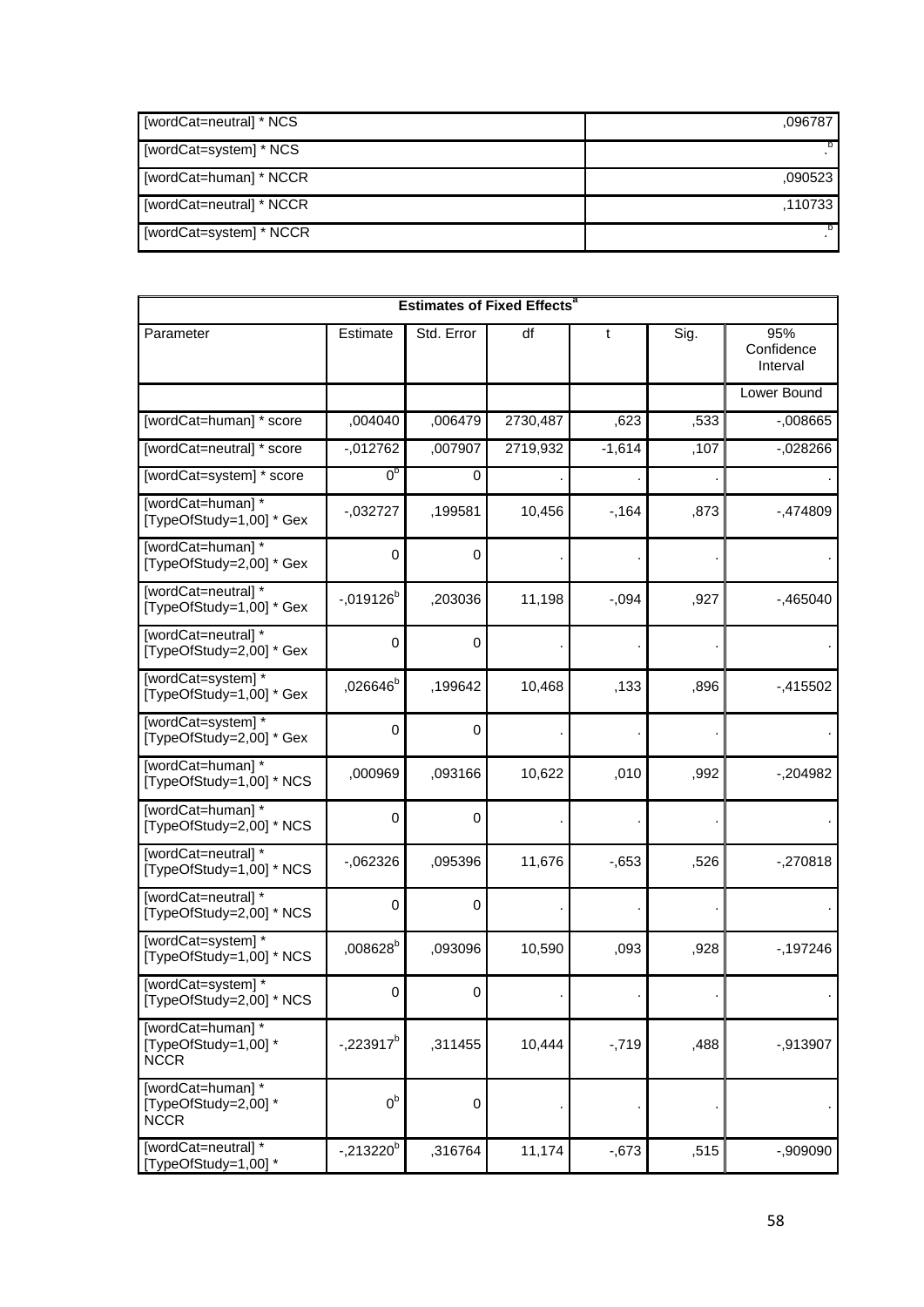| | |
|---|---|
| [wordCat=neutral] * NCS | ,096787 |
| [wordCat=system] * NCS | .[b] |
| [wordCat=human] * NCCR | ,090523 |
| [wordCat=neutral] * NCCR | ,110733 |
| [wordCat=system] * NCCR | .[b] |

| Estimates of Fixed Effects[a] | | | | | | |
|---|---|---|---|---|---|---|
| Parameter | Estimate | Std. Error | df | t | Sig. | 95% Confidence Interval |
| | | | | | | Lower Bound |
| [wordCat=human] * score | ,004040 | ,006479 | 2730,487 | ,623 | ,533 | -,008665 |
| [wordCat=neutral] * score | -,012762 | ,007907 | 2719,932 | -1,614 | ,107 | -,028266 |
| [wordCat=system] * score | 0[b] | 0 | . | . | . | . |
| [wordCat=human] * [TypeOfStudy=1,00] * Gex | -,032727 | ,199581 | 10,456 | -,164 | ,873 | -,474809 |
| [wordCat=human] * [TypeOfStudy=2,00] * Gex | 0 | 0 | . | . | . | . |
| [wordCat=neutral] * [TypeOfStudy=1,00] * Gex | -,019126[b] | ,203036 | 11,198 | -,094 | ,927 | -,465040 |
| [wordCat=neutral] * [TypeOfStudy=2,00] * Gex | 0 | 0 | . | . | . | . |
| [wordCat=system] * [TypeOfStudy=1,00] * Gex | ,026646[b] | ,199642 | 10,468 | ,133 | ,896 | -,415502 |
| [wordCat=system] * [TypeOfStudy=2,00] * Gex | 0 | 0 | . | . | . | . |
| [wordCat=human] * [TypeOfStudy=1,00] * NCS | ,000969 | ,093166 | 10,622 | ,010 | ,992 | -,204982 |
| [wordCat=human] * [TypeOfStudy=2,00] * NCS | 0 | 0 | . | . | . | . |
| [wordCat=neutral] * [TypeOfStudy=1,00] * NCS | -,062326 | ,095396 | 11,676 | -,653 | ,526 | -,270818 |
| [wordCat=neutral] * [TypeOfStudy=2,00] * NCS | 0 | 0 | . | . | . | . |
| [wordCat=system] * [TypeOfStudy=1,00] * NCS | ,008628[b] | ,093096 | 10,590 | ,093 | ,928 | -,197246 |
| [wordCat=system] * [TypeOfStudy=2,00] * NCS | 0 | 0 | . | . | . | . |
| [wordCat=human] * [TypeOfStudy=1,00] * NCCR | -,223917[b] | ,311455 | 10,444 | -,719 | ,488 | -,913907 |
| [wordCat=human] * [TypeOfStudy=2,00] * NCCR | 0[b] | 0 | . | . | . | . |
| [wordCat=neutral] * [TypeOfStudy=1,00] * | -,213220[b] | ,316764 | 11,174 | -,673 | ,515 | -,909090 |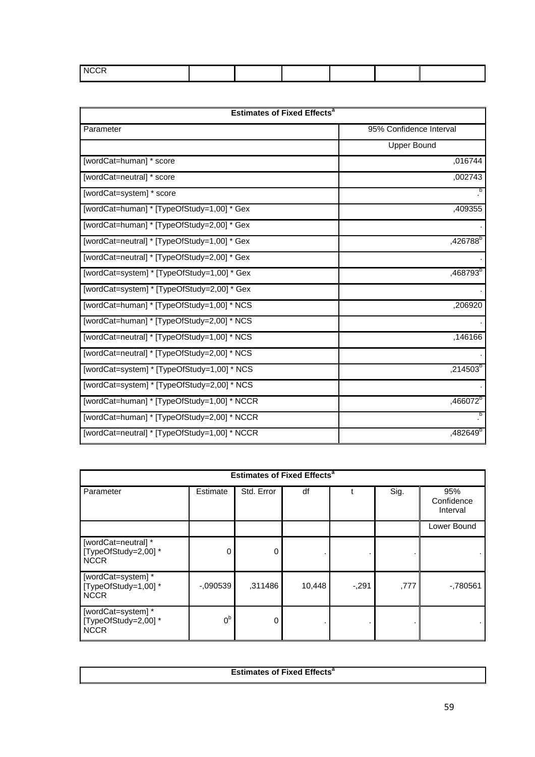| NCCR | | | | | | |
|---|---|---|---|---|---|---|

| Estimates of Fixed Effects[a] | |
|---|---|
| Parameter | 95% Confidence Interval |
| | Upper Bound |
| [wordCat=human] * score | ,016744 |
| [wordCat=neutral] * score | ,002743 |
| [wordCat=system] * score | .[b] |
| [wordCat=human] * [TypeOfStudy=1,00] * Gex | ,409355 |
| [wordCat=human] * [TypeOfStudy=2,00] * Gex | . |
| [wordCat=neutral] * [TypeOfStudy=1,00] * Gex | ,426788[b] |
| [wordCat=neutral] * [TypeOfStudy=2,00] * Gex | . |
| [wordCat=system] * [TypeOfStudy=1,00] * Gex | ,468793[b] |
| [wordCat=system] * [TypeOfStudy=2,00] * Gex | . |
| [wordCat=human] * [TypeOfStudy=1,00] * NCS | ,206920 |
| [wordCat=human] * [TypeOfStudy=2,00] * NCS | . |
| [wordCat=neutral] * [TypeOfStudy=1,00] * NCS | ,146166 |
| [wordCat=neutral] * [TypeOfStudy=2,00] * NCS | . |
| [wordCat=system] * [TypeOfStudy=1,00] * NCS | ,214503[b] |
| [wordCat=system] * [TypeOfStudy=2,00] * NCS | . |
| [wordCat=human] * [TypeOfStudy=1,00] * NCCR | ,466072[b] |
| [wordCat=human] * [TypeOfStudy=2,00] * NCCR | .[b] |
| [wordCat=neutral] * [TypeOfStudy=1,00] * NCCR | ,482649[b] |

| Estimates of Fixed Effects[a] | | | | | | |
|---|---|---|---|---|---|---|
| Parameter | Estimate | Std. Error | df | t | Sig. | 95% Confidence Interval |
| | | | | | | Lower Bound |
| [wordCat=neutral] * [TypeOfStudy=2,00] * NCCR | 0 | 0 | . | . | . | . |
| [wordCat=system] * [TypeOfStudy=1,00] * NCCR | -,090539 | ,311486 | 10,448 | -,291 | ,777 | -,780561 |
| [wordCat=system] * [TypeOfStudy=2,00] * NCCR | 0[b] | 0 | . | . | . | . |

| Estimates of Fixed Effects[a] |
|---|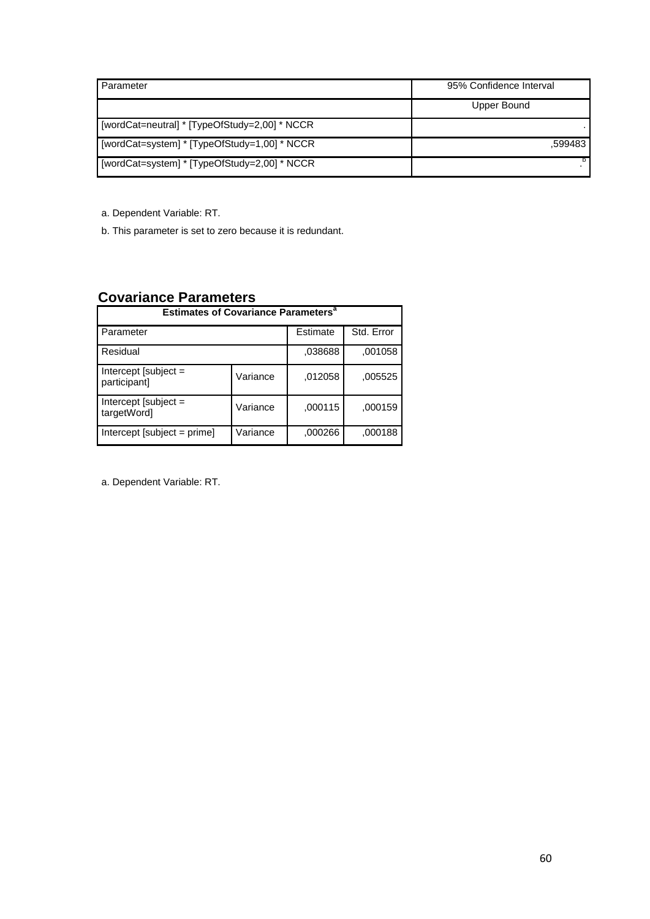| Parameter | 95% Confidence Interval |
| --- | --- |
| | Upper Bound |
| [wordCat=neutral] * [TypeOfStudy=2,00] * NCCR | . |
| [wordCat=system] * [TypeOfStudy=1,00] * NCCR | ,599483 |
| [wordCat=system] * [TypeOfStudy=2,00] * NCCR | .[b] |

a. Dependent Variable: RT.

b. This parameter is set to zero because it is redundant.

## Covariance Parameters

**Estimates of Covariance Parameters[a]**

| Parameter | | Estimate | Std. Error |
| --- | --- | --- | --- |
| Residual | | ,038688 | ,001058 |
| Intercept [subject = participant] | Variance | ,012058 | ,005525 |
| Intercept [subject = targetWord] | Variance | ,000115 | ,000159 |
| Intercept [subject = prime] | Variance | ,000266 | ,000188 |

a. Dependent Variable: RT.